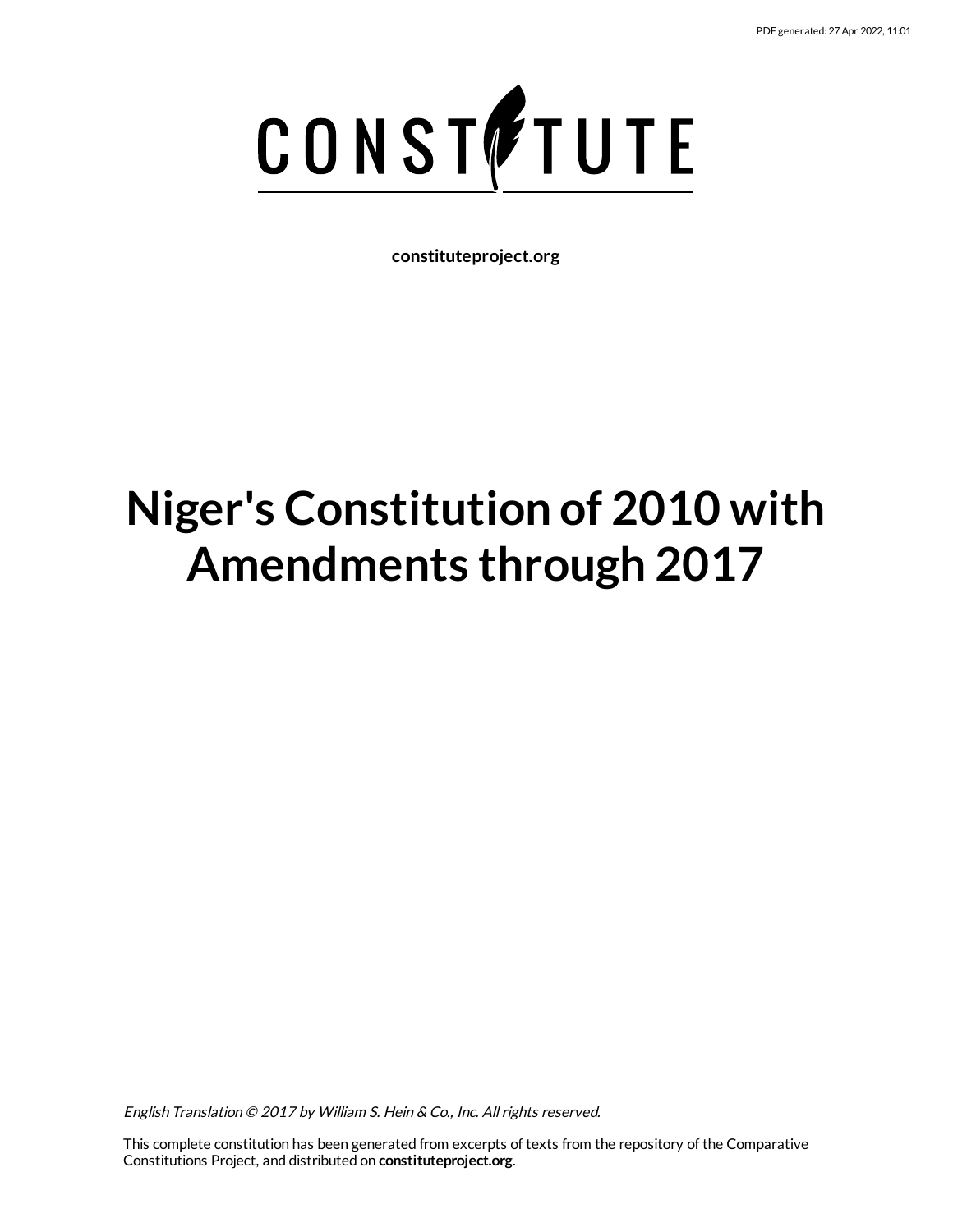CONSTITUTE

**constituteproject.org**

# Niger's Constitution of 2010 with Amendments through 2017

*English Translation © 2017 by William S. Hein & Co., Inc. All rights reserved.*

This complete constitution has been generated from excerpts of texts from the repository of the Comparative Constitutions Project, and distributed on **constituteproject.org**.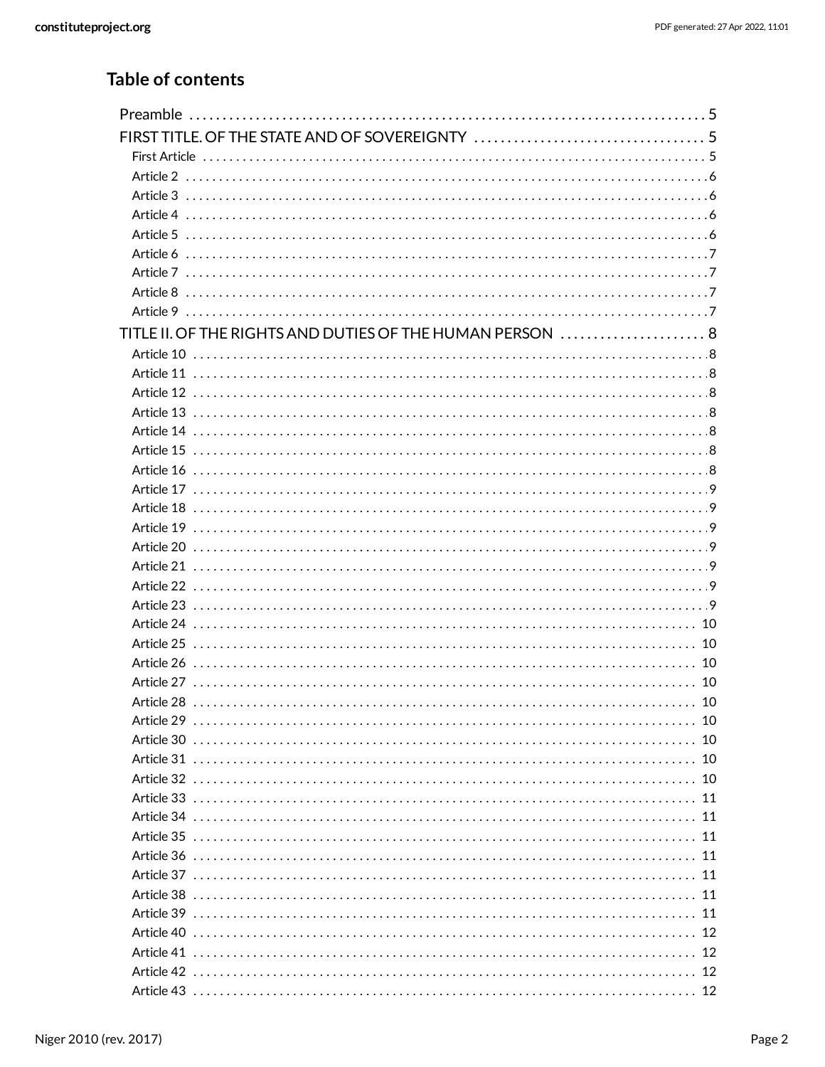## Table of contents

- Preamble . . . . . 5
- FIRST TITLE. OF THE STATE AND OF SOVEREIGNTY . . . . . 5
  - First Article . . . . . 5
  - Article 2 . . . . . 6
  - Article 3 . . . . . 6
  - Article 4 . . . . . 6
  - Article 5 . . . . . 6
  - Article 6 . . . . . 7
  - Article 7 . . . . . 7
  - Article 8 . . . . . 7
  - Article 9 . . . . . 7
- TITLE II. OF THE RIGHTS AND DUTIES OF THE HUMAN PERSON . . . . . 8
  - Article 10 . . . . . 8
  - Article 11 . . . . . 8
  - Article 12 . . . . . 8
  - Article 13 . . . . . 8
  - Article 14 . . . . . 8
  - Article 15 . . . . . 8
  - Article 16 . . . . . 8
  - Article 17 . . . . . 9
  - Article 18 . . . . . 9
  - Article 19 . . . . . 9
  - Article 20 . . . . . 9
  - Article 21 . . . . . 9
  - Article 22 . . . . . 9
  - Article 23 . . . . . 9
  - Article 24 . . . . . 10
  - Article 25 . . . . . 10
  - Article 26 . . . . . 10
  - Article 27 . . . . . 10
  - Article 28 . . . . . 10
  - Article 29 . . . . . 10
  - Article 30 . . . . . 10
  - Article 31 . . . . . 10
  - Article 32 . . . . . 10
  - Article 33 . . . . . 11
  - Article 34 . . . . . 11
  - Article 35 . . . . . 11
  - Article 36 . . . . . 11
  - Article 37 . . . . . 11
  - Article 38 . . . . . 11
  - Article 39 . . . . . 11
  - Article 40 . . . . . 12
  - Article 41 . . . . . 12
  - Article 42 . . . . . 12
  - Article 43 . . . . . 12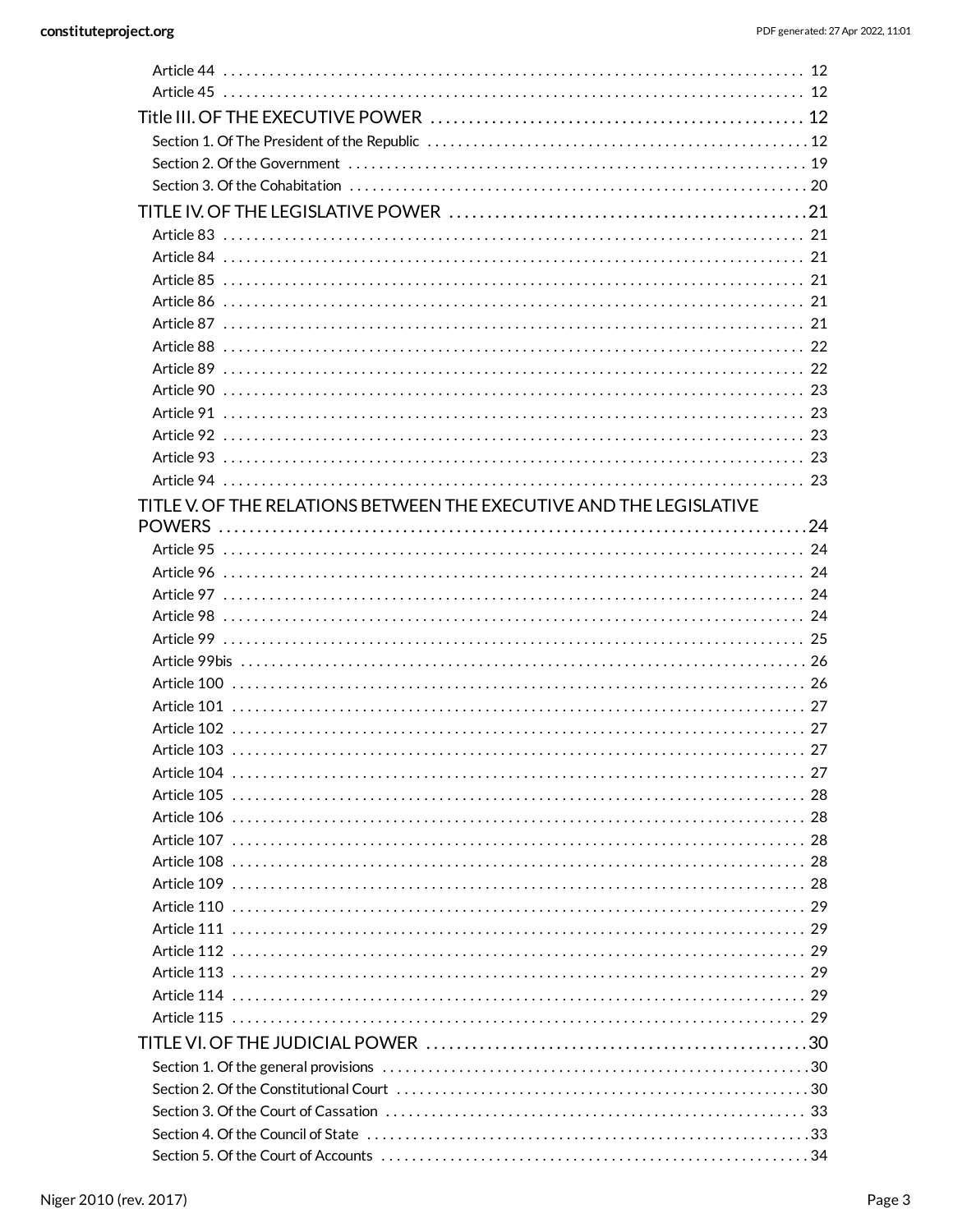- Article 44 ..... 12
- Article 45 ..... 12

Title III. OF THE EXECUTIVE POWER ..... 12

- Section 1. Of The President of the Republic ..... 12
- Section 2. Of the Government ..... 19
- Section 3. Of the Cohabitation ..... 20

TITLE IV. OF THE LEGISLATIVE POWER ..... 21

- Article 83 ..... 21
- Article 84 ..... 21
- Article 85 ..... 21
- Article 86 ..... 21
- Article 87 ..... 21
- Article 88 ..... 22
- Article 89 ..... 22
- Article 90 ..... 23
- Article 91 ..... 23
- Article 92 ..... 23
- Article 93 ..... 23
- Article 94 ..... 23

TITLE V. OF THE RELATIONS BETWEEN THE EXECUTIVE AND THE LEGISLATIVE POWERS ..... 24

- Article 95 ..... 24
- Article 96 ..... 24
- Article 97 ..... 24
- Article 98 ..... 24
- Article 99 ..... 25
- Article 99bis ..... 26
- Article 100 ..... 26
- Article 101 ..... 27
- Article 102 ..... 27
- Article 103 ..... 27
- Article 104 ..... 27
- Article 105 ..... 28
- Article 106 ..... 28
- Article 107 ..... 28
- Article 108 ..... 28
- Article 109 ..... 28
- Article 110 ..... 29
- Article 111 ..... 29
- Article 112 ..... 29
- Article 113 ..... 29
- Article 114 ..... 29
- Article 115 ..... 29

TITLE VI. OF THE JUDICIAL POWER ..... 30

- Section 1. Of the general provisions ..... 30
- Section 2. Of the Constitutional Court ..... 30
- Section 3. Of the Court of Cassation ..... 33
- Section 4. Of the Council of State ..... 33
- Section 5. Of the Court of Accounts ..... 34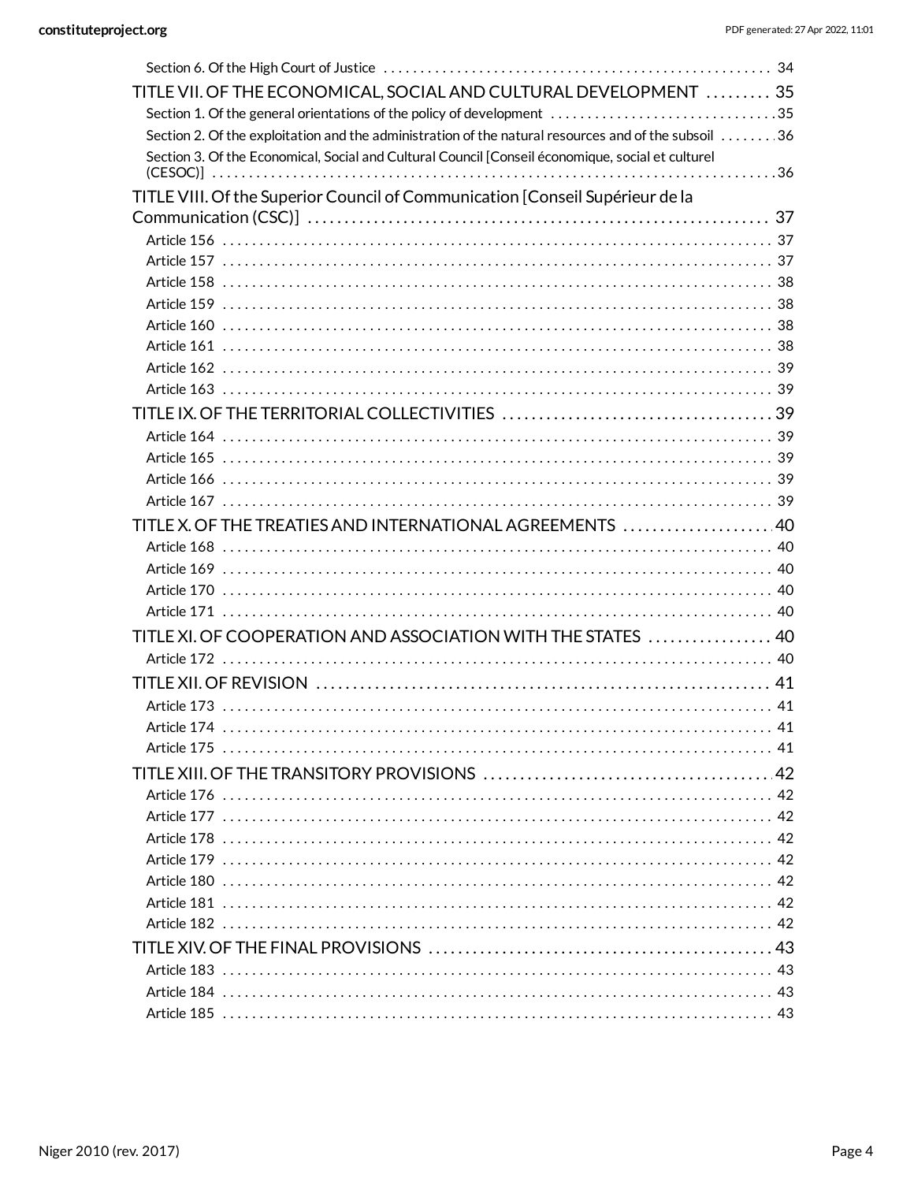Section 6. Of the High Court of Justice . . . . . . . . . . 34

TITLE VII. OF THE ECONOMICAL, SOCIAL AND CULTURAL DEVELOPMENT . . . . . . . . . 35

Section 1. Of the general orientations of the policy of development . . . . . . . . . . 35

Section 2. Of the exploitation and the administration of the natural resources and of the subsoil . . . . . . . . 36

Section 3. Of the Economical, Social and Cultural Council [Conseil économique, social et culturel (CESOC)] . . . . . . . . . . 36

TITLE VIII. Of the Superior Council of Communication [Conseil Supérieur de la Communication (CSC)] . . . . . . . . . . 37

Article 156 . . . . . . . . . . 37

Article 157 . . . . . . . . . . 37

Article 158 . . . . . . . . . . 38

Article 159 . . . . . . . . . . 38

Article 160 . . . . . . . . . . 38

Article 161 . . . . . . . . . . 38

Article 162 . . . . . . . . . . 39

Article 163 . . . . . . . . . . 39

TITLE IX. OF THE TERRITORIAL COLLECTIVITIES . . . . . . . . . . 39

Article 164 . . . . . . . . . . 39

Article 165 . . . . . . . . . . 39

Article 166 . . . . . . . . . . 39

Article 167 . . . . . . . . . . 39

TITLE X. OF THE TREATIES AND INTERNATIONAL AGREEMENTS . . . . . . . . . . 40

Article 168 . . . . . . . . . . 40

Article 169 . . . . . . . . . . 40

Article 170 . . . . . . . . . . 40

Article 171 . . . . . . . . . . 40

TITLE XI. OF COOPERATION AND ASSOCIATION WITH THE STATES . . . . . . . . . . 40

Article 172 . . . . . . . . . . 40

TITLE XII. OF REVISION . . . . . . . . . . 41

Article 173 . . . . . . . . . . 41

Article 174 . . . . . . . . . . 41

Article 175 . . . . . . . . . . 41

TITLE XIII. OF THE TRANSITORY PROVISIONS . . . . . . . . . . 42

Article 176 . . . . . . . . . . 42

Article 177 . . . . . . . . . . 42

Article 178 . . . . . . . . . . 42

Article 179 . . . . . . . . . . 42

Article 180 . . . . . . . . . . 42

Article 181 . . . . . . . . . . 42

Article 182 . . . . . . . . . . 42

TITLE XIV. OF THE FINAL PROVISIONS . . . . . . . . . . 43

Article 183 . . . . . . . . . . 43

Article 184 . . . . . . . . . . 43

Article 185 . . . . . . . . . . 43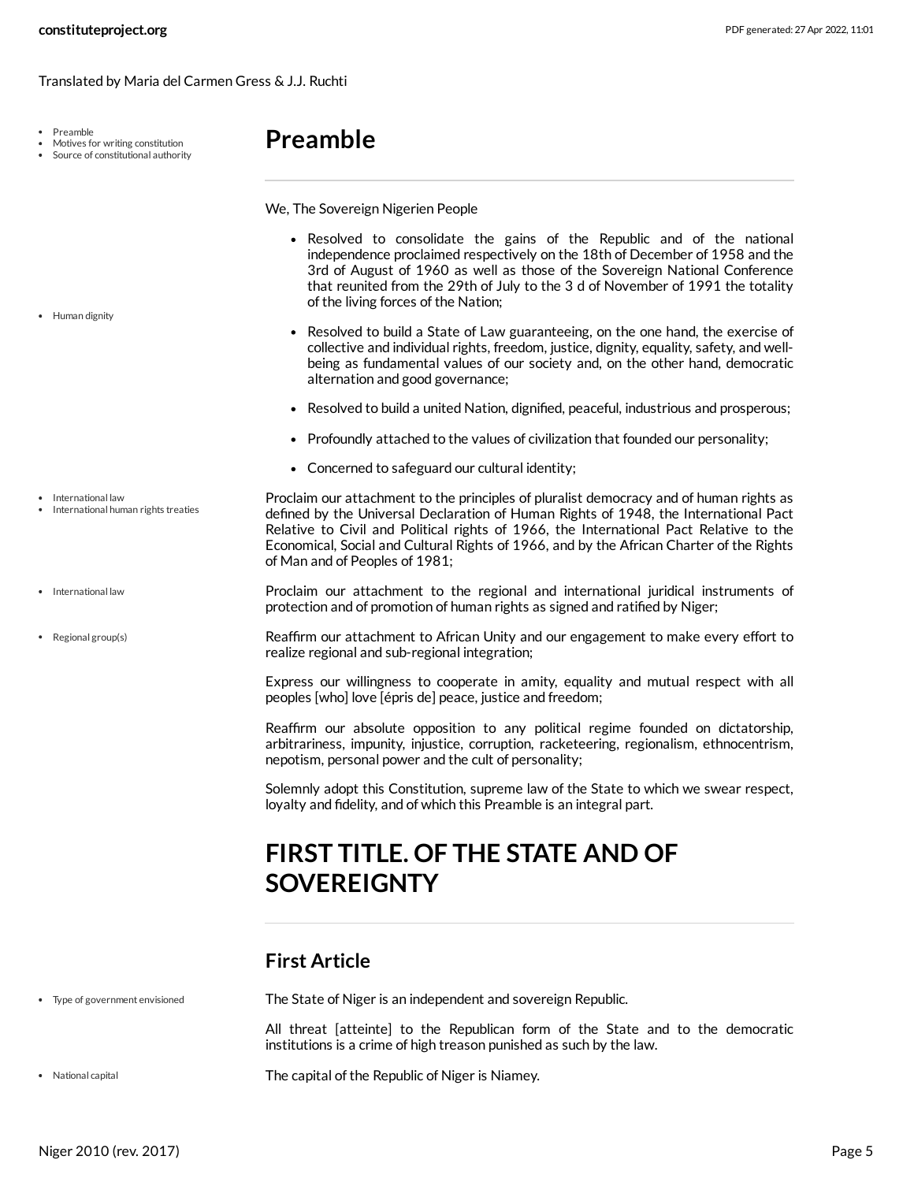Translated by Maria del Carmen Gress & J.J. Ruchti

# Preamble

We, The Sovereign Nigerien People

- Resolved to consolidate the gains of the Republic and of the national independence proclaimed respectively on the 18th of December of 1958 and the 3rd of August of 1960 as well as those of the Sovereign National Conference that reunited from the 29th of July to the 3 d of November of 1991 the totality of the living forces of the Nation;
- Resolved to build a State of Law guaranteeing, on the one hand, the exercise of collective and individual rights, freedom, justice, dignity, equality, safety, and well-being as fundamental values of our society and, on the other hand, democratic alternation and good governance;
- Resolved to build a united Nation, dignified, peaceful, industrious and prosperous;
- Profoundly attached to the values of civilization that founded our personality;
- Concerned to safeguard our cultural identity;

Proclaim our attachment to the principles of pluralist democracy and of human rights as defined by the Universal Declaration of Human Rights of 1948, the International Pact Relative to Civil and Political rights of 1966, the International Pact Relative to the Economical, Social and Cultural Rights of 1966, and by the African Charter of the Rights of Man and of Peoples of 1981;

Proclaim our attachment to the regional and international juridical instruments of protection and of promotion of human rights as signed and ratified by Niger;

Reaffirm our attachment to African Unity and our engagement to make every effort to realize regional and sub-regional integration;

Express our willingness to cooperate in amity, equality and mutual respect with all peoples [who] love [épris de] peace, justice and freedom;

Reaffirm our absolute opposition to any political regime founded on dictatorship, arbitrariness, impunity, injustice, corruption, racketeering, regionalism, ethnocentrism, nepotism, personal power and the cult of personality;

Solemnly adopt this Constitution, supreme law of the State to which we swear respect, loyalty and fidelity, and of which this Preamble is an integral part.

# FIRST TITLE. OF THE STATE AND OF SOVEREIGNTY

## First Article

The State of Niger is an independent and sovereign Republic.

All threat [atteinte] to the Republican form of the State and to the democratic institutions is a crime of high treason punished as such by the law.

The capital of the Republic of Niger is Niamey.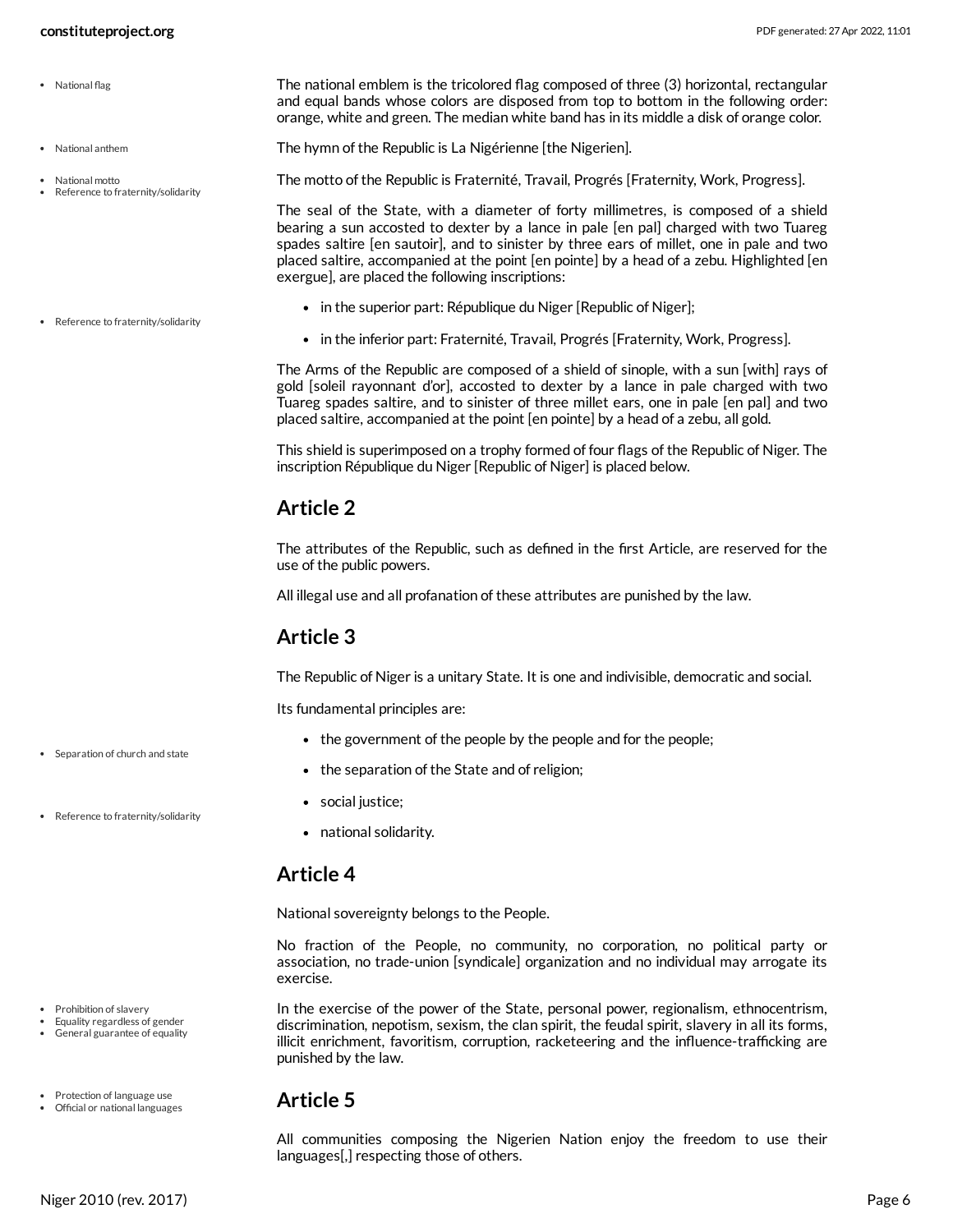The national emblem is the tricolored flag composed of three (3) horizontal, rectangular and equal bands whose colors are disposed from top to bottom in the following order: orange, white and green. The median white band has in its middle a disk of orange color.

The hymn of the Republic is La Nigérienne [the Nigerien].

The motto of the Republic is Fraternité, Travail, Progrés [Fraternity, Work, Progress].

The seal of the State, with a diameter of forty millimetres, is composed of a shield bearing a sun accosted to dexter by a lance in pale [en pal] charged with two Tuareg spades saltire [en sautoir], and to sinister by three ears of millet, one in pale and two placed saltire, accompanied at the point [en pointe] by a head of a zebu. Highlighted [en exergue], are placed the following inscriptions:

- in the superior part: République du Niger [Republic of Niger];
- in the inferior part: Fraternité, Travail, Progrés [Fraternity, Work, Progress].

The Arms of the Republic are composed of a shield of sinople, with a sun [with] rays of gold [soleil rayonnant d'or], accosted to dexter by a lance in pale charged with two Tuareg spades saltire, and to sinister of three millet ears, one in pale [en pal] and two placed saltire, accompanied at the point [en pointe] by a head of a zebu, all gold.

This shield is superimposed on a trophy formed of four flags of the Republic of Niger. The inscription République du Niger [Republic of Niger] is placed below.

## Article 2

The attributes of the Republic, such as defined in the first Article, are reserved for the use of the public powers.

All illegal use and all profanation of these attributes are punished by the law.

## Article 3

The Republic of Niger is a unitary State. It is one and indivisible, democratic and social.

Its fundamental principles are:

- the government of the people by the people and for the people;
- the separation of the State and of religion;
- social justice;
- national solidarity.

## Article 4

National sovereignty belongs to the People.

No fraction of the People, no community, no corporation, no political party or association, no trade-union [syndicale] organization and no individual may arrogate its exercise.

In the exercise of the power of the State, personal power, regionalism, ethnocentrism, discrimination, nepotism, sexism, the clan spirit, the feudal spirit, slavery in all its forms, illicit enrichment, favoritism, corruption, racketeering and the influence-trafficking are punished by the law.

## Article 5

All communities composing the Nigerien Nation enjoy the freedom to use their languages[,] respecting those of others.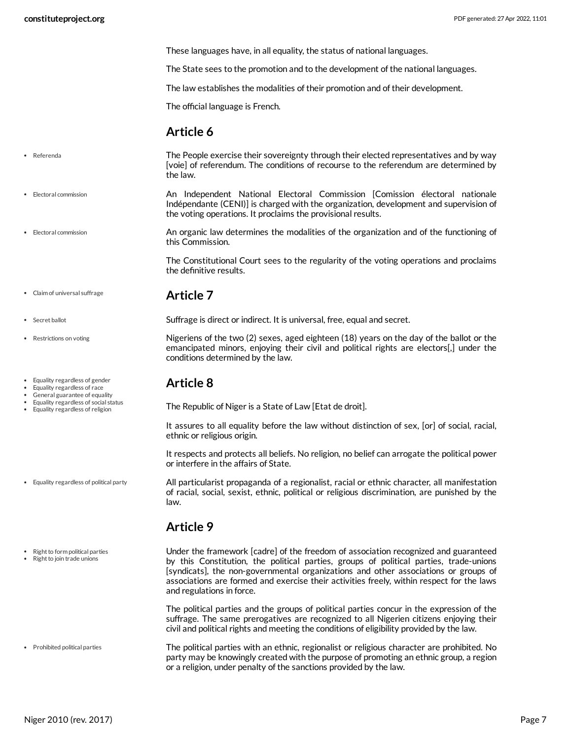These languages have, in all equality, the status of national languages.

The State sees to the promotion and to the development of the national languages.

The law establishes the modalities of their promotion and of their development.

The official language is French.

## Article 6

The People exercise their sovereignty through their elected representatives and by way [voie] of referendum. The conditions of recourse to the referendum are determined by the law.

An Independent National Electoral Commission [Comission électoral nationale Indépendante (CENI)] is charged with the organization, development and supervision of the voting operations. It proclaims the provisional results.

An organic law determines the modalities of the organization and of the functioning of this Commission.

The Constitutional Court sees to the regularity of the voting operations and proclaims the definitive results.

## Article 7

Suffrage is direct or indirect. It is universal, free, equal and secret.

Nigeriens of the two (2) sexes, aged eighteen (18) years on the day of the ballot or the emancipated minors, enjoying their civil and political rights are electors[,] under the conditions determined by the law.

## Article 8

The Republic of Niger is a State of Law [Etat de droit].

It assures to all equality before the law without distinction of sex, [or] of social, racial, ethnic or religious origin.

It respects and protects all beliefs. No religion, no belief can arrogate the political power or interfere in the affairs of State.

All particularist propaganda of a regionalist, racial or ethnic character, all manifestation of racial, social, sexist, ethnic, political or religious discrimination, are punished by the law.

## Article 9

Under the framework [cadre] of the freedom of association recognized and guaranteed by this Constitution, the political parties, groups of political parties, trade-unions [syndicats], the non-governmental organizations and other associations or groups of associations are formed and exercise their activities freely, within respect for the laws and regulations in force.

The political parties and the groups of political parties concur in the expression of the suffrage. The same prerogatives are recognized to all Nigerien citizens enjoying their civil and political rights and meeting the conditions of eligibility provided by the law.

The political parties with an ethnic, regionalist or religious character are prohibited. No party may be knowingly created with the purpose of promoting an ethnic group, a region or a religion, under penalty of the sanctions provided by the law.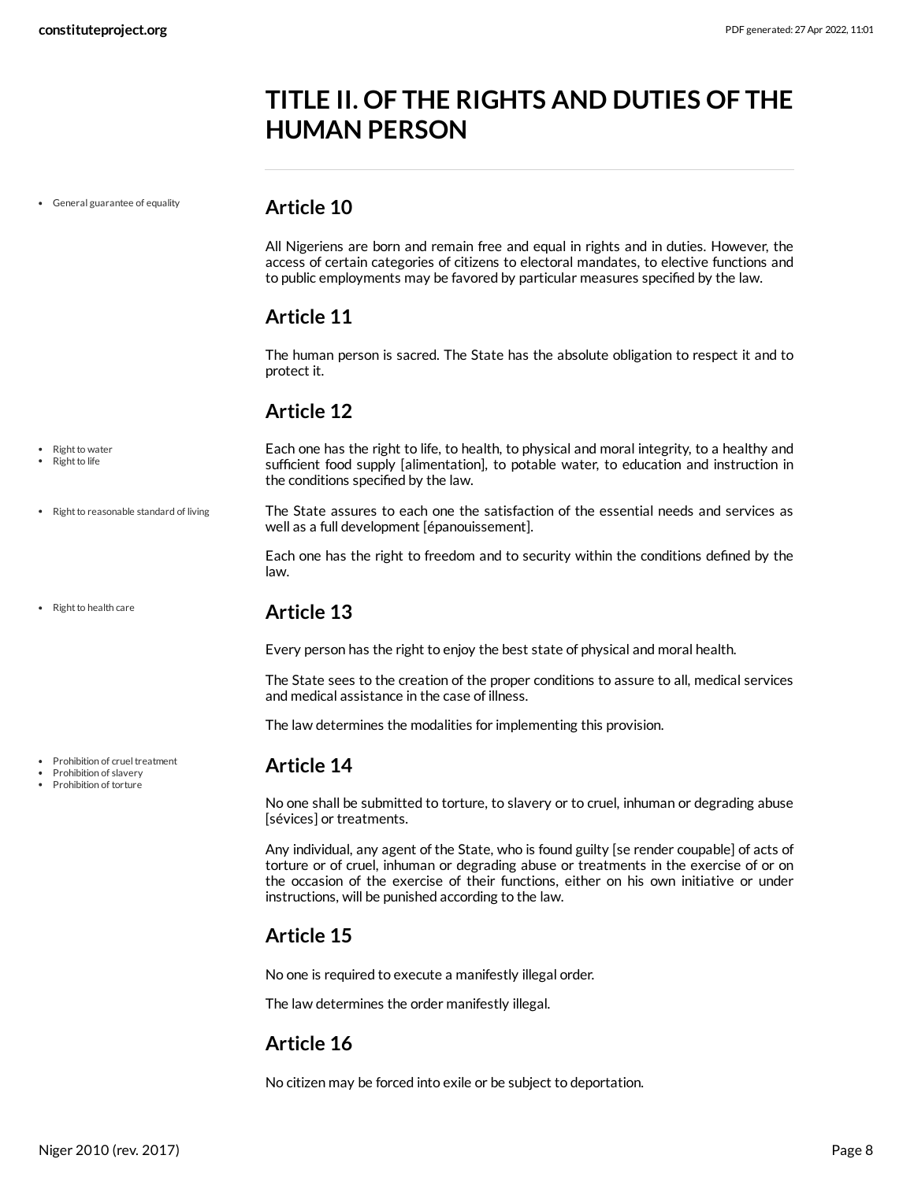# TITLE II. OF THE RIGHTS AND DUTIES OF THE HUMAN PERSON

- General guarantee of equality

## Article 10

All Nigeriens are born and remain free and equal in rights and in duties. However, the access of certain categories of citizens to electoral mandates, to elective functions and to public employments may be favored by particular measures specified by the law.

## Article 11

The human person is sacred. The State has the absolute obligation to respect it and to protect it.

## Article 12

- Right to water
- Right to life

Each one has the right to life, to health, to physical and moral integrity, to a healthy and sufficient food supply [alimentation], to potable water, to education and instruction in the conditions specified by the law.

- Right to reasonable standard of living

The State assures to each one the satisfaction of the essential needs and services as well as a full development [épanouissement].

Each one has the right to freedom and to security within the conditions defined by the law.

- Right to health care

## Article 13

Every person has the right to enjoy the best state of physical and moral health.

The State sees to the creation of the proper conditions to assure to all, medical services and medical assistance in the case of illness.

The law determines the modalities for implementing this provision.

- Prohibition of cruel treatment
- Prohibition of slavery
- Prohibition of torture

## Article 14

No one shall be submitted to torture, to slavery or to cruel, inhuman or degrading abuse [sévices] or treatments.

Any individual, any agent of the State, who is found guilty [se render coupable] of acts of torture or of cruel, inhuman or degrading abuse or treatments in the exercise of or on the occasion of the exercise of their functions, either on his own initiative or under instructions, will be punished according to the law.

## Article 15

No one is required to execute a manifestly illegal order.

The law determines the order manifestly illegal.

## Article 16

No citizen may be forced into exile or be subject to deportation.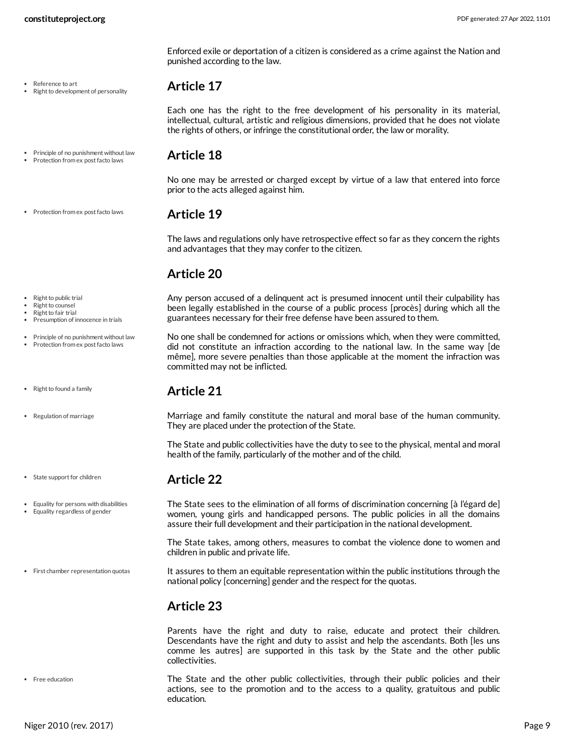Enforced exile or deportation of a citizen is considered as a crime against the Nation and punished according to the law.

- Reference to art
- Right to development of personality

## Article 17

Each one has the right to the free development of his personality in its material, intellectual, cultural, artistic and religious dimensions, provided that he does not violate the rights of others, or infringe the constitutional order, the law or morality.

- Principle of no punishment without law
- Protection from ex post facto laws

## Article 18

No one may be arrested or charged except by virtue of a law that entered into force prior to the acts alleged against him.

- Protection from ex post facto laws

## Article 19

The laws and regulations only have retrospective effect so far as they concern the rights and advantages that they may confer to the citizen.

## Article 20

- Right to public trial
- Right to counsel
- Right to fair trial
- Presumption of innocence in trials

Any person accused of a delinquent act is presumed innocent until their culpability has been legally established in the course of a public process [procès] during which all the guarantees necessary for their free defense have been assured to them.

- Principle of no punishment without law
- Protection from ex post facto laws

No one shall be condemned for actions or omissions which, when they were committed, did not constitute an infraction according to the national law. In the same way [de même], more severe penalties than those applicable at the moment the infraction was committed may not be inflicted.

- Right to found a family

## Article 21

- Regulation of marriage

Marriage and family constitute the natural and moral base of the human community. They are placed under the protection of the State.

The State and public collectivities have the duty to see to the physical, mental and moral health of the family, particularly of the mother and of the child.

- State support for children

## Article 22

- Equality for persons with disabilities
- Equality regardless of gender

The State sees to the elimination of all forms of discrimination concerning [à l'égard de] women, young girls and handicapped persons. The public policies in all the domains assure their full development and their participation in the national development.

The State takes, among others, measures to combat the violence done to women and children in public and private life.

- First chamber representation quotas

It assures to them an equitable representation within the public institutions through the national policy [concerning] gender and the respect for the quotas.

## Article 23

Parents have the right and duty to raise, educate and protect their children. Descendants have the right and duty to assist and help the ascendants. Both [les uns comme les autres] are supported in this task by the State and the other public collectivities.

- Free education

The State and the other public collectivities, through their public policies and their actions, see to the promotion and to the access to a quality, gratuitous and public education.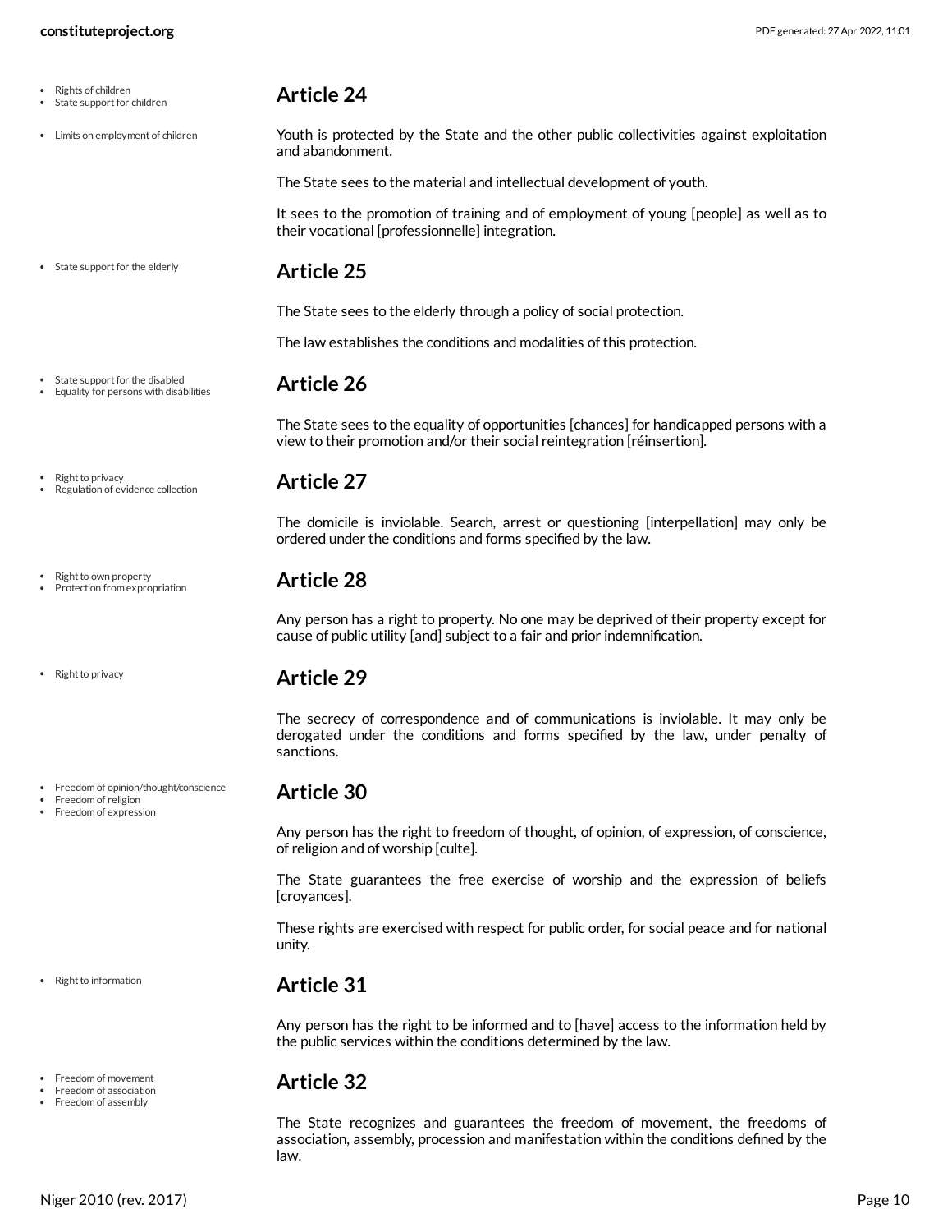## Article 24

Youth is protected by the State and the other public collectivities against exploitation and abandonment.

The State sees to the material and intellectual development of youth.

It sees to the promotion of training and of employment of young [people] as well as to their vocational [professionnelle] integration.

## Article 25

The State sees to the elderly through a policy of social protection.

The law establishes the conditions and modalities of this protection.

## Article 26

The State sees to the equality of opportunities [chances] for handicapped persons with a view to their promotion and/or their social reintegration [réinsertion].

## Article 27

The domicile is inviolable. Search, arrest or questioning [interpellation] may only be ordered under the conditions and forms specified by the law.

## Article 28

Any person has a right to property. No one may be deprived of their property except for cause of public utility [and] subject to a fair and prior indemnification.

## Article 29

The secrecy of correspondence and of communications is inviolable. It may only be derogated under the conditions and forms specified by the law, under penalty of sanctions.

## Article 30

Any person has the right to freedom of thought, of opinion, of expression, of conscience, of religion and of worship [culte].

The State guarantees the free exercise of worship and the expression of beliefs [croyances].

These rights are exercised with respect for public order, for social peace and for national unity.

## Article 31

Any person has the right to be informed and to [have] access to the information held by the public services within the conditions determined by the law.

## Article 32

The State recognizes and guarantees the freedom of movement, the freedoms of association, assembly, procession and manifestation within the conditions defined by the law.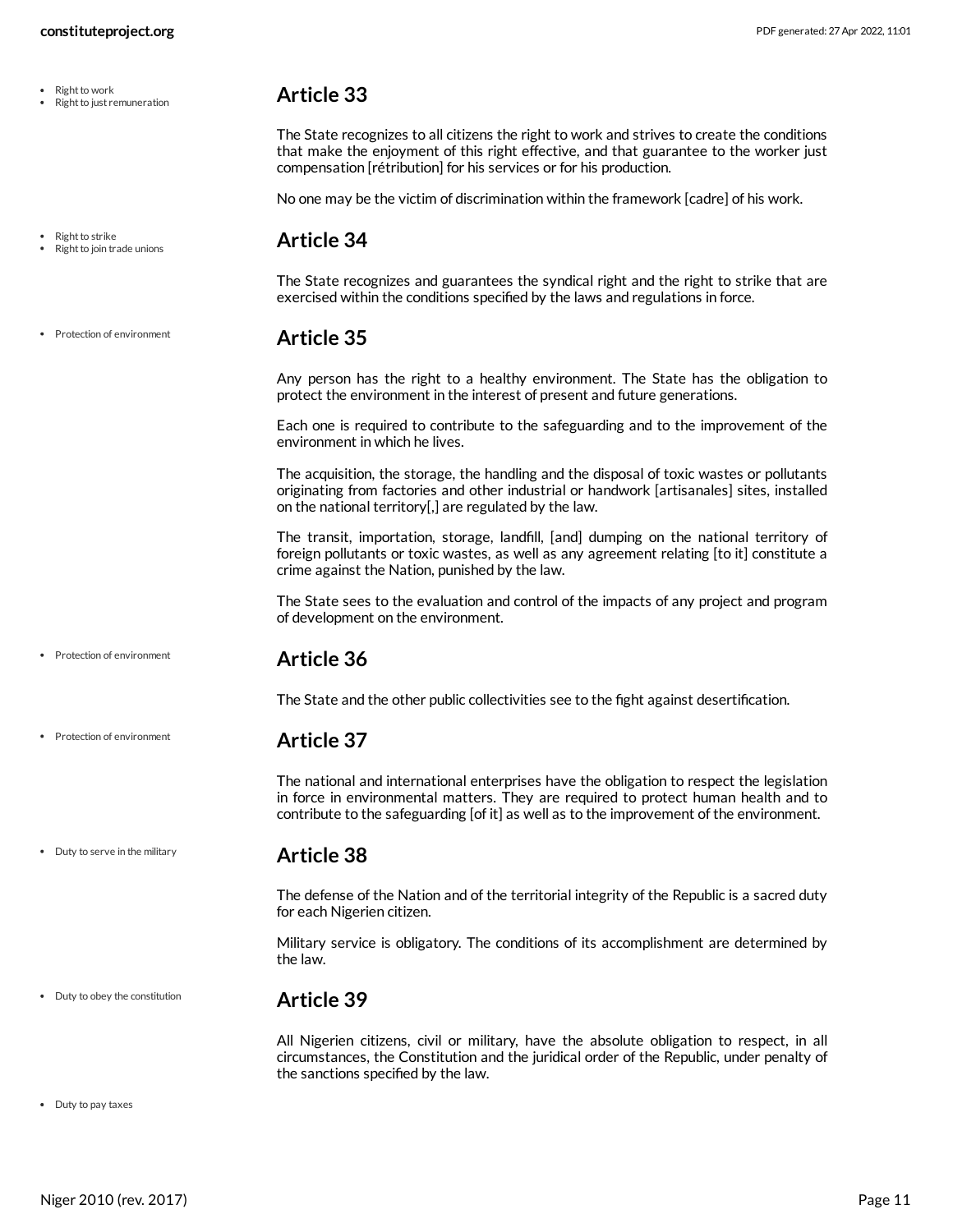- Right to work
- Right to just remuneration

## Article 33

The State recognizes to all citizens the right to work and strives to create the conditions that make the enjoyment of this right effective, and that guarantee to the worker just compensation [rétribution] for his services or for his production.

No one may be the victim of discrimination within the framework [cadre] of his work.

- Right to strike
- Right to join trade unions

## Article 34

The State recognizes and guarantees the syndical right and the right to strike that are exercised within the conditions specified by the laws and regulations in force.

- Protection of environment

## Article 35

Any person has the right to a healthy environment. The State has the obligation to protect the environment in the interest of present and future generations.

Each one is required to contribute to the safeguarding and to the improvement of the environment in which he lives.

The acquisition, the storage, the handling and the disposal of toxic wastes or pollutants originating from factories and other industrial or handwork [artisanales] sites, installed on the national territory[,] are regulated by the law.

The transit, importation, storage, landfill, [and] dumping on the national territory of foreign pollutants or toxic wastes, as well as any agreement relating [to it] constitute a crime against the Nation, punished by the law.

The State sees to the evaluation and control of the impacts of any project and program of development on the environment.

- Protection of environment

## Article 36

The State and the other public collectivities see to the fight against desertification.

- Protection of environment

## Article 37

The national and international enterprises have the obligation to respect the legislation in force in environmental matters. They are required to protect human health and to contribute to the safeguarding [of it] as well as to the improvement of the environment.

- Duty to serve in the military

## Article 38

The defense of the Nation and of the territorial integrity of the Republic is a sacred duty for each Nigerien citizen.

Military service is obligatory. The conditions of its accomplishment are determined by the law.

- Duty to obey the constitution

## Article 39

All Nigerien citizens, civil or military, have the absolute obligation to respect, in all circumstances, the Constitution and the juridical order of the Republic, under penalty of the sanctions specified by the law.

- Duty to pay taxes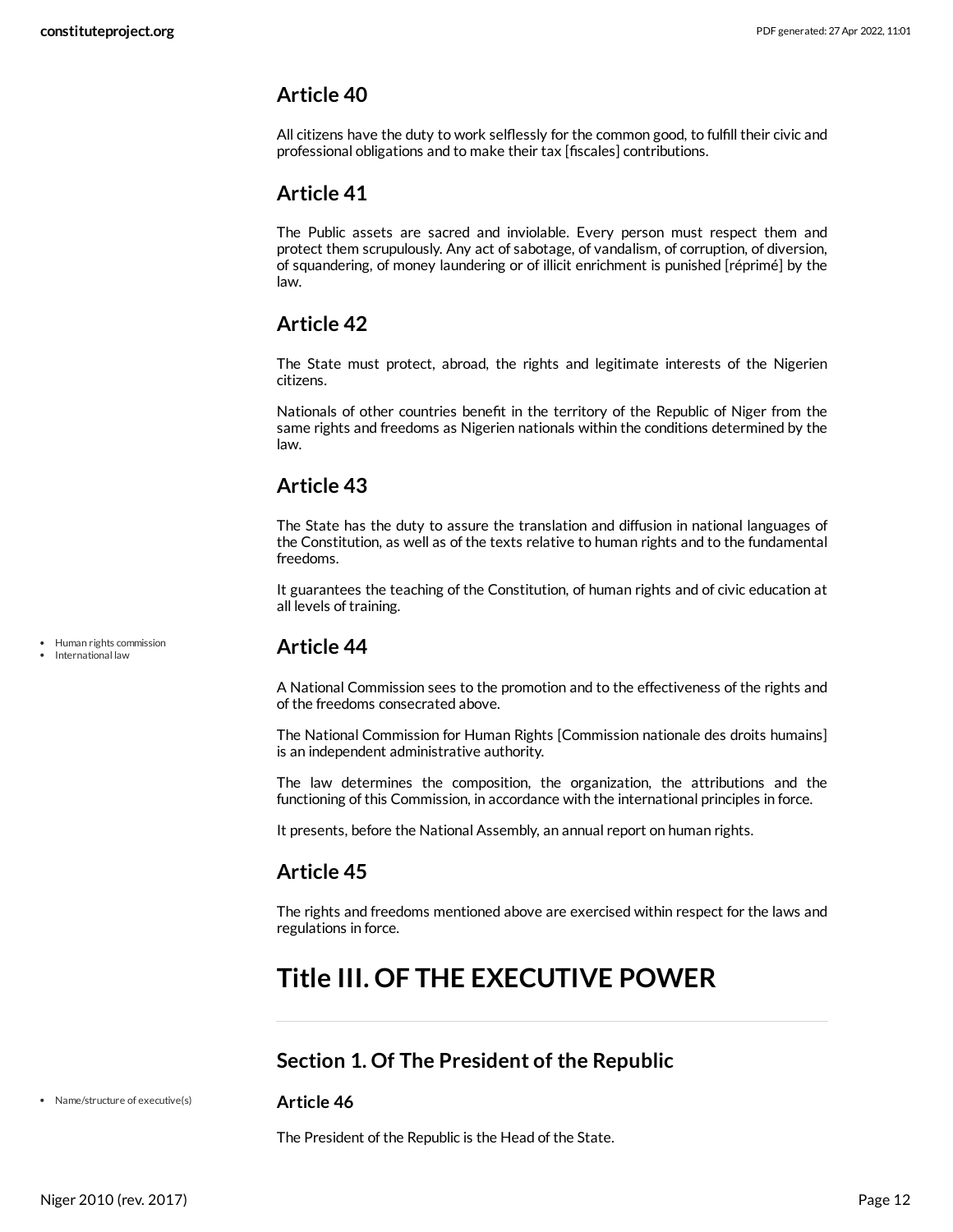## Article 40

All citizens have the duty to work selflessly for the common good, to fulfill their civic and professional obligations and to make their tax [fiscales] contributions.

## Article 41

The Public assets are sacred and inviolable. Every person must respect them and protect them scrupulously. Any act of sabotage, of vandalism, of corruption, of diversion, of squandering, of money laundering or of illicit enrichment is punished [réprimé] by the law.

## Article 42

The State must protect, abroad, the rights and legitimate interests of the Nigerien citizens.

Nationals of other countries benefit in the territory of the Republic of Niger from the same rights and freedoms as Nigerien nationals within the conditions determined by the law.

## Article 43

The State has the duty to assure the translation and diffusion in national languages of the Constitution, as well as of the texts relative to human rights and to the fundamental freedoms.

It guarantees the teaching of the Constitution, of human rights and of civic education at all levels of training.

- Human rights commission
- International law

## Article 44

A National Commission sees to the promotion and to the effectiveness of the rights and of the freedoms consecrated above.

The National Commission for Human Rights [Commission nationale des droits humains] is an independent administrative authority.

The law determines the composition, the organization, the attributions and the functioning of this Commission, in accordance with the international principles in force.

It presents, before the National Assembly, an annual report on human rights.

## Article 45

The rights and freedoms mentioned above are exercised within respect for the laws and regulations in force.

# Title III. OF THE EXECUTIVE POWER

## Section 1. Of The President of the Republic

- Name/structure of executive(s)

### Article 46

The President of the Republic is the Head of the State.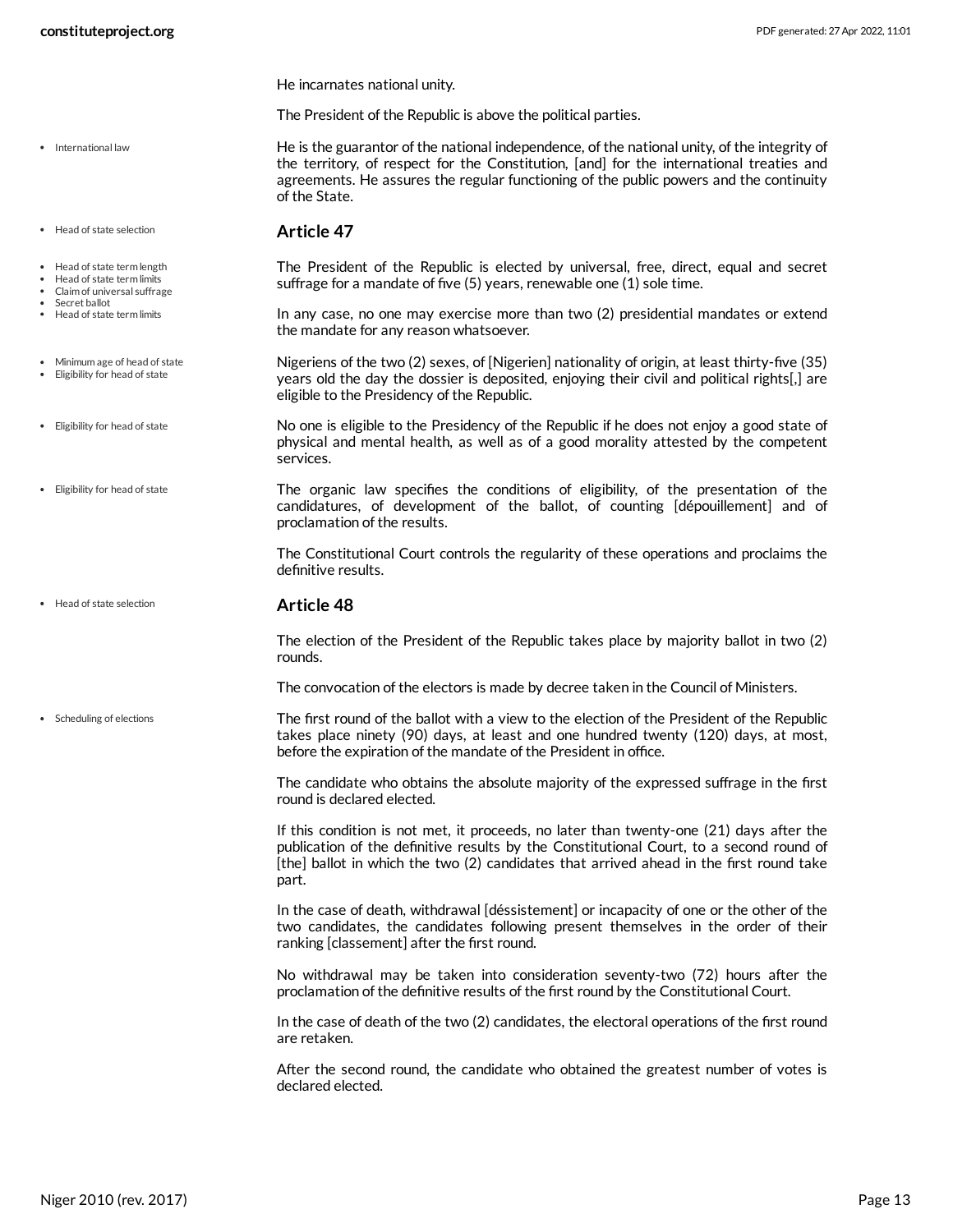He incarnates national unity.

The President of the Republic is above the political parties.

He is the guarantor of the national independence, of the national unity, of the integrity of the territory, of respect for the Constitution, [and] for the international treaties and agreements. He assures the regular functioning of the public powers and the continuity of the State.

## Article 47

The President of the Republic is elected by universal, free, direct, equal and secret suffrage for a mandate of five (5) years, renewable one (1) sole time.

In any case, no one may exercise more than two (2) presidential mandates or extend the mandate for any reason whatsoever.

Nigeriens of the two (2) sexes, of [Nigerien] nationality of origin, at least thirty-five (35) years old the day the dossier is deposited, enjoying their civil and political rights[,] are eligible to the Presidency of the Republic.

No one is eligible to the Presidency of the Republic if he does not enjoy a good state of physical and mental health, as well as of a good morality attested by the competent services.

The organic law specifies the conditions of eligibility, of the presentation of the candidatures, of development of the ballot, of counting [dépouillement] and of proclamation of the results.

The Constitutional Court controls the regularity of these operations and proclaims the definitive results.

## Article 48

The election of the President of the Republic takes place by majority ballot in two (2) rounds.

The convocation of the electors is made by decree taken in the Council of Ministers.

The first round of the ballot with a view to the election of the President of the Republic takes place ninety (90) days, at least and one hundred twenty (120) days, at most, before the expiration of the mandate of the President in office.

The candidate who obtains the absolute majority of the expressed suffrage in the first round is declared elected.

If this condition is not met, it proceeds, no later than twenty-one (21) days after the publication of the definitive results by the Constitutional Court, to a second round of [the] ballot in which the two (2) candidates that arrived ahead in the first round take part.

In the case of death, withdrawal [déssistement] or incapacity of one or the other of the two candidates, the candidates following present themselves in the order of their ranking [classement] after the first round.

No withdrawal may be taken into consideration seventy-two (72) hours after the proclamation of the definitive results of the first round by the Constitutional Court.

In the case of death of the two (2) candidates, the electoral operations of the first round are retaken.

After the second round, the candidate who obtained the greatest number of votes is declared elected.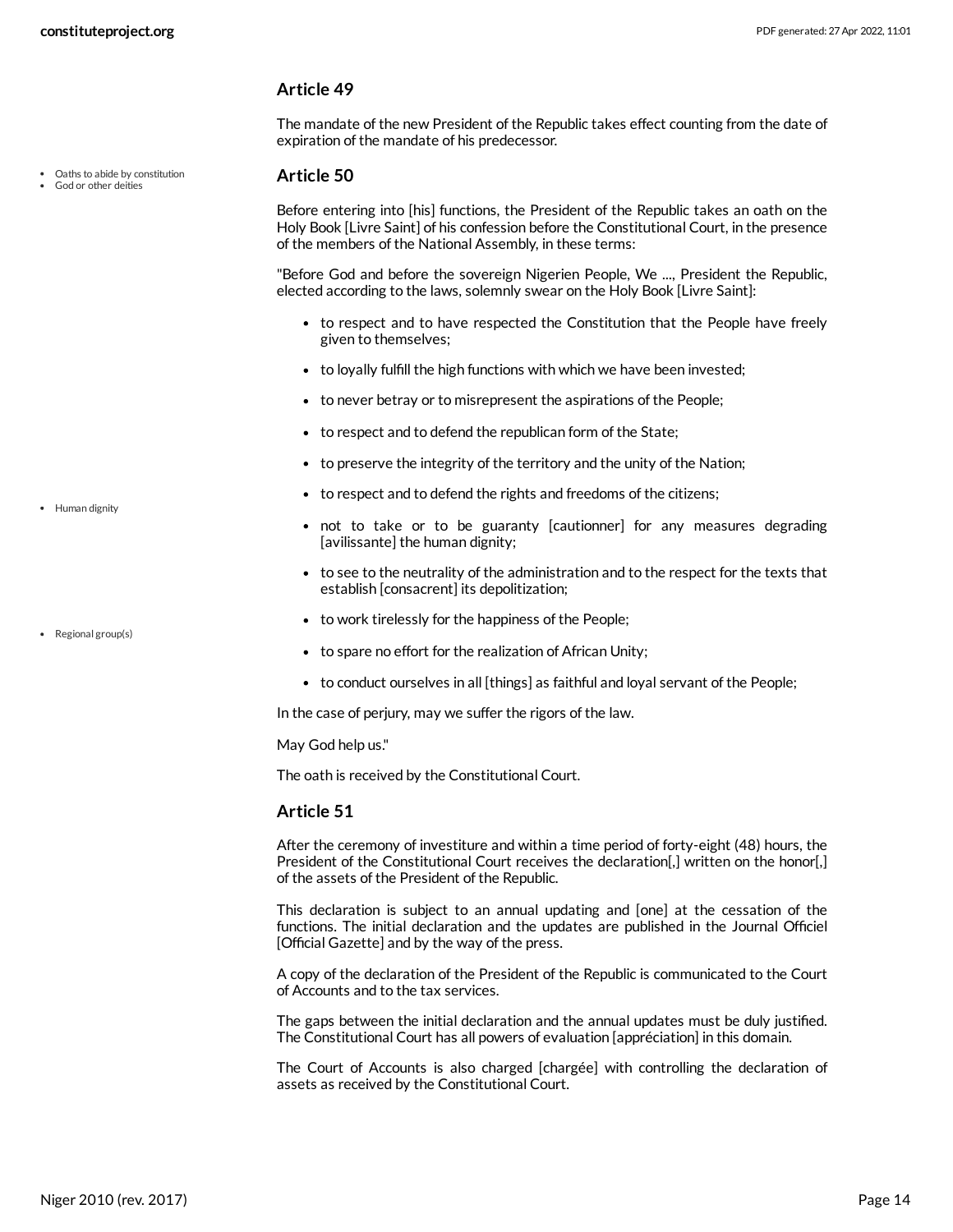### Article 49

The mandate of the new President of the Republic takes effect counting from the date of expiration of the mandate of his predecessor.

- Oaths to abide by constitution
- God or other deities

### Article 50

Before entering into [his] functions, the President of the Republic takes an oath on the Holy Book [Livre Saint] of his confession before the Constitutional Court, in the presence of the members of the National Assembly, in these terms:

"Before God and before the sovereign Nigerien People, We ..., President the Republic, elected according to the laws, solemnly swear on the Holy Book [Livre Saint]:

- to respect and to have respected the Constitution that the People have freely given to themselves;
- to loyally fulfill the high functions with which we have been invested;
- to never betray or to misrepresent the aspirations of the People;
- to respect and to defend the republican form of the State;
- to preserve the integrity of the territory and the unity of the Nation;
- to respect and to defend the rights and freedoms of the citizens;
- not to take or to be guaranty [cautionner] for any measures degrading [avilissante] the human dignity;
- to see to the neutrality of the administration and to the respect for the texts that establish [consacrent] its depolitization;
- to work tirelessly for the happiness of the People;
- to spare no effort for the realization of African Unity;
- to conduct ourselves in all [things] as faithful and loyal servant of the People;

In the case of perjury, may we suffer the rigors of the law.

May God help us."

The oath is received by the Constitutional Court.

- Human dignity
- Regional group(s)

### Article 51

After the ceremony of investiture and within a time period of forty-eight (48) hours, the President of the Constitutional Court receives the declaration[,] written on the honor[,] of the assets of the President of the Republic.

This declaration is subject to an annual updating and [one] at the cessation of the functions. The initial declaration and the updates are published in the Journal Officiel [Official Gazette] and by the way of the press.

A copy of the declaration of the President of the Republic is communicated to the Court of Accounts and to the tax services.

The gaps between the initial declaration and the annual updates must be duly justified. The Constitutional Court has all powers of evaluation [appréciation] in this domain.

The Court of Accounts is also charged [chargée] with controlling the declaration of assets as received by the Constitutional Court.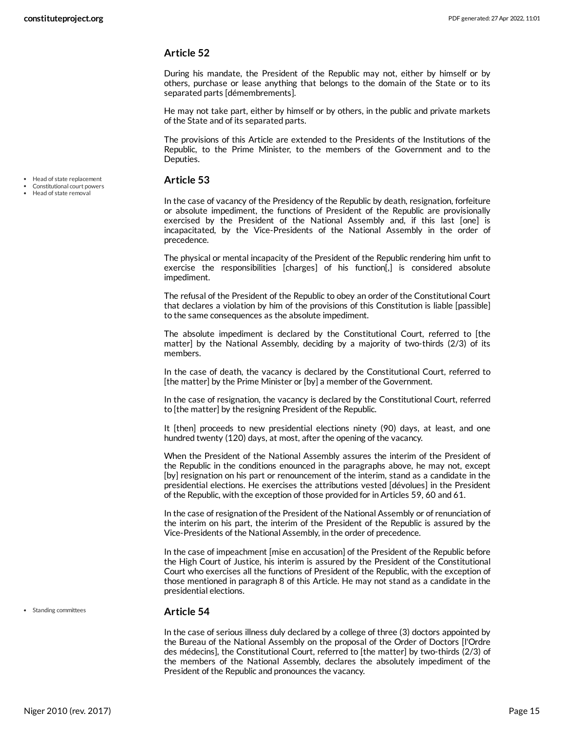### Article 52

During his mandate, the President of the Republic may not, either by himself or by others, purchase or lease anything that belongs to the domain of the State or to its separated parts [démembrements].

He may not take part, either by himself or by others, in the public and private markets of the State and of its separated parts.

The provisions of this Article are extended to the Presidents of the Institutions of the Republic, to the Prime Minister, to the members of the Government and to the Deputies.

- Head of state replacement
- Constitutional court powers
- Head of state removal

### Article 53

In the case of vacancy of the Presidency of the Republic by death, resignation, forfeiture or absolute impediment, the functions of President of the Republic are provisionally exercised by the President of the National Assembly and, if this last [one] is incapacitated, by the Vice-Presidents of the National Assembly in the order of precedence.

The physical or mental incapacity of the President of the Republic rendering him unfit to exercise the responsibilities [charges] of his function[,] is considered absolute impediment.

The refusal of the President of the Republic to obey an order of the Constitutional Court that declares a violation by him of the provisions of this Constitution is liable [passible] to the same consequences as the absolute impediment.

The absolute impediment is declared by the Constitutional Court, referred to [the matter] by the National Assembly, deciding by a majority of two-thirds (2/3) of its members.

In the case of death, the vacancy is declared by the Constitutional Court, referred to [the matter] by the Prime Minister or [by] a member of the Government.

In the case of resignation, the vacancy is declared by the Constitutional Court, referred to [the matter] by the resigning President of the Republic.

It [then] proceeds to new presidential elections ninety (90) days, at least, and one hundred twenty (120) days, at most, after the opening of the vacancy.

When the President of the National Assembly assures the interim of the President of the Republic in the conditions enounced in the paragraphs above, he may not, except [by] resignation on his part or renouncement of the interim, stand as a candidate in the presidential elections. He exercises the attributions vested [dévolues] in the President of the Republic, with the exception of those provided for in Articles 59, 60 and 61.

In the case of resignation of the President of the National Assembly or of renunciation of the interim on his part, the interim of the President of the Republic is assured by the Vice-Presidents of the National Assembly, in the order of precedence.

In the case of impeachment [mise en accusation] of the President of the Republic before the High Court of Justice, his interim is assured by the President of the Constitutional Court who exercises all the functions of President of the Republic, with the exception of those mentioned in paragraph 8 of this Article. He may not stand as a candidate in the presidential elections.

- Standing committees

### Article 54

In the case of serious illness duly declared by a college of three (3) doctors appointed by the Bureau of the National Assembly on the proposal of the Order of Doctors [l'Ordre des médecins], the Constitutional Court, referred to [the matter] by two-thirds (2/3) of the members of the National Assembly, declares the absolutely impediment of the President of the Republic and pronounces the vacancy.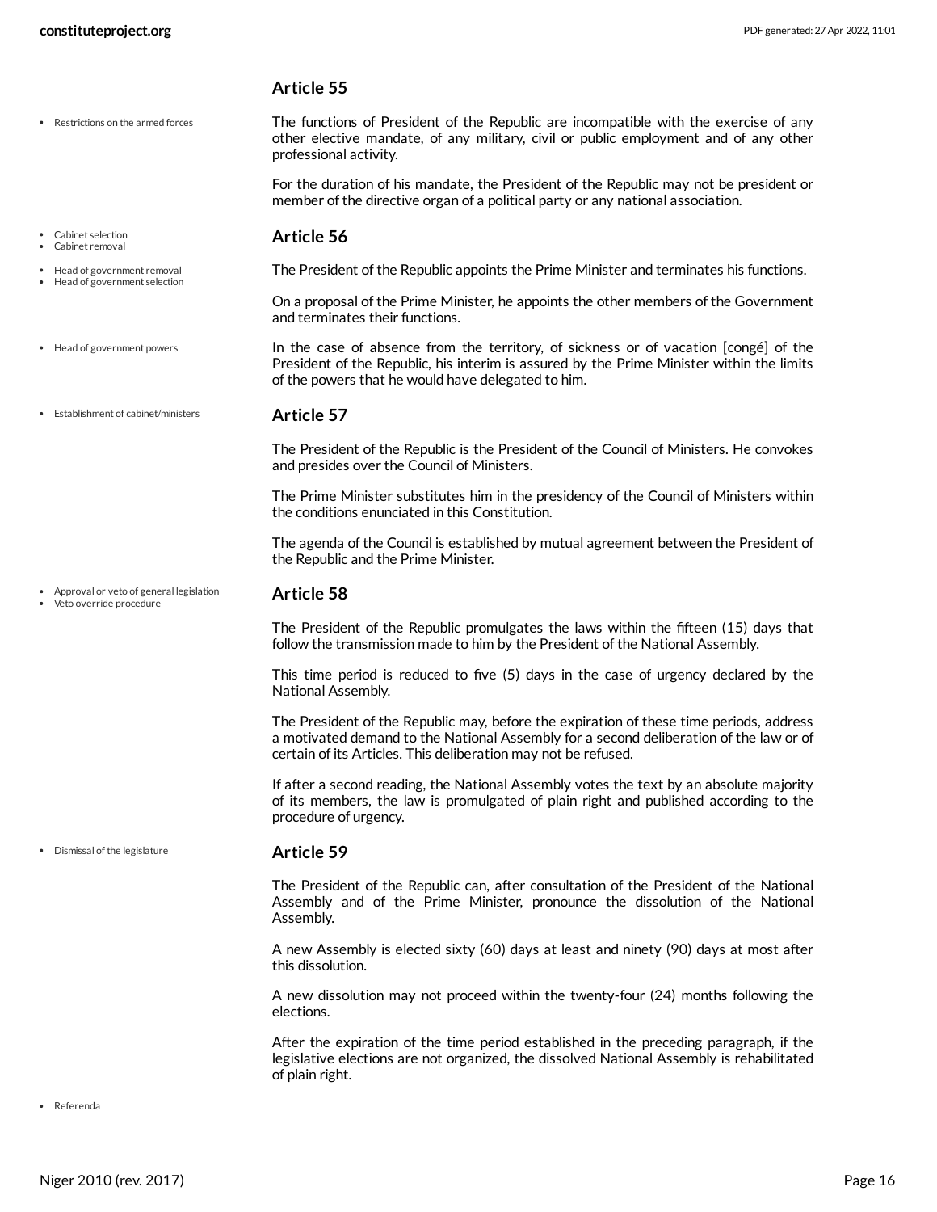### Article 55

- Restrictions on the armed forces

The functions of President of the Republic are incompatible with the exercise of any other elective mandate, of any military, civil or public employment and of any other professional activity.

For the duration of his mandate, the President of the Republic may not be president or member of the directive organ of a political party or any national association.

### Article 56

- Cabinet selection
- Cabinet removal
- Head of government removal
- Head of government selection

The President of the Republic appoints the Prime Minister and terminates his functions.

On a proposal of the Prime Minister, he appoints the other members of the Government and terminates their functions.

- Head of government powers

In the case of absence from the territory, of sickness or of vacation [congé] of the President of the Republic, his interim is assured by the Prime Minister within the limits of the powers that he would have delegated to him.

### Article 57

- Establishment of cabinet/ministers

The President of the Republic is the President of the Council of Ministers. He convokes and presides over the Council of Ministers.

The Prime Minister substitutes him in the presidency of the Council of Ministers within the conditions enunciated in this Constitution.

The agenda of the Council is established by mutual agreement between the President of the Republic and the Prime Minister.

### Article 58

- Approval or veto of general legislation
- Veto override procedure

The President of the Republic promulgates the laws within the fifteen (15) days that follow the transmission made to him by the President of the National Assembly.

This time period is reduced to five (5) days in the case of urgency declared by the National Assembly.

The President of the Republic may, before the expiration of these time periods, address a motivated demand to the National Assembly for a second deliberation of the law or of certain of its Articles. This deliberation may not be refused.

If after a second reading, the National Assembly votes the text by an absolute majority of its members, the law is promulgated of plain right and published according to the procedure of urgency.

### Article 59

- Dismissal of the legislature

The President of the Republic can, after consultation of the President of the National Assembly and of the Prime Minister, pronounce the dissolution of the National Assembly.

A new Assembly is elected sixty (60) days at least and ninety (90) days at most after this dissolution.

A new dissolution may not proceed within the twenty-four (24) months following the elections.

After the expiration of the time period established in the preceding paragraph, if the legislative elections are not organized, the dissolved National Assembly is rehabilitated of plain right.

- Referenda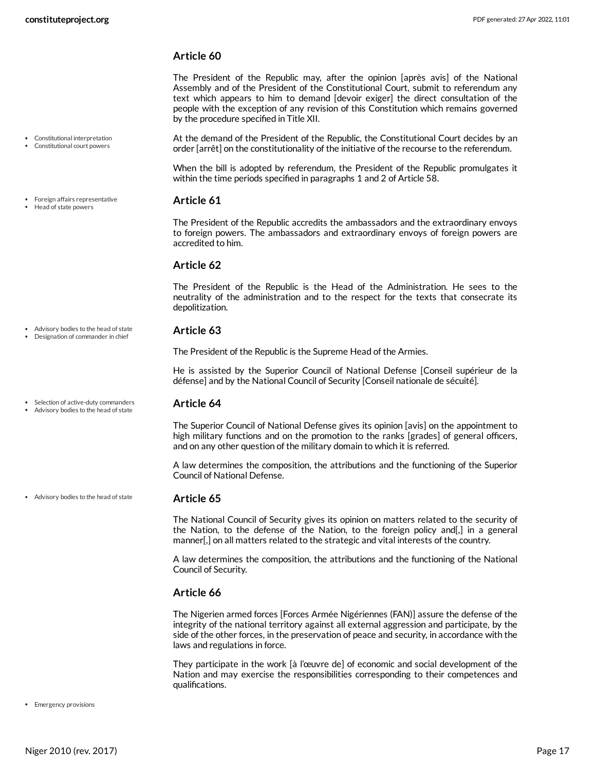## Article 60

The President of the Republic may, after the opinion [après avis] of the National Assembly and of the President of the Constitutional Court, submit to referendum any text which appears to him to demand [devoir exiger] the direct consultation of the people with the exception of any revision of this Constitution which remains governed by the procedure specified in Title XII.

- Constitutional interpretation
- Constitutional court powers

At the demand of the President of the Republic, the Constitutional Court decides by an order [arrêt] on the constitutionality of the initiative of the recourse to the referendum.

When the bill is adopted by referendum, the President of the Republic promulgates it within the time periods specified in paragraphs 1 and 2 of Article 58.

- Foreign affairs representative
- Head of state powers

## Article 61

The President of the Republic accredits the ambassadors and the extraordinary envoys to foreign powers. The ambassadors and extraordinary envoys of foreign powers are accredited to him.

## Article 62

The President of the Republic is the Head of the Administration. He sees to the neutrality of the administration and to the respect for the texts that consecrate its depolitization.

- Advisory bodies to the head of state
- Designation of commander in chief

## Article 63

The President of the Republic is the Supreme Head of the Armies.

He is assisted by the Superior Council of National Defense [Conseil supérieur de la défense] and by the National Council of Security [Conseil nationale de sécuité].

- Selection of active-duty commanders
- Advisory bodies to the head of state

## Article 64

The Superior Council of National Defense gives its opinion [avis] on the appointment to high military functions and on the promotion to the ranks [grades] of general officers, and on any other question of the military domain to which it is referred.

A law determines the composition, the attributions and the functioning of the Superior Council of National Defense.

- Advisory bodies to the head of state

## Article 65

The National Council of Security gives its opinion on matters related to the security of the Nation, to the defense of the Nation, to the foreign policy and[,] in a general manner[,] on all matters related to the strategic and vital interests of the country.

A law determines the composition, the attributions and the functioning of the National Council of Security.

## Article 66

The Nigerien armed forces [Forces Armée Nigériennes (FAN)] assure the defense of the integrity of the national territory against all external aggression and participate, by the side of the other forces, in the preservation of peace and security, in accordance with the laws and regulations in force.

They participate in the work [à l'œuvre de] of economic and social development of the Nation and may exercise the responsibilities corresponding to their competences and qualifications.

- Emergency provisions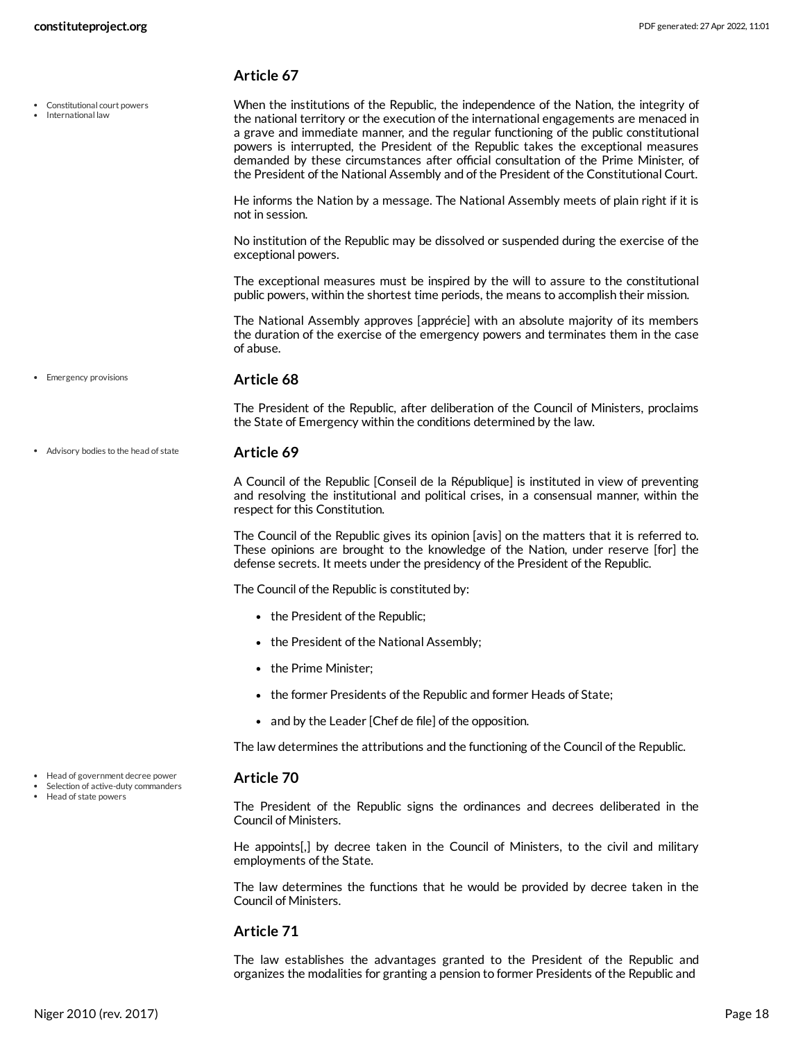### Article 67

- Constitutional court powers
- International law

When the institutions of the Republic, the independence of the Nation, the integrity of the national territory or the execution of the international engagements are menaced in a grave and immediate manner, and the regular functioning of the public constitutional powers is interrupted, the President of the Republic takes the exceptional measures demanded by these circumstances after official consultation of the Prime Minister, of the President of the National Assembly and of the President of the Constitutional Court.

He informs the Nation by a message. The National Assembly meets of plain right if it is not in session.

No institution of the Republic may be dissolved or suspended during the exercise of the exceptional powers.

The exceptional measures must be inspired by the will to assure to the constitutional public powers, within the shortest time periods, the means to accomplish their mission.

The National Assembly approves [apprécie] with an absolute majority of its members the duration of the exercise of the emergency powers and terminates them in the case of abuse.

### Article 68

- Emergency provisions

The President of the Republic, after deliberation of the Council of Ministers, proclaims the State of Emergency within the conditions determined by the law.

### Article 69

- Advisory bodies to the head of state

A Council of the Republic [Conseil de la République] is instituted in view of preventing and resolving the institutional and political crises, in a consensual manner, within the respect for this Constitution.

The Council of the Republic gives its opinion [avis] on the matters that it is referred to. These opinions are brought to the knowledge of the Nation, under reserve [for] the defense secrets. It meets under the presidency of the President of the Republic.

The Council of the Republic is constituted by:

- the President of the Republic;
- the President of the National Assembly;
- the Prime Minister;
- the former Presidents of the Republic and former Heads of State;
- and by the Leader [Chef de file] of the opposition.

The law determines the attributions and the functioning of the Council of the Republic.

### Article 70

- Head of government decree power
- Selection of active-duty commanders
- Head of state powers

The President of the Republic signs the ordinances and decrees deliberated in the Council of Ministers.

He appoints[,] by decree taken in the Council of Ministers, to the civil and military employments of the State.

The law determines the functions that he would be provided by decree taken in the Council of Ministers.

### Article 71

The law establishes the advantages granted to the President of the Republic and organizes the modalities for granting a pension to former Presidents of the Republic and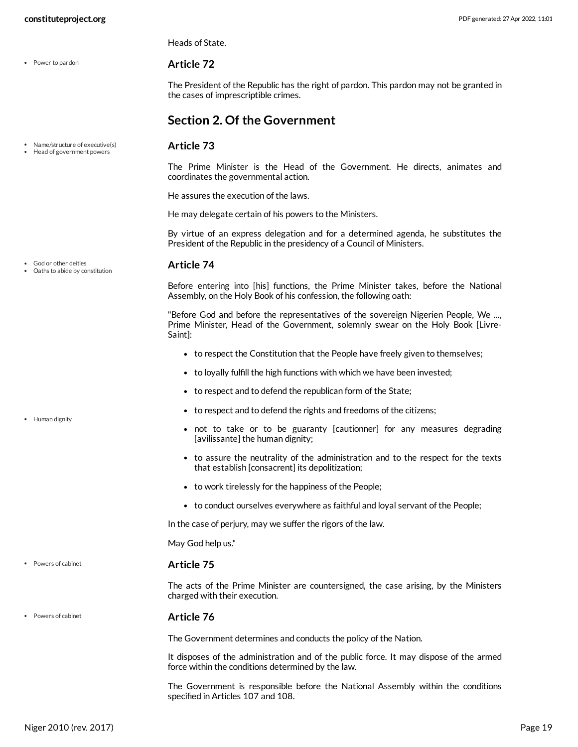Heads of State.

### Article 72

The President of the Republic has the right of pardon. This pardon may not be granted in the cases of imprescriptible crimes.

## Section 2. Of the Government

### Article 73

The Prime Minister is the Head of the Government. He directs, animates and coordinates the governmental action.

He assures the execution of the laws.

He may delegate certain of his powers to the Ministers.

By virtue of an express delegation and for a determined agenda, he substitutes the President of the Republic in the presidency of a Council of Ministers.

### Article 74

Before entering into [his] functions, the Prime Minister takes, before the National Assembly, on the Holy Book of his confession, the following oath:

"Before God and before the representatives of the sovereign Nigerien People, We ..., Prime Minister, Head of the Government, solemnly swear on the Holy Book [Livre-Saint]:

- to respect the Constitution that the People have freely given to themselves;
- to loyally fulfill the high functions with which we have been invested;
- to respect and to defend the republican form of the State;
- to respect and to defend the rights and freedoms of the citizens;
- not to take or to be guaranty [cautionner] for any measures degrading [avilissante] the human dignity;
- to assure the neutrality of the administration and to the respect for the texts that establish [consacrent] its depolitization;
- to work tirelessly for the happiness of the People;
- to conduct ourselves everywhere as faithful and loyal servant of the People;

In the case of perjury, may we suffer the rigors of the law.

May God help us."

### Article 75

The acts of the Prime Minister are countersigned, the case arising, by the Ministers charged with their execution.

### Article 76

The Government determines and conducts the policy of the Nation.

It disposes of the administration and of the public force. It may dispose of the armed force within the conditions determined by the law.

The Government is responsible before the National Assembly within the conditions specified in Articles 107 and 108.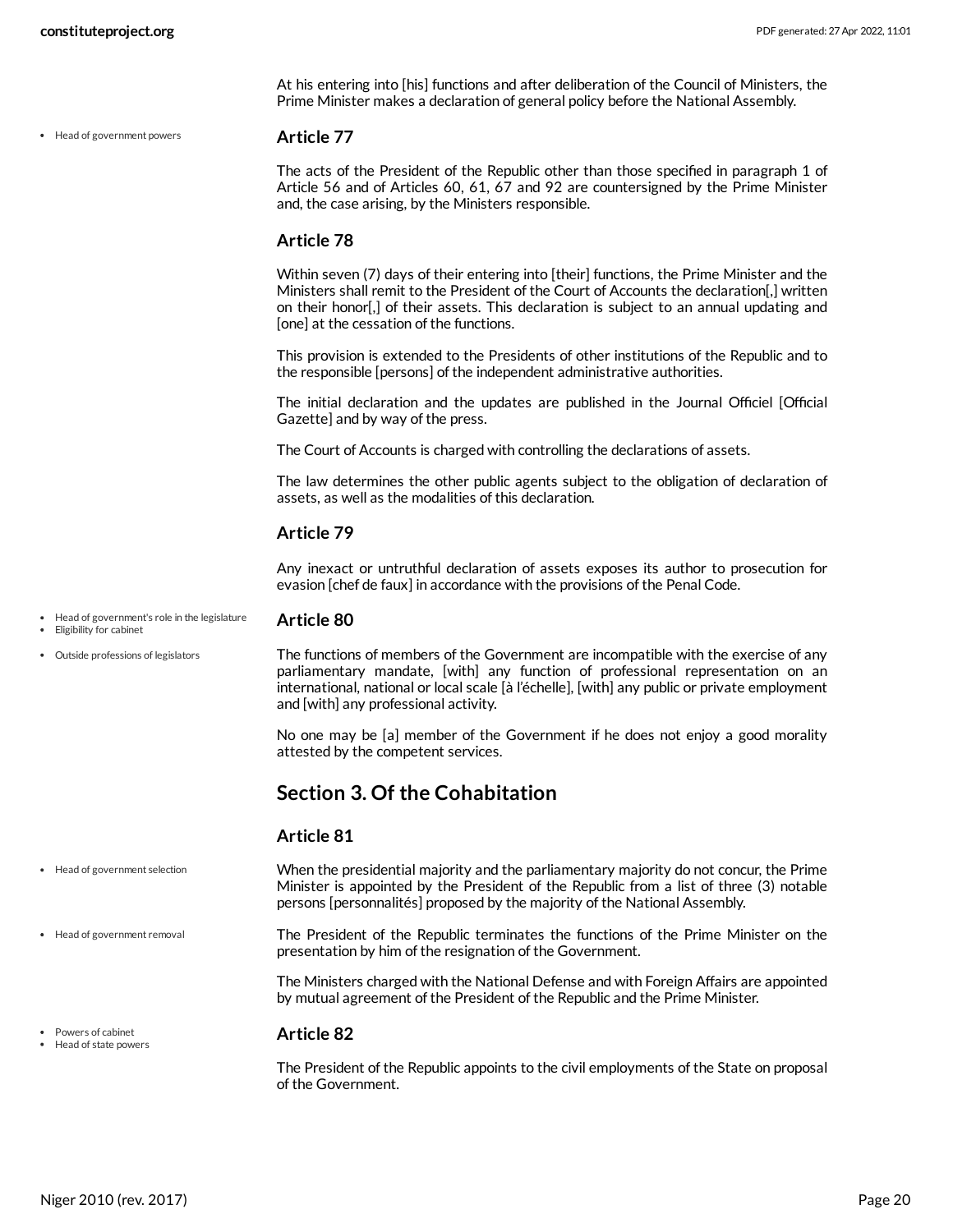At his entering into [his] functions and after deliberation of the Council of Ministers, the Prime Minister makes a declaration of general policy before the National Assembly.

- Head of government powers

### Article 77

The acts of the President of the Republic other than those specified in paragraph 1 of Article 56 and of Articles 60, 61, 67 and 92 are countersigned by the Prime Minister and, the case arising, by the Ministers responsible.

### Article 78

Within seven (7) days of their entering into [their] functions, the Prime Minister and the Ministers shall remit to the President of the Court of Accounts the declaration[,] written on their honor[,] of their assets. This declaration is subject to an annual updating and [one] at the cessation of the functions.

This provision is extended to the Presidents of other institutions of the Republic and to the responsible [persons] of the independent administrative authorities.

The initial declaration and the updates are published in the Journal Officiel [Official Gazette] and by way of the press.

The Court of Accounts is charged with controlling the declarations of assets.

The law determines the other public agents subject to the obligation of declaration of assets, as well as the modalities of this declaration.

### Article 79

Any inexact or untruthful declaration of assets exposes its author to prosecution for evasion [chef de faux] in accordance with the provisions of the Penal Code.

- Head of government's role in the legislature
- Eligibility for cabinet

### Article 80

- Outside professions of legislators

The functions of members of the Government are incompatible with the exercise of any parliamentary mandate, [with] any function of professional representation on an international, national or local scale [à l'échelle], [with] any public or private employment and [with] any professional activity.

No one may be [a] member of the Government if he does not enjoy a good morality attested by the competent services.

## Section 3. Of the Cohabitation

### Article 81

- Head of government selection

When the presidential majority and the parliamentary majority do not concur, the Prime Minister is appointed by the President of the Republic from a list of three (3) notable persons [personnalités] proposed by the majority of the National Assembly.

- Head of government removal

The President of the Republic terminates the functions of the Prime Minister on the presentation by him of the resignation of the Government.

The Ministers charged with the National Defense and with Foreign Affairs are appointed by mutual agreement of the President of the Republic and the Prime Minister.

- Powers of cabinet
- Head of state powers

### Article 82

The President of the Republic appoints to the civil employments of the State on proposal of the Government.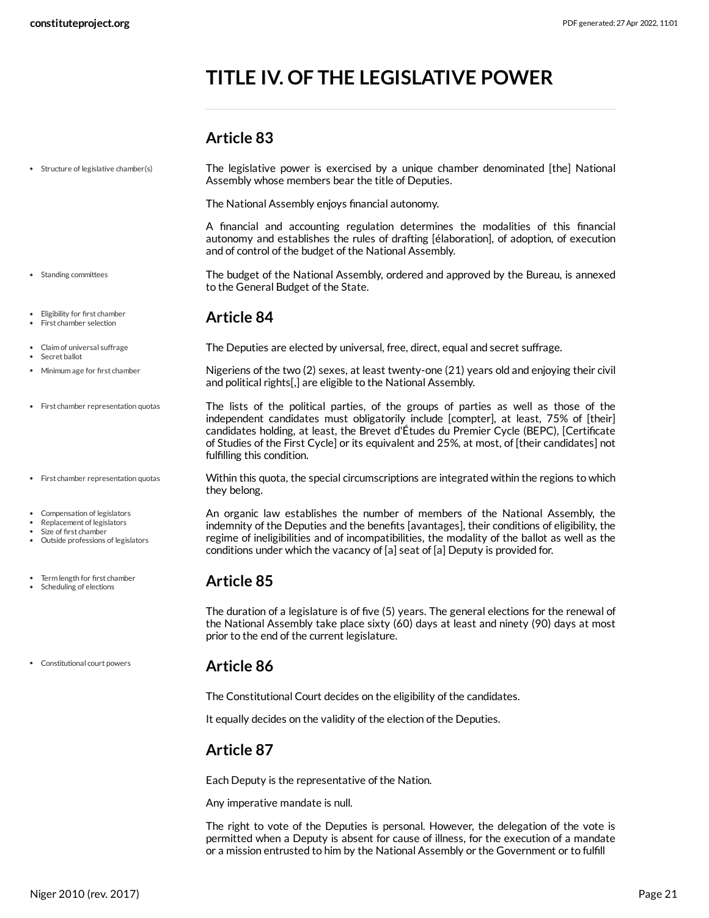# TITLE IV. OF THE LEGISLATIVE POWER

## Article 83

- Structure of legislative chamber(s)

The legislative power is exercised by a unique chamber denominated [the] National Assembly whose members bear the title of Deputies.

The National Assembly enjoys financial autonomy.

A financial and accounting regulation determines the modalities of this financial autonomy and establishes the rules of drafting [élaboration], of adoption, of execution and of control of the budget of the National Assembly.

- Standing committees

The budget of the National Assembly, ordered and approved by the Bureau, is annexed to the General Budget of the State.

## Article 84

- Eligibility for first chamber
- First chamber selection
- Claim of universal suffrage
- Secret ballot

The Deputies are elected by universal, free, direct, equal and secret suffrage.

- Minimum age for first chamber

Nigeriens of the two (2) sexes, at least twenty-one (21) years old and enjoying their civil and political rights[,] are eligible to the National Assembly.

- First chamber representation quotas

The lists of the political parties, of the groups of parties as well as those of the independent candidates must obligatorily include [compter], at least, 75% of [their] candidates holding, at least, the Brevet d'Études du Premier Cycle (BEPC), [Certificate of Studies of the First Cycle] or its equivalent and 25%, at most, of [their candidates] not fulfilling this condition.

- First chamber representation quotas

Within this quota, the special circumscriptions are integrated within the regions to which they belong.

- Compensation of legislators
- Replacement of legislators
- Size of first chamber
- Outside professions of legislators

An organic law establishes the number of members of the National Assembly, the indemnity of the Deputies and the benefits [avantages], their conditions of eligibility, the regime of ineligibilities and of incompatibilities, the modality of the ballot as well as the conditions under which the vacancy of [a] seat of [a] Deputy is provided for.

## Article 85

- Term length for first chamber
- Scheduling of elections

The duration of a legislature is of five (5) years. The general elections for the renewal of the National Assembly take place sixty (60) days at least and ninety (90) days at most prior to the end of the current legislature.

## Article 86

- Constitutional court powers

The Constitutional Court decides on the eligibility of the candidates.

It equally decides on the validity of the election of the Deputies.

## Article 87

Each Deputy is the representative of the Nation.

Any imperative mandate is null.

The right to vote of the Deputies is personal. However, the delegation of the vote is permitted when a Deputy is absent for cause of illness, for the execution of a mandate or a mission entrusted to him by the National Assembly or the Government or to fulfill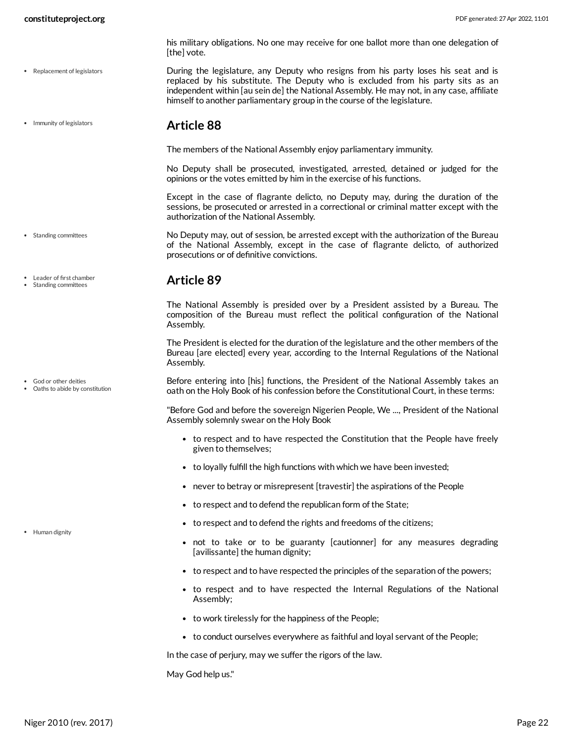his military obligations. No one may receive for one ballot more than one delegation of [the] vote.

During the legislature, any Deputy who resigns from his party loses his seat and is replaced by his substitute. The Deputy who is excluded from his party sits as an independent within [au sein de] the National Assembly. He may not, in any case, affiliate himself to another parliamentary group in the course of the legislature.

## Article 88

The members of the National Assembly enjoy parliamentary immunity.

No Deputy shall be prosecuted, investigated, arrested, detained or judged for the opinions or the votes emitted by him in the exercise of his functions.

Except in the case of flagrante delicto, no Deputy may, during the duration of the sessions, be prosecuted or arrested in a correctional or criminal matter except with the authorization of the National Assembly.

No Deputy may, out of session, be arrested except with the authorization of the Bureau of the National Assembly, except in the case of flagrante delicto, of authorized prosecutions or of definitive convictions.

## Article 89

The National Assembly is presided over by a President assisted by a Bureau. The composition of the Bureau must reflect the political configuration of the National Assembly.

The President is elected for the duration of the legislature and the other members of the Bureau [are elected] every year, according to the Internal Regulations of the National Assembly.

Before entering into [his] functions, the President of the National Assembly takes an oath on the Holy Book of his confession before the Constitutional Court, in these terms:

"Before God and before the sovereign Nigerien People, We ..., President of the National Assembly solemnly swear on the Holy Book

- to respect and to have respected the Constitution that the People have freely given to themselves;
- to loyally fulfill the high functions with which we have been invested;
- never to betray or misrepresent [travestir] the aspirations of the People
- to respect and to defend the republican form of the State;
- to respect and to defend the rights and freedoms of the citizens;
- not to take or to be guaranty [cautionner] for any measures degrading [avilissante] the human dignity;
- to respect and to have respected the principles of the separation of the powers;
- to respect and to have respected the Internal Regulations of the National Assembly;
- to work tirelessly for the happiness of the People;
- to conduct ourselves everywhere as faithful and loyal servant of the People;

In the case of perjury, may we suffer the rigors of the law.

May God help us."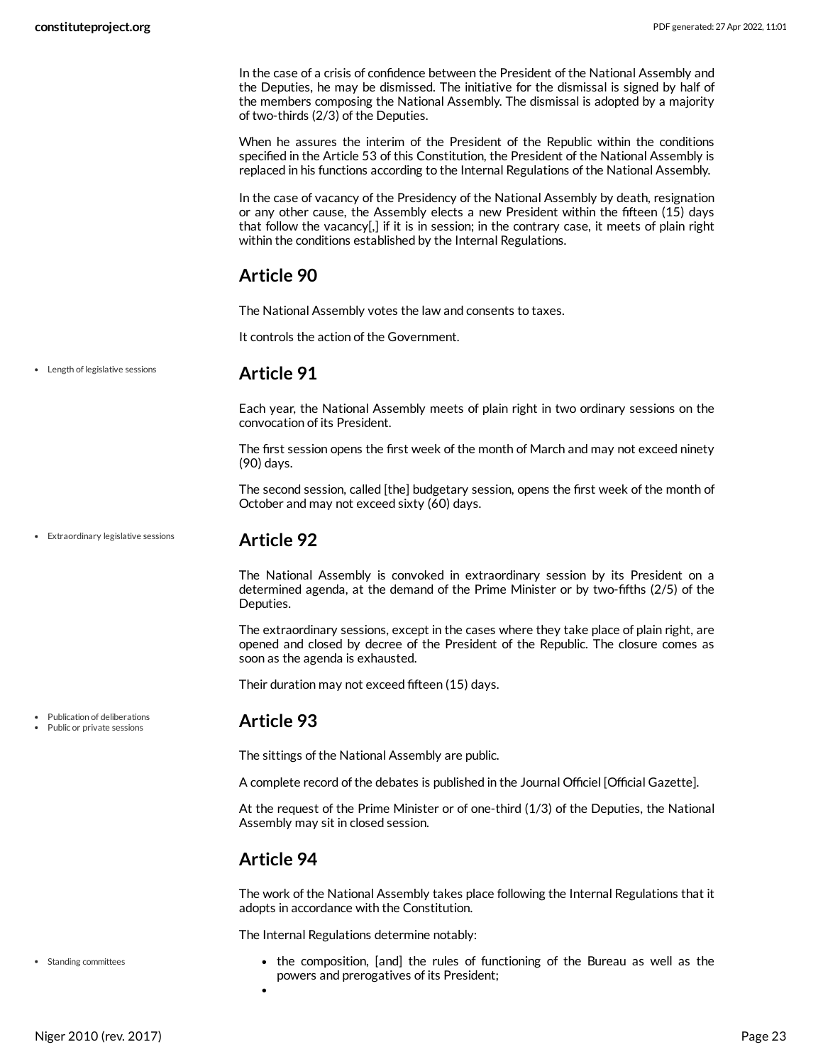In the case of a crisis of confidence between the President of the National Assembly and the Deputies, he may be dismissed. The initiative for the dismissal is signed by half of the members composing the National Assembly. The dismissal is adopted by a majority of two-thirds (2/3) of the Deputies.

When he assures the interim of the President of the Republic within the conditions specified in the Article 53 of this Constitution, the President of the National Assembly is replaced in his functions according to the Internal Regulations of the National Assembly.

In the case of vacancy of the Presidency of the National Assembly by death, resignation or any other cause, the Assembly elects a new President within the fifteen (15) days that follow the vacancy[,] if it is in session; in the contrary case, it meets of plain right within the conditions established by the Internal Regulations.

## Article 90

The National Assembly votes the law and consents to taxes.

It controls the action of the Government.

## Article 91

- Length of legislative sessions

Each year, the National Assembly meets of plain right in two ordinary sessions on the convocation of its President.

The first session opens the first week of the month of March and may not exceed ninety (90) days.

The second session, called [the] budgetary session, opens the first week of the month of October and may not exceed sixty (60) days.

## Article 92

- Extraordinary legislative sessions

The National Assembly is convoked in extraordinary session by its President on a determined agenda, at the demand of the Prime Minister or by two-fifths (2/5) of the Deputies.

The extraordinary sessions, except in the cases where they take place of plain right, are opened and closed by decree of the President of the Republic. The closure comes as soon as the agenda is exhausted.

Their duration may not exceed fifteen (15) days.

## Article 93

- Publication of deliberations
- Public or private sessions

The sittings of the National Assembly are public.

A complete record of the debates is published in the Journal Officiel [Official Gazette].

At the request of the Prime Minister or of one-third (1/3) of the Deputies, the National Assembly may sit in closed session.

## Article 94

The work of the National Assembly takes place following the Internal Regulations that it adopts in accordance with the Constitution.

The Internal Regulations determine notably:

- Standing committees

- the composition, [and] the rules of functioning of the Bureau as well as the powers and prerogatives of its President;
-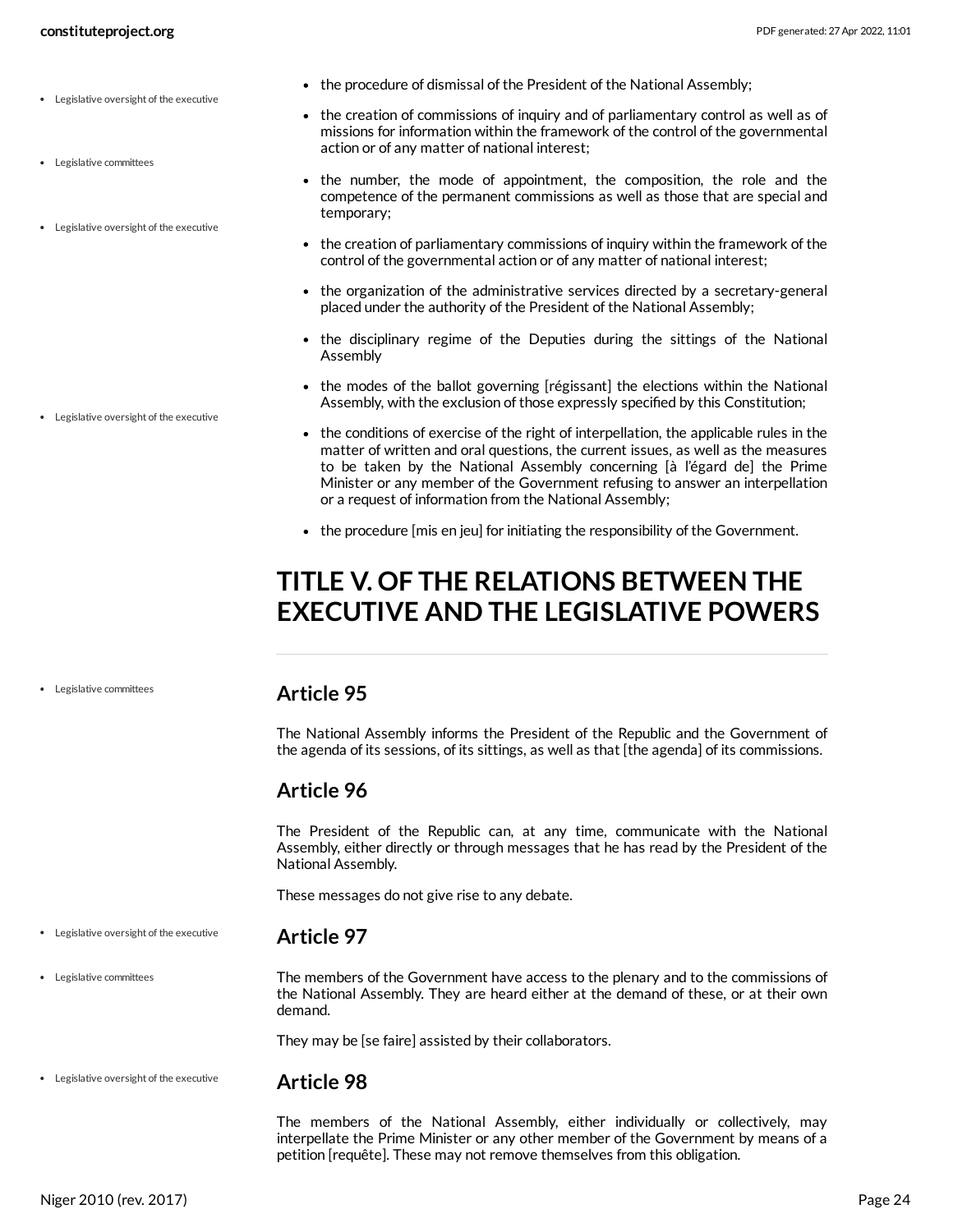- the procedure of dismissal of the President of the National Assembly;
- the creation of commissions of inquiry and of parliamentary control as well as of missions for information within the framework of the control of the governmental action or of any matter of national interest;
- the number, the mode of appointment, the composition, the role and the competence of the permanent commissions as well as those that are special and temporary;
- the creation of parliamentary commissions of inquiry within the framework of the control of the governmental action or of any matter of national interest;
- the organization of the administrative services directed by a secretary-general placed under the authority of the President of the National Assembly;
- the disciplinary regime of the Deputies during the sittings of the National Assembly
- the modes of the ballot governing [régissant] the elections within the National Assembly, with the exclusion of those expressly specified by this Constitution;
- the conditions of exercise of the right of interpellation, the applicable rules in the matter of written and oral questions, the current issues, as well as the measures to be taken by the National Assembly concerning [à l'égard de] the Prime Minister or any member of the Government refusing to answer an interpellation or a request of information from the National Assembly;
- the procedure [mis en jeu] for initiating the responsibility of the Government.

# TITLE V. OF THE RELATIONS BETWEEN THE EXECUTIVE AND THE LEGISLATIVE POWERS

## Article 95

The National Assembly informs the President of the Republic and the Government of the agenda of its sessions, of its sittings, as well as that [the agenda] of its commissions.

## Article 96

The President of the Republic can, at any time, communicate with the National Assembly, either directly or through messages that he has read by the President of the National Assembly.

These messages do not give rise to any debate.

## Article 97

The members of the Government have access to the plenary and to the commissions of the National Assembly. They are heard either at the demand of these, or at their own demand.

They may be [se faire] assisted by their collaborators.

## Article 98

The members of the National Assembly, either individually or collectively, may interpellate the Prime Minister or any other member of the Government by means of a petition [requête]. These may not remove themselves from this obligation.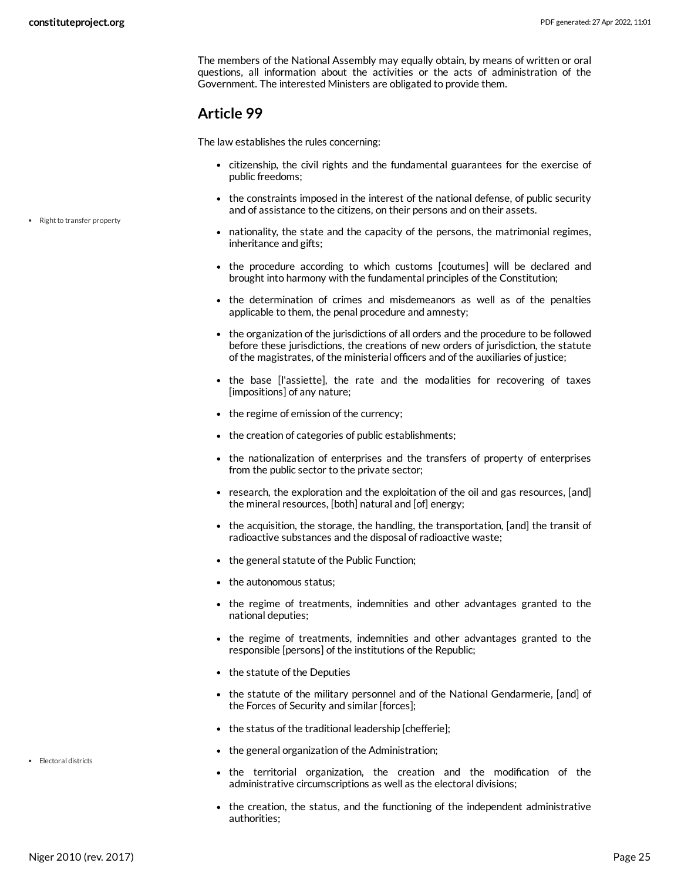The members of the National Assembly may equally obtain, by means of written or oral questions, all information about the activities or the acts of administration of the Government. The interested Ministers are obligated to provide them.

## Article 99

The law establishes the rules concerning:

- citizenship, the civil rights and the fundamental guarantees for the exercise of public freedoms;
- the constraints imposed in the interest of the national defense, of public security and of assistance to the citizens, on their persons and on their assets.
- nationality, the state and the capacity of the persons, the matrimonial regimes, inheritance and gifts;
- the procedure according to which customs [coutumes] will be declared and brought into harmony with the fundamental principles of the Constitution;
- the determination of crimes and misdemeanors as well as of the penalties applicable to them, the penal procedure and amnesty;
- the organization of the jurisdictions of all orders and the procedure to be followed before these jurisdictions, the creations of new orders of jurisdiction, the statute of the magistrates, of the ministerial officers and of the auxiliaries of justice;
- the base [l'assiette], the rate and the modalities for recovering of taxes [impositions] of any nature;
- the regime of emission of the currency;
- the creation of categories of public establishments;
- the nationalization of enterprises and the transfers of property of enterprises from the public sector to the private sector;
- research, the exploration and the exploitation of the oil and gas resources, [and] the mineral resources, [both] natural and [of] energy;
- the acquisition, the storage, the handling, the transportation, [and] the transit of radioactive substances and the disposal of radioactive waste;
- the general statute of the Public Function;
- the autonomous status;
- the regime of treatments, indemnities and other advantages granted to the national deputies;
- the regime of treatments, indemnities and other advantages granted to the responsible [persons] of the institutions of the Republic;
- the statute of the Deputies
- the statute of the military personnel and of the National Gendarmerie, [and] of the Forces of Security and similar [forces];
- the status of the traditional leadership [chefferie];
- the general organization of the Administration;
- the territorial organization, the creation and the modification of the administrative circumscriptions as well as the electoral divisions;
- the creation, the status, and the functioning of the independent administrative authorities;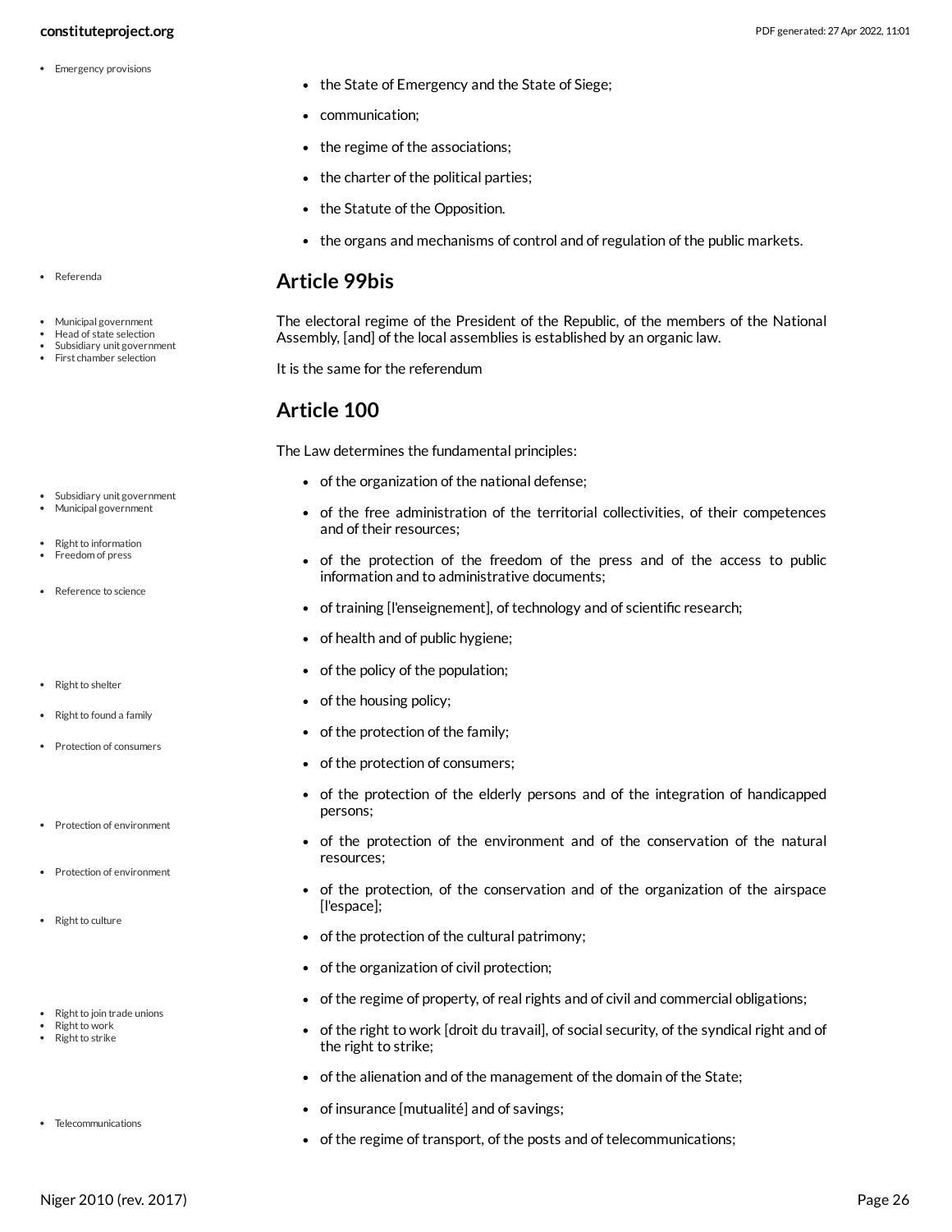- the State of Emergency and the State of Siege;
- communication;
- the regime of the associations;
- the charter of the political parties;
- the Statute of the Opposition.
- the organs and mechanisms of control and of regulation of the public markets.

## Article 99bis

The electoral regime of the President of the Republic, of the members of the National Assembly, [and] of the local assemblies is established by an organic law.

It is the same for the referendum

## Article 100

The Law determines the fundamental principles:

- of the organization of the national defense;
- of the free administration of the territorial collectivities, of their competences and of their resources;
- of the protection of the freedom of the press and of the access to public information and to administrative documents;
- of training [l'enseignement], of technology and of scientific research;
- of health and of public hygiene;
- of the policy of the population;
- of the housing policy;
- of the protection of the family;
- of the protection of consumers;
- of the protection of the elderly persons and of the integration of handicapped persons;
- of the protection of the environment and of the conservation of the natural resources;
- of the protection, of the conservation and of the organization of the airspace [l'espace];
- of the protection of the cultural patrimony;
- of the organization of civil protection;
- of the regime of property, of real rights and of civil and commercial obligations;
- of the right to work [droit du travail], of social security, of the syndical right and of the right to strike;
- of the alienation and of the management of the domain of the State;
- of insurance [mutualité] and of savings;
- of the regime of transport, of the posts and of telecommunications;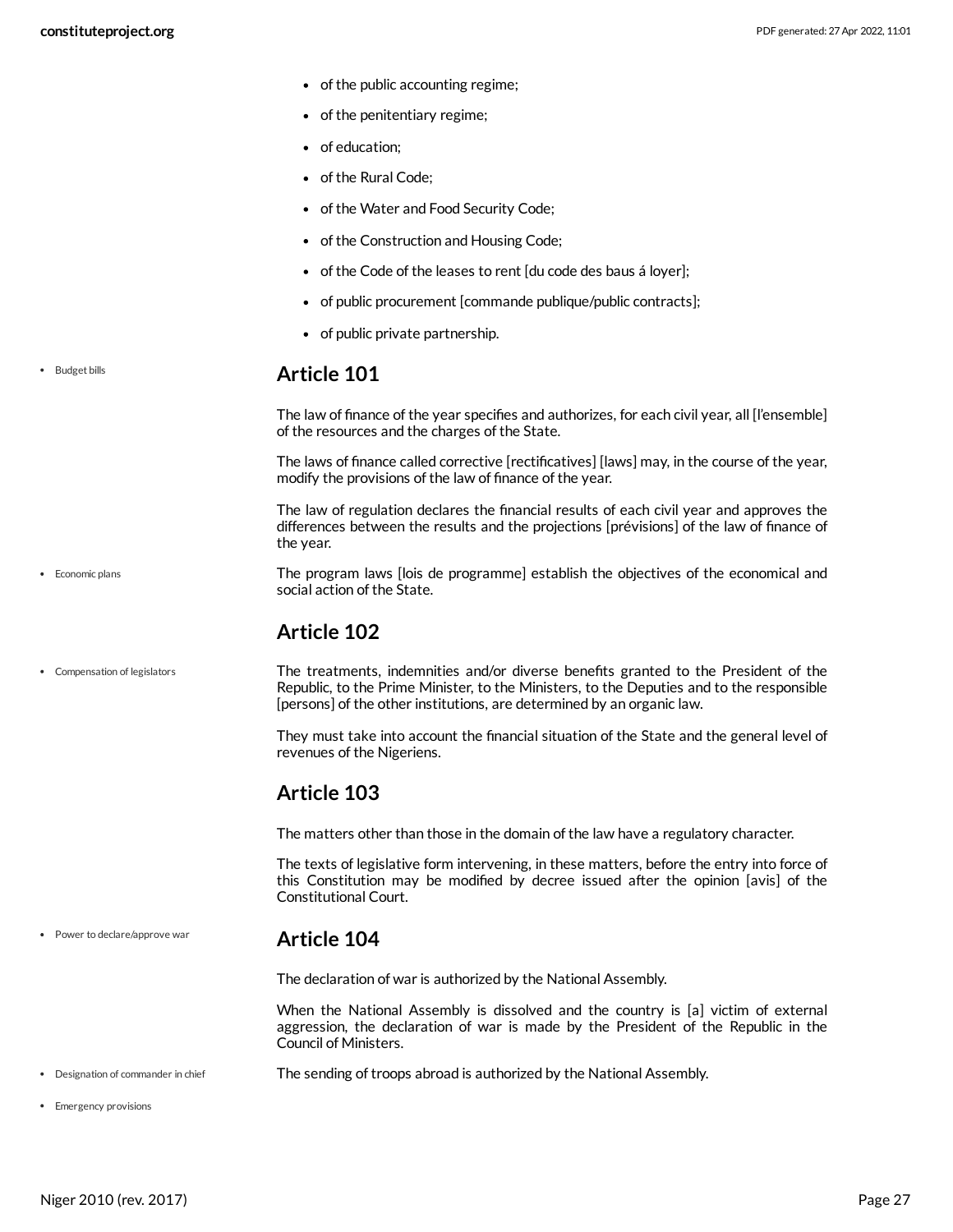- of the public accounting regime;
- of the penitentiary regime;
- of education;
- of the Rural Code;
- of the Water and Food Security Code;
- of the Construction and Housing Code;
- of the Code of the leases to rent [du code des baus á loyer];
- of public procurement [commande publique/public contracts];
- of public private partnership.

- Budget bills

## Article 101

The law of finance of the year specifies and authorizes, for each civil year, all [l'ensemble] of the resources and the charges of the State.

The laws of finance called corrective [rectificatives] [laws] may, in the course of the year, modify the provisions of the law of finance of the year.

The law of regulation declares the financial results of each civil year and approves the differences between the results and the projections [prévisions] of the law of finance of the year.

- Economic plans

The program laws [lois de programme] establish the objectives of the economical and social action of the State.

## Article 102

- Compensation of legislators

The treatments, indemnities and/or diverse benefits granted to the President of the Republic, to the Prime Minister, to the Ministers, to the Deputies and to the responsible [persons] of the other institutions, are determined by an organic law.

They must take into account the financial situation of the State and the general level of revenues of the Nigeriens.

## Article 103

The matters other than those in the domain of the law have a regulatory character.

The texts of legislative form intervening, in these matters, before the entry into force of this Constitution may be modified by decree issued after the opinion [avis] of the Constitutional Court.

- Power to declare/approve war

## Article 104

The declaration of war is authorized by the National Assembly.

When the National Assembly is dissolved and the country is [a] victim of external aggression, the declaration of war is made by the President of the Republic in the Council of Ministers.

- Designation of commander in chief
- Emergency provisions

The sending of troops abroad is authorized by the National Assembly.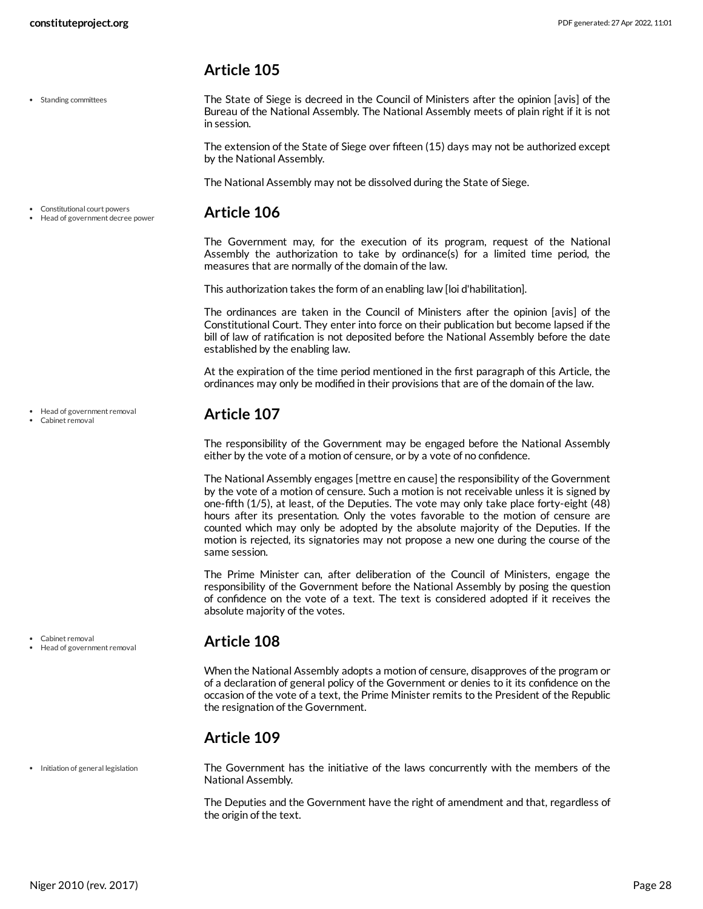## Article 105

The State of Siege is decreed in the Council of Ministers after the opinion [avis] of the Bureau of the National Assembly. The National Assembly meets of plain right if it is not in session.

The extension of the State of Siege over fifteen (15) days may not be authorized except by the National Assembly.

The National Assembly may not be dissolved during the State of Siege.

## Article 106

The Government may, for the execution of its program, request of the National Assembly the authorization to take by ordinance(s) for a limited time period, the measures that are normally of the domain of the law.

This authorization takes the form of an enabling law [loi d'habilitation].

The ordinances are taken in the Council of Ministers after the opinion [avis] of the Constitutional Court. They enter into force on their publication but become lapsed if the bill of law of ratification is not deposited before the National Assembly before the date established by the enabling law.

At the expiration of the time period mentioned in the first paragraph of this Article, the ordinances may only be modified in their provisions that are of the domain of the law.

## Article 107

The responsibility of the Government may be engaged before the National Assembly either by the vote of a motion of censure, or by a vote of no confidence.

The National Assembly engages [mettre en cause] the responsibility of the Government by the vote of a motion of censure. Such a motion is not receivable unless it is signed by one-fifth (1/5), at least, of the Deputies. The vote may only take place forty-eight (48) hours after its presentation. Only the votes favorable to the motion of censure are counted which may only be adopted by the absolute majority of the Deputies. If the motion is rejected, its signatories may not propose a new one during the course of the same session.

The Prime Minister can, after deliberation of the Council of Ministers, engage the responsibility of the Government before the National Assembly by posing the question of confidence on the vote of a text. The text is considered adopted if it receives the absolute majority of the votes.

## Article 108

When the National Assembly adopts a motion of censure, disapproves of the program or of a declaration of general policy of the Government or denies to it its confidence on the occasion of the vote of a text, the Prime Minister remits to the President of the Republic the resignation of the Government.

## Article 109

The Government has the initiative of the laws concurrently with the members of the National Assembly.

The Deputies and the Government have the right of amendment and that, regardless of the origin of the text.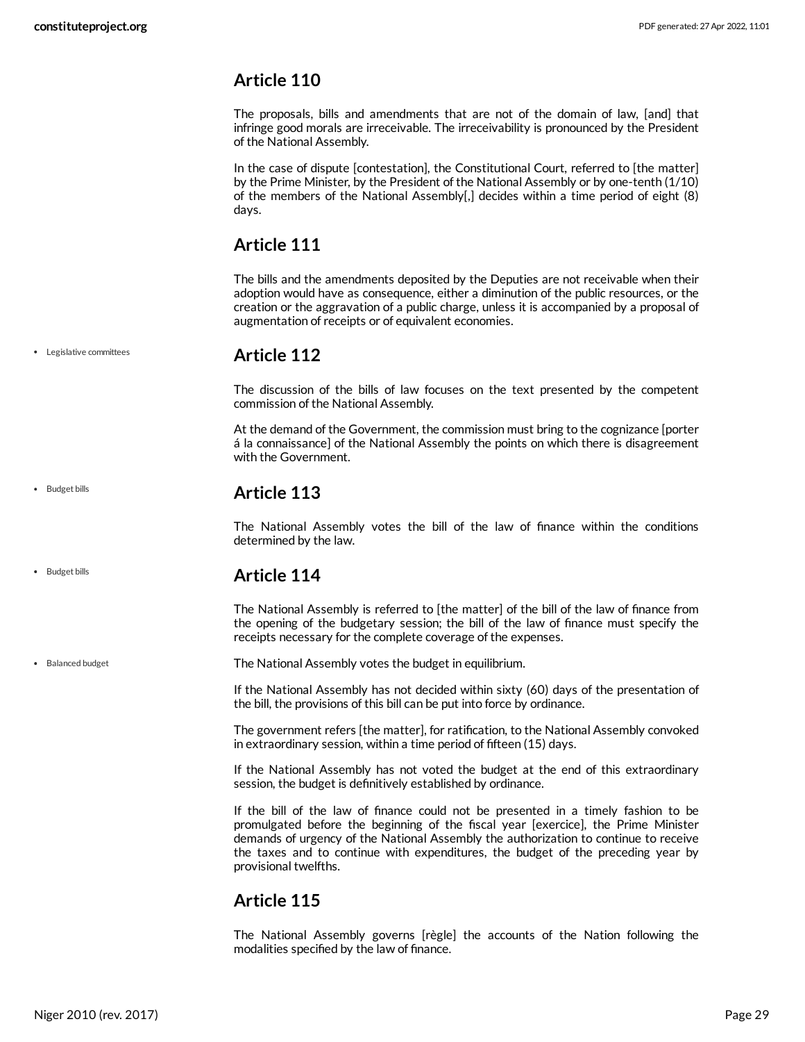## Article 110

The proposals, bills and amendments that are not of the domain of law, [and] that infringe good morals are irreceivable. The irreceivability is pronounced by the President of the National Assembly.

In the case of dispute [contestation], the Constitutional Court, referred to [the matter] by the Prime Minister, by the President of the National Assembly or by one-tenth (1/10) of the members of the National Assembly[,] decides within a time period of eight (8) days.

## Article 111

The bills and the amendments deposited by the Deputies are not receivable when their adoption would have as consequence, either a diminution of the public resources, or the creation or the aggravation of a public charge, unless it is accompanied by a proposal of augmentation of receipts or of equivalent economies.

- Legislative committees

## Article 112

The discussion of the bills of law focuses on the text presented by the competent commission of the National Assembly.

At the demand of the Government, the commission must bring to the cognizance [porter á la connaissance] of the National Assembly the points on which there is disagreement with the Government.

- Budget bills

## Article 113

The National Assembly votes the bill of the law of finance within the conditions determined by the law.

- Budget bills

## Article 114

The National Assembly is referred to [the matter] of the bill of the law of finance from the opening of the budgetary session; the bill of the law of finance must specify the receipts necessary for the complete coverage of the expenses.

- Balanced budget

The National Assembly votes the budget in equilibrium.

If the National Assembly has not decided within sixty (60) days of the presentation of the bill, the provisions of this bill can be put into force by ordinance.

The government refers [the matter], for ratification, to the National Assembly convoked in extraordinary session, within a time period of fifteen (15) days.

If the National Assembly has not voted the budget at the end of this extraordinary session, the budget is definitively established by ordinance.

If the bill of the law of finance could not be presented in a timely fashion to be promulgated before the beginning of the fiscal year [exercice], the Prime Minister demands of urgency of the National Assembly the authorization to continue to receive the taxes and to continue with expenditures, the budget of the preceding year by provisional twelfths.

## Article 115

The National Assembly governs [règle] the accounts of the Nation following the modalities specified by the law of finance.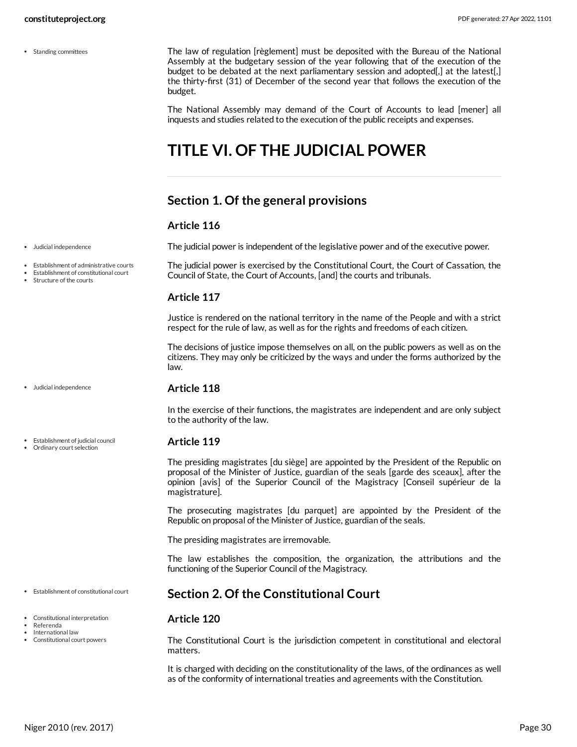The law of regulation [règlement] must be deposited with the Bureau of the National Assembly at the budgetary session of the year following that of the execution of the budget to be debated at the next parliamentary session and adopted[,] at the latest[,] the thirty-first (31) of December of the second year that follows the execution of the budget.

The National Assembly may demand of the Court of Accounts to lead [mener] all inquests and studies related to the execution of the public receipts and expenses.

# TITLE VI. OF THE JUDICIAL POWER

## Section 1. Of the general provisions

### Article 116

The judicial power is independent of the legislative power and of the executive power.

The judicial power is exercised by the Constitutional Court, the Court of Cassation, the Council of State, the Court of Accounts, [and] the courts and tribunals.

### Article 117

Justice is rendered on the national territory in the name of the People and with a strict respect for the rule of law, as well as for the rights and freedoms of each citizen.

The decisions of justice impose themselves on all, on the public powers as well as on the citizens. They may only be criticized by the ways and under the forms authorized by the law.

### Article 118

In the exercise of their functions, the magistrates are independent and are only subject to the authority of the law.

### Article 119

The presiding magistrates [du siège] are appointed by the President of the Republic on proposal of the Minister of Justice, guardian of the seals [garde des sceaux], after the opinion [avis] of the Superior Council of the Magistracy [Conseil supérieur de la magistrature].

The prosecuting magistrates [du parquet] are appointed by the President of the Republic on proposal of the Minister of Justice, guardian of the seals.

The presiding magistrates are irremovable.

The law establishes the composition, the organization, the attributions and the functioning of the Superior Council of the Magistracy.

## Section 2. Of the Constitutional Court

### Article 120

The Constitutional Court is the jurisdiction competent in constitutional and electoral matters.

It is charged with deciding on the constitutionality of the laws, of the ordinances as well as of the conformity of international treaties and agreements with the Constitution.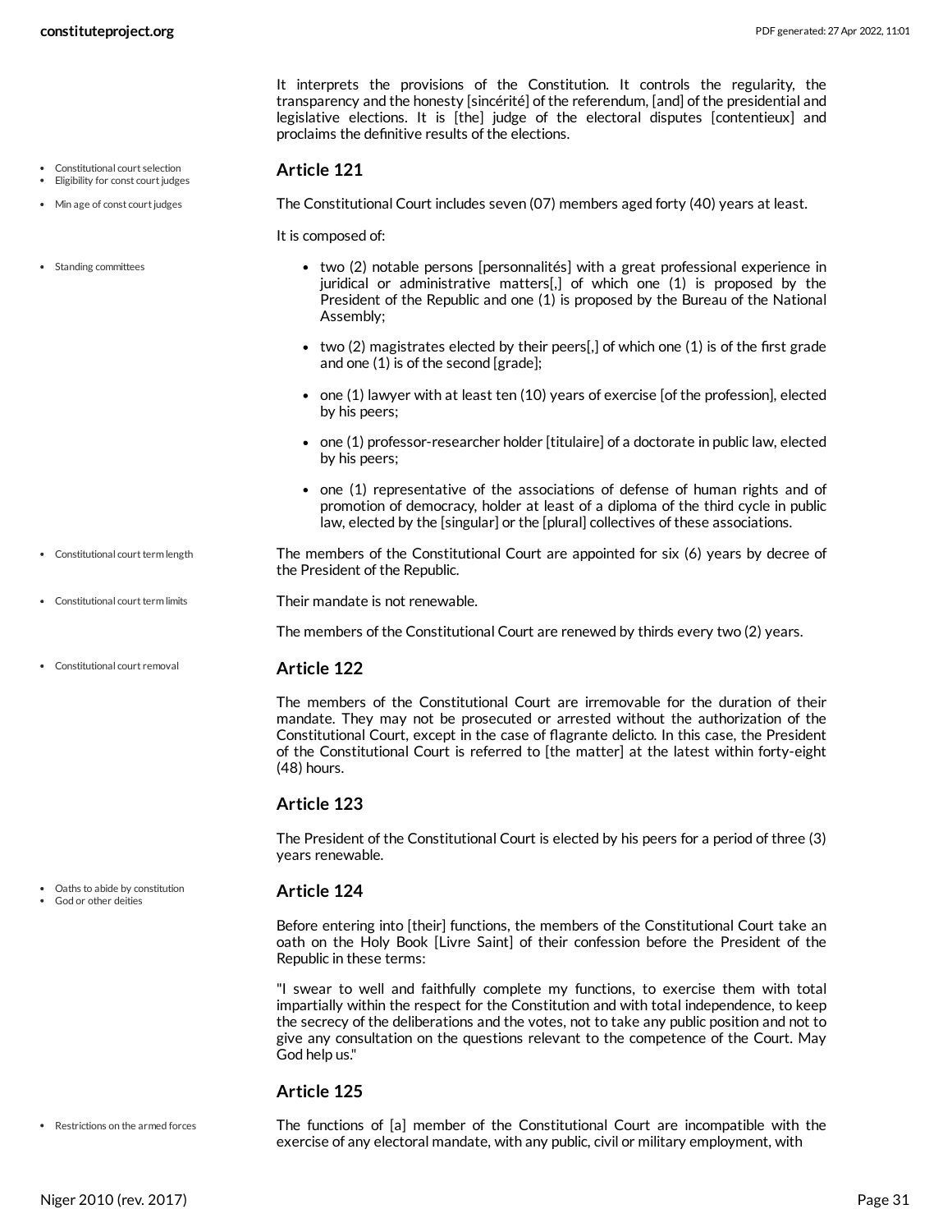It interprets the provisions of the Constitution. It controls the regularity, the transparency and the honesty [sincérité] of the referendum, [and] of the presidential and legislative elections. It is [the] judge of the electoral disputes [contentieux] and proclaims the definitive results of the elections.

### Article 121

The Constitutional Court includes seven (07) members aged forty (40) years at least.

It is composed of:

- two (2) notable persons [personnalités] with a great professional experience in juridical or administrative matters[,] of which one (1) is proposed by the President of the Republic and one (1) is proposed by the Bureau of the National Assembly;
- two (2) magistrates elected by their peers[,] of which one (1) is of the first grade and one (1) is of the second [grade];
- one (1) lawyer with at least ten (10) years of exercise [of the profession], elected by his peers;
- one (1) professor-researcher holder [titulaire] of a doctorate in public law, elected by his peers;
- one (1) representative of the associations of defense of human rights and of promotion of democracy, holder at least of a diploma of the third cycle in public law, elected by the [singular] or the [plural] collectives of these associations.

The members of the Constitutional Court are appointed for six (6) years by decree of the President of the Republic.

Their mandate is not renewable.

The members of the Constitutional Court are renewed by thirds every two (2) years.

### Article 122

The members of the Constitutional Court are irremovable for the duration of their mandate. They may not be prosecuted or arrested without the authorization of the Constitutional Court, except in the case of flagrante delicto. In this case, the President of the Constitutional Court is referred to [the matter] at the latest within forty-eight (48) hours.

### Article 123

The President of the Constitutional Court is elected by his peers for a period of three (3) years renewable.

### Article 124

Before entering into [their] functions, the members of the Constitutional Court take an oath on the Holy Book [Livre Saint] of their confession before the President of the Republic in these terms:

"I swear to well and faithfully complete my functions, to exercise them with total impartially within the respect for the Constitution and with total independence, to keep the secrecy of the deliberations and the votes, not to take any public position and not to give any consultation on the questions relevant to the competence of the Court. May God help us."

### Article 125

The functions of [a] member of the Constitutional Court are incompatible with the exercise of any electoral mandate, with any public, civil or military employment, with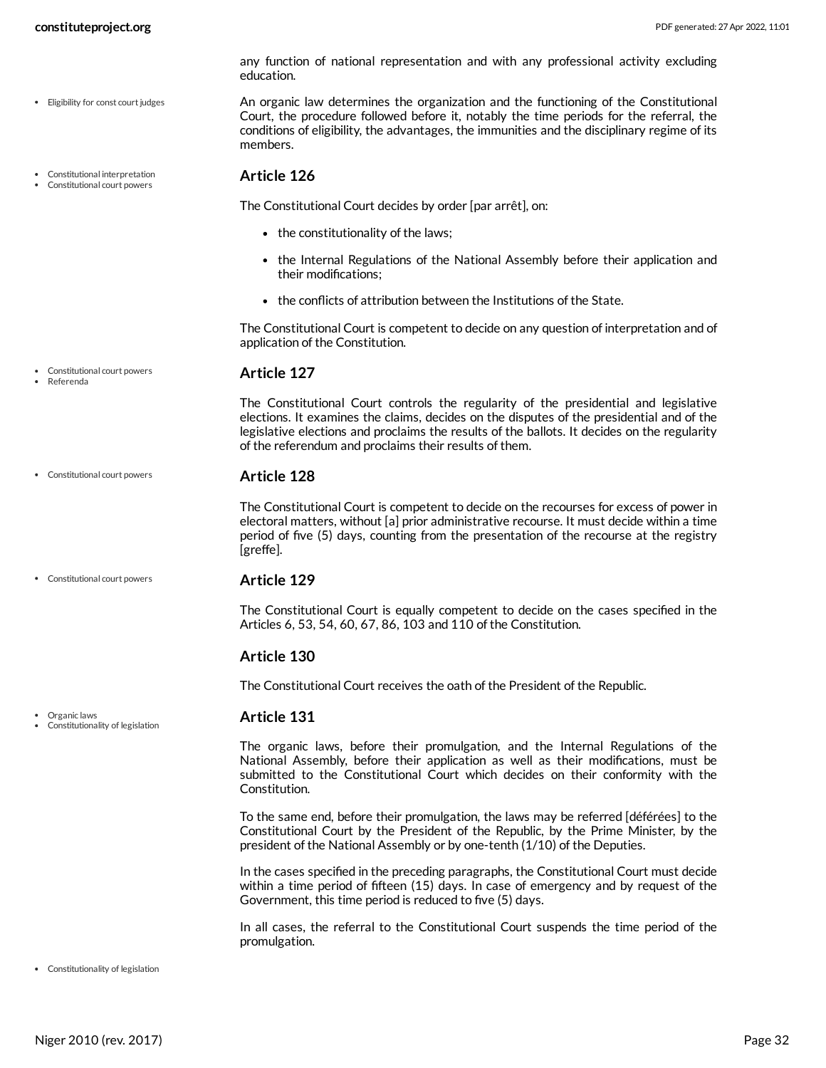any function of national representation and with any professional activity excluding education.

An organic law determines the organization and the functioning of the Constitutional Court, the procedure followed before it, notably the time periods for the referral, the conditions of eligibility, the advantages, the immunities and the disciplinary regime of its members.

### Article 126

The Constitutional Court decides by order [par arrêt], on:

- the constitutionality of the laws;
- the Internal Regulations of the National Assembly before their application and their modifications;
- the conflicts of attribution between the Institutions of the State.

The Constitutional Court is competent to decide on any question of interpretation and of application of the Constitution.

### Article 127

The Constitutional Court controls the regularity of the presidential and legislative elections. It examines the claims, decides on the disputes of the presidential and of the legislative elections and proclaims the results of the ballots. It decides on the regularity of the referendum and proclaims their results of them.

### Article 128

The Constitutional Court is competent to decide on the recourses for excess of power in electoral matters, without [a] prior administrative recourse. It must decide within a time period of five (5) days, counting from the presentation of the recourse at the registry [greffe].

### Article 129

The Constitutional Court is equally competent to decide on the cases specified in the Articles 6, 53, 54, 60, 67, 86, 103 and 110 of the Constitution.

### Article 130

The Constitutional Court receives the oath of the President of the Republic.

### Article 131

The organic laws, before their promulgation, and the Internal Regulations of the National Assembly, before their application as well as their modifications, must be submitted to the Constitutional Court which decides on their conformity with the Constitution.

To the same end, before their promulgation, the laws may be referred [déférées] to the Constitutional Court by the President of the Republic, by the Prime Minister, by the president of the National Assembly or by one-tenth (1/10) of the Deputies.

In the cases specified in the preceding paragraphs, the Constitutional Court must decide within a time period of fifteen (15) days. In case of emergency and by request of the Government, this time period is reduced to five (5) days.

In all cases, the referral to the Constitutional Court suspends the time period of the promulgation.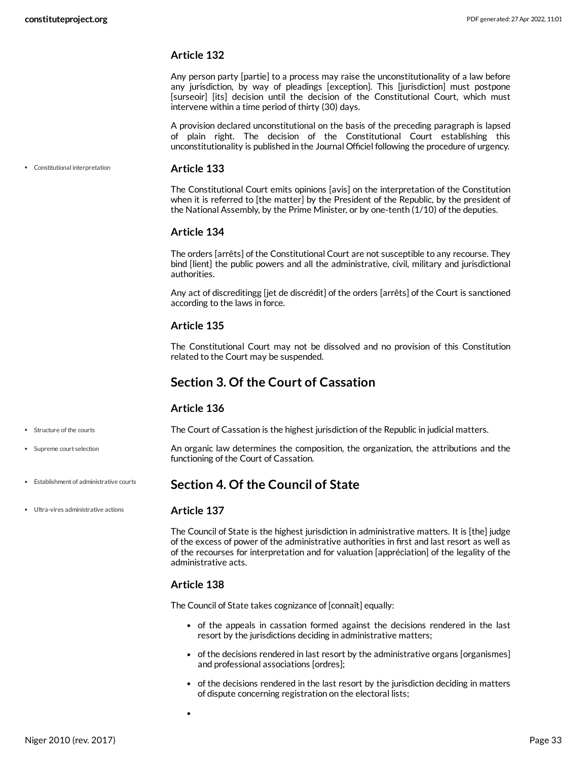### Article 132

Any person party [partie] to a process may raise the unconstitutionality of a law before any jurisdiction, by way of pleadings [exception]. This [jurisdiction] must postpone [surseoir] [its] decision until the decision of the Constitutional Court, which must intervene within a time period of thirty (30) days.

A provision declared unconstitutional on the basis of the preceding paragraph is lapsed of plain right. The decision of the Constitutional Court establishing this unconstitutionality is published in the Journal Officiel following the procedure of urgency.

- Constitutional interpretation

### Article 133

The Constitutional Court emits opinions [avis] on the interpretation of the Constitution when it is referred to [the matter] by the President of the Republic, by the president of the National Assembly, by the Prime Minister, or by one-tenth (1/10) of the deputies.

### Article 134

The orders [arrêts] of the Constitutional Court are not susceptible to any recourse. They bind [lient] the public powers and all the administrative, civil, military and jurisdictional authorities.

Any act of discreditingg [jet de discrédit] of the orders [arrêts] of the Court is sanctioned according to the laws in force.

### Article 135

The Constitutional Court may not be dissolved and no provision of this Constitution related to the Court may be suspended.

## Section 3. Of the Court of Cassation

### Article 136

- Structure of the courts
- Supreme court selection

The Court of Cassation is the highest jurisdiction of the Republic in judicial matters.

An organic law determines the composition, the organization, the attributions and the functioning of the Court of Cassation.

- Establishment of administrative courts
- Ultra-vires administrative actions

## Section 4. Of the Council of State

### Article 137

The Council of State is the highest jurisdiction in administrative matters. It is [the] judge of the excess of power of the administrative authorities in first and last resort as well as of the recourses for interpretation and for valuation [appréciation] of the legality of the administrative acts.

### Article 138

The Council of State takes cognizance of [connaît] equally:

- of the appeals in cassation formed against the decisions rendered in the last resort by the jurisdictions deciding in administrative matters;
- of the decisions rendered in last resort by the administrative organs [organismes] and professional associations [ordres];
- of the decisions rendered in the last resort by the jurisdiction deciding in matters of dispute concerning registration on the electoral lists;
-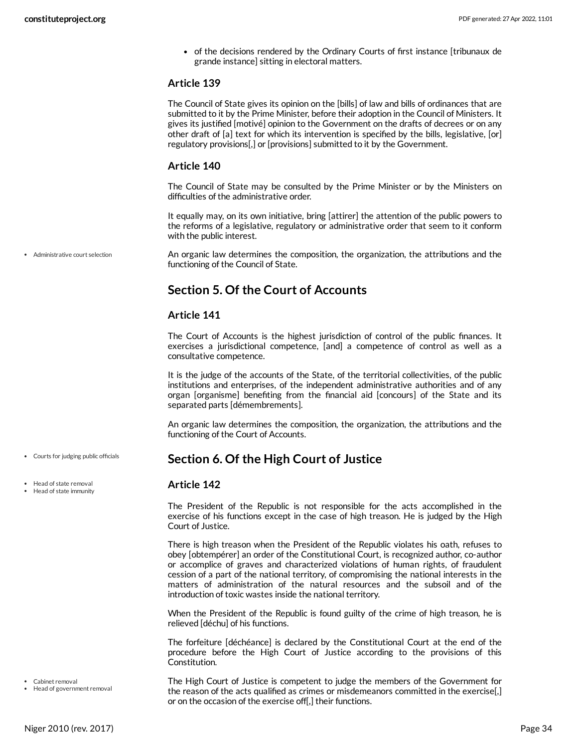- of the decisions rendered by the Ordinary Courts of first instance [tribunaux de grande instance] sitting in electoral matters.

### Article 139

The Council of State gives its opinion on the [bills] of law and bills of ordinances that are submitted to it by the Prime Minister, before their adoption in the Council of Ministers. It gives its justified [motivé] opinion to the Government on the drafts of decrees or on any other draft of [a] text for which its intervention is specified by the bills, legislative, [or] regulatory provisions[,] or [provisions] submitted to it by the Government.

### Article 140

The Council of State may be consulted by the Prime Minister or by the Ministers on difficulties of the administrative order.

It equally may, on its own initiative, bring [attirer] the attention of the public powers to the reforms of a legislative, regulatory or administrative order that seem to it conform with the public interest.

- Administrative court selection

An organic law determines the composition, the organization, the attributions and the functioning of the Council of State.

## Section 5. Of the Court of Accounts

### Article 141

The Court of Accounts is the highest jurisdiction of control of the public finances. It exercises a jurisdictional competence, [and] a competence of control as well as a consultative competence.

It is the judge of the accounts of the State, of the territorial collectivities, of the public institutions and enterprises, of the independent administrative authorities and of any organ [organisme] benefiting from the financial aid [concours] of the State and its separated parts [démembrements].

An organic law determines the composition, the organization, the attributions and the functioning of the Court of Accounts.

- Courts for judging public officials

## Section 6. Of the High Court of Justice

- Head of state removal
- Head of state immunity

### Article 142

The President of the Republic is not responsible for the acts accomplished in the exercise of his functions except in the case of high treason. He is judged by the High Court of Justice.

There is high treason when the President of the Republic violates his oath, refuses to obey [obtempérer] an order of the Constitutional Court, is recognized author, co-author or accomplice of graves and characterized violations of human rights, of fraudulent cession of a part of the national territory, of compromising the national interests in the matters of administration of the natural resources and the subsoil and of the introduction of toxic wastes inside the national territory.

When the President of the Republic is found guilty of the crime of high treason, he is relieved [déchu] of his functions.

The forfeiture [déchéance] is declared by the Constitutional Court at the end of the procedure before the High Court of Justice according to the provisions of this Constitution.

- Cabinet removal
- Head of government removal

The High Court of Justice is competent to judge the members of the Government for the reason of the acts qualified as crimes or misdemeanors committed in the exercise[,] or on the occasion of the exercise off[,] their functions.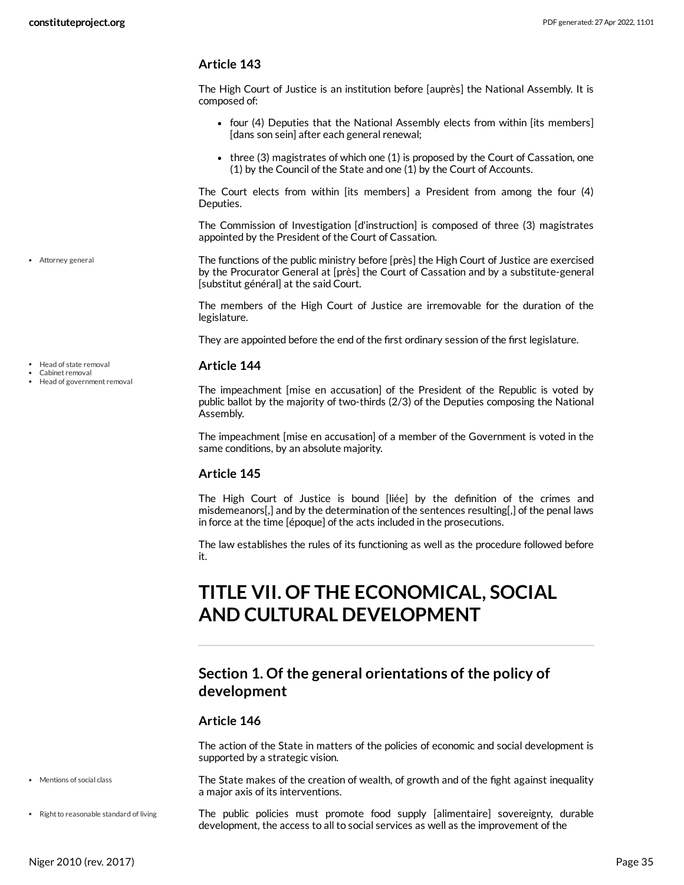### Article 143

The High Court of Justice is an institution before [auprès] the National Assembly. It is composed of:

- four (4) Deputies that the National Assembly elects from within [its members] [dans son sein] after each general renewal;
- three (3) magistrates of which one (1) is proposed by the Court of Cassation, one (1) by the Council of the State and one (1) by the Court of Accounts.

The Court elects from within [its members] a President from among the four (4) Deputies.

The Commission of Investigation [d'instruction] is composed of three (3) magistrates appointed by the President of the Court of Cassation.

- Attorney general

The functions of the public ministry before [près] the High Court of Justice are exercised by the Procurator General at [près] the Court of Cassation and by a substitute-general [substitut général] at the said Court.

The members of the High Court of Justice are irremovable for the duration of the legislature.

They are appointed before the end of the first ordinary session of the first legislature.

- Head of state removal
- Cabinet removal
- Head of government removal

### Article 144

The impeachment [mise en accusation] of the President of the Republic is voted by public ballot by the majority of two-thirds (2/3) of the Deputies composing the National Assembly.

The impeachment [mise en accusation] of a member of the Government is voted in the same conditions, by an absolute majority.

### Article 145

The High Court of Justice is bound [liée] by the definition of the crimes and misdemeanors[,] and by the determination of the sentences resulting[,] of the penal laws in force at the time [époque] of the acts included in the prosecutions.

The law establishes the rules of its functioning as well as the procedure followed before it.

# TITLE VII. OF THE ECONOMICAL, SOCIAL AND CULTURAL DEVELOPMENT

## Section 1. Of the general orientations of the policy of development

### Article 146

The action of the State in matters of the policies of economic and social development is supported by a strategic vision.

- Mentions of social class

The State makes of the creation of wealth, of growth and of the fight against inequality a major axis of its interventions.

- Right to reasonable standard of living

The public policies must promote food supply [alimentaire] sovereignty, durable development, the access to all to social services as well as the improvement of the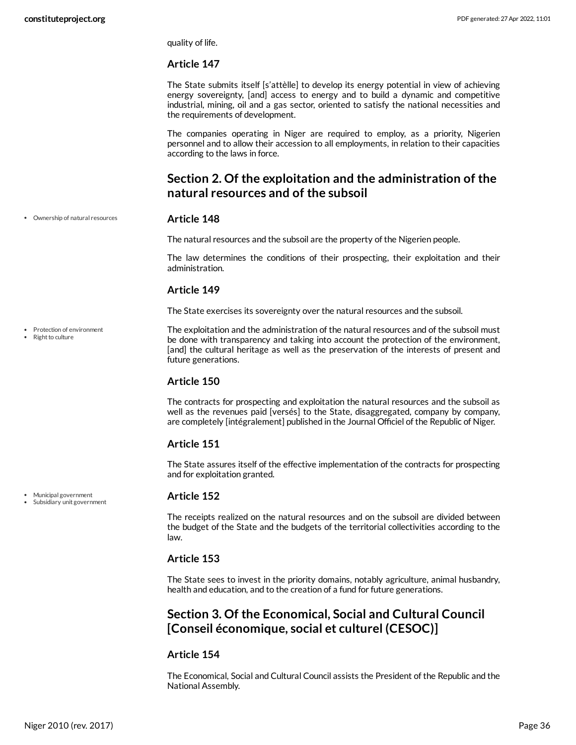quality of life.

### Article 147

The State submits itself [s'attèlle] to develop its energy potential in view of achieving energy sovereignty, [and] access to energy and to build a dynamic and competitive industrial, mining, oil and a gas sector, oriented to satisfy the national necessities and the requirements of development.

The companies operating in Niger are required to employ, as a priority, Nigerien personnel and to allow their accession to all employments, in relation to their capacities according to the laws in force.

## Section 2. Of the exploitation and the administration of the natural resources and of the subsoil

- Ownership of natural resources

### Article 148

The natural resources and the subsoil are the property of the Nigerien people.

The law determines the conditions of their prospecting, their exploitation and their administration.

### Article 149

The State exercises its sovereignty over the natural resources and the subsoil.

- Protection of environment
- Right to culture

The exploitation and the administration of the natural resources and of the subsoil must be done with transparency and taking into account the protection of the environment, [and] the cultural heritage as well as the preservation of the interests of present and future generations.

### Article 150

The contracts for prospecting and exploitation the natural resources and the subsoil as well as the revenues paid [versés] to the State, disaggregated, company by company, are completely [intégralement] published in the Journal Officiel of the Republic of Niger.

### Article 151

The State assures itself of the effective implementation of the contracts for prospecting and for exploitation granted.

- Municipal government
- Subsidiary unit government

### Article 152

The receipts realized on the natural resources and on the subsoil are divided between the budget of the State and the budgets of the territorial collectivities according to the law.

### Article 153

The State sees to invest in the priority domains, notably agriculture, animal husbandry, health and education, and to the creation of a fund for future generations.

## Section 3. Of the Economical, Social and Cultural Council [Conseil économique, social et culturel (CESOC)]

### Article 154

The Economical, Social and Cultural Council assists the President of the Republic and the National Assembly.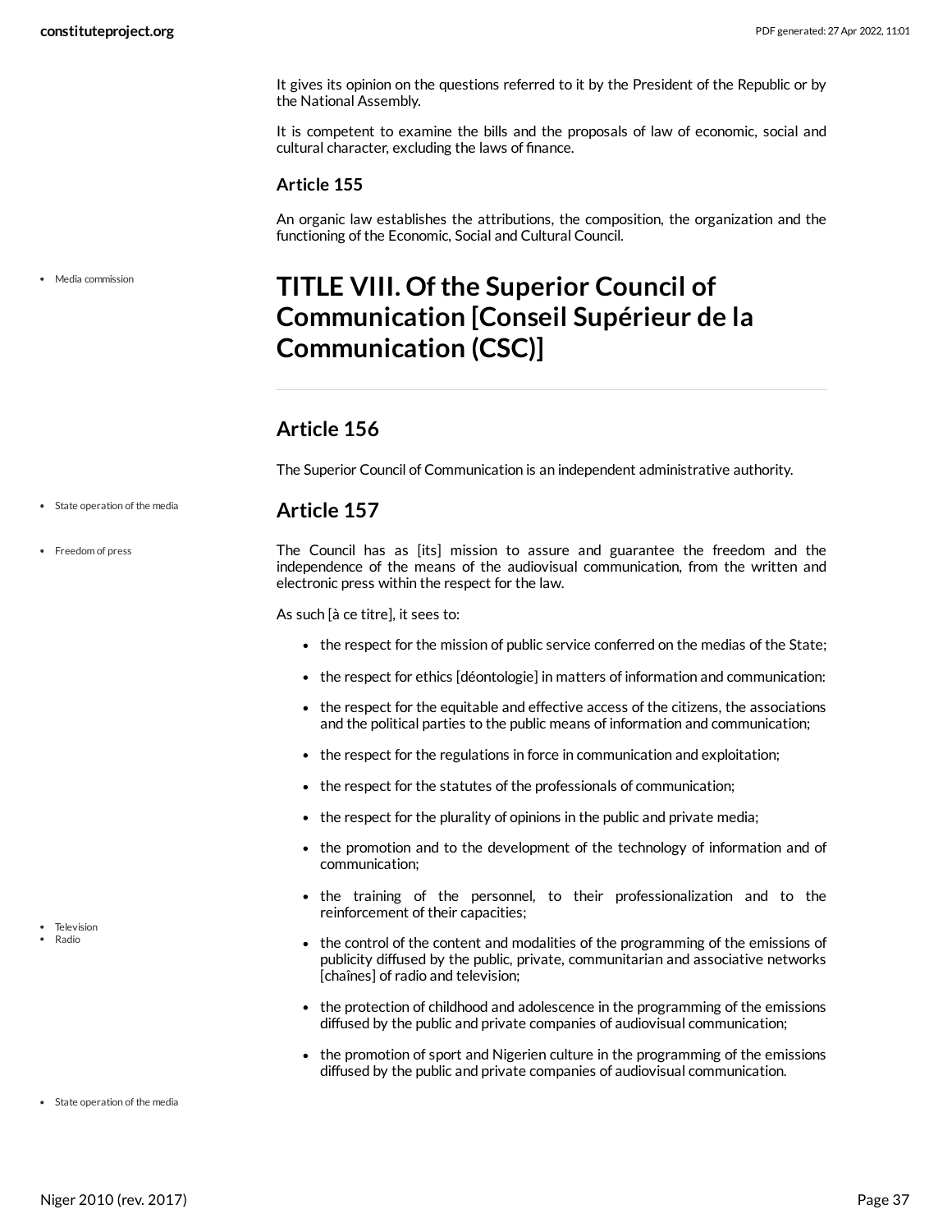It gives its opinion on the questions referred to it by the President of the Republic or by the National Assembly.

It is competent to examine the bills and the proposals of law of economic, social and cultural character, excluding the laws of finance.

### Article 155

An organic law establishes the attributions, the composition, the organization and the functioning of the Economic, Social and Cultural Council.

# TITLE VIII. Of the Superior Council of Communication [Conseil Supérieur de la Communication (CSC)]

## Article 156

The Superior Council of Communication is an independent administrative authority.

## Article 157

The Council has as [its] mission to assure and guarantee the freedom and the independence of the means of the audiovisual communication, from the written and electronic press within the respect for the law.

As such [à ce titre], it sees to:

- the respect for the mission of public service conferred on the medias of the State;
- the respect for ethics [déontologie] in matters of information and communication:
- the respect for the equitable and effective access of the citizens, the associations and the political parties to the public means of information and communication;
- the respect for the regulations in force in communication and exploitation;
- the respect for the statutes of the professionals of communication;
- the respect for the plurality of opinions in the public and private media;
- the promotion and to the development of the technology of information and of communication;
- the training of the personnel, to their professionalization and to the reinforcement of their capacities;
- the control of the content and modalities of the programming of the emissions of publicity diffused by the public, private, communitarian and associative networks [chaînes] of radio and television;
- the protection of childhood and adolescence in the programming of the emissions diffused by the public and private companies of audiovisual communication;
- the promotion of sport and Nigerien culture in the programming of the emissions diffused by the public and private companies of audiovisual communication.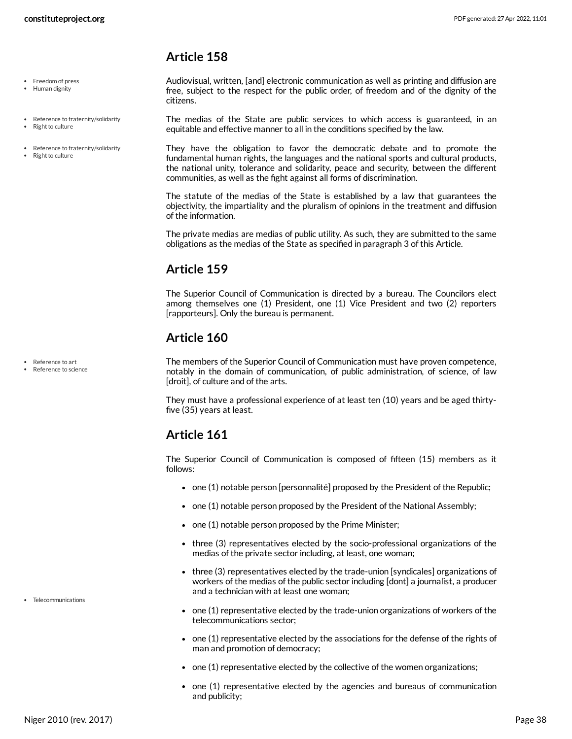## Article 158

Audiovisual, written, [and] electronic communication as well as printing and diffusion are free, subject to the respect for the public order, of freedom and of the dignity of the citizens.

The medias of the State are public services to which access is guaranteed, in an equitable and effective manner to all in the conditions specified by the law.

They have the obligation to favor the democratic debate and to promote the fundamental human rights, the languages and the national sports and cultural products, the national unity, tolerance and solidarity, peace and security, between the different communities, as well as the fight against all forms of discrimination.

The statute of the medias of the State is established by a law that guarantees the objectivity, the impartiality and the pluralism of opinions in the treatment and diffusion of the information.

The private medias are medias of public utility. As such, they are submitted to the same obligations as the medias of the State as specified in paragraph 3 of this Article.

## Article 159

The Superior Council of Communication is directed by a bureau. The Councilors elect among themselves one (1) President, one (1) Vice President and two (2) reporters [rapporteurs]. Only the bureau is permanent.

## Article 160

The members of the Superior Council of Communication must have proven competence, notably in the domain of communication, of public administration, of science, of law [droit], of culture and of the arts.

They must have a professional experience of at least ten (10) years and be aged thirty-five (35) years at least.

## Article 161

The Superior Council of Communication is composed of fifteen (15) members as it follows:

- one (1) notable person [personnalité] proposed by the President of the Republic;
- one (1) notable person proposed by the President of the National Assembly;
- one (1) notable person proposed by the Prime Minister;
- three (3) representatives elected by the socio-professional organizations of the medias of the private sector including, at least, one woman;
- three (3) representatives elected by the trade-union [syndicales] organizations of workers of the medias of the public sector including [dont] a journalist, a producer and a technician with at least one woman;
- one (1) representative elected by the trade-union organizations of workers of the telecommunications sector;
- one (1) representative elected by the associations for the defense of the rights of man and promotion of democracy;
- one (1) representative elected by the collective of the women organizations;
- one (1) representative elected by the agencies and bureaus of communication and publicity;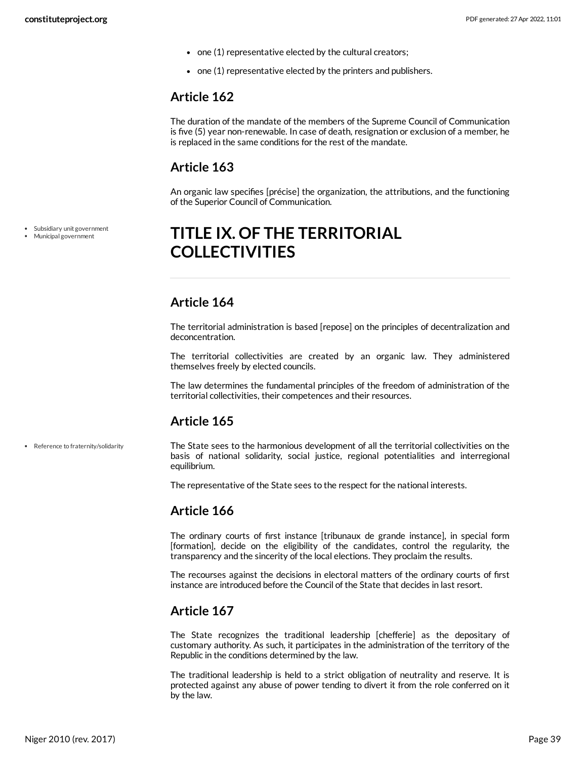- one (1) representative elected by the cultural creators;
- one (1) representative elected by the printers and publishers.

## Article 162

The duration of the mandate of the members of the Supreme Council of Communication is five (5) year non-renewable. In case of death, resignation or exclusion of a member, he is replaced in the same conditions for the rest of the mandate.

## Article 163

An organic law specifies [précise] the organization, the attributions, and the functioning of the Superior Council of Communication.

- Subsidiary unit government
- Municipal government

# TITLE IX. OF THE TERRITORIAL COLLECTIVITIES

## Article 164

The territorial administration is based [repose] on the principles of decentralization and deconcentration.

The territorial collectivities are created by an organic law. They administered themselves freely by elected councils.

The law determines the fundamental principles of the freedom of administration of the territorial collectivities, their competences and their resources.

## Article 165

- Reference to fraternity/solidarity

The State sees to the harmonious development of all the territorial collectivities on the basis of national solidarity, social justice, regional potentialities and interregional equilibrium.

The representative of the State sees to the respect for the national interests.

## Article 166

The ordinary courts of first instance [tribunaux de grande instance], in special form [formation], decide on the eligibility of the candidates, control the regularity, the transparency and the sincerity of the local elections. They proclaim the results.

The recourses against the decisions in electoral matters of the ordinary courts of first instance are introduced before the Council of the State that decides in last resort.

## Article 167

The State recognizes the traditional leadership [chefferie] as the depositary of customary authority. As such, it participates in the administration of the territory of the Republic in the conditions determined by the law.

The traditional leadership is held to a strict obligation of neutrality and reserve. It is protected against any abuse of power tending to divert it from the role conferred on it by the law.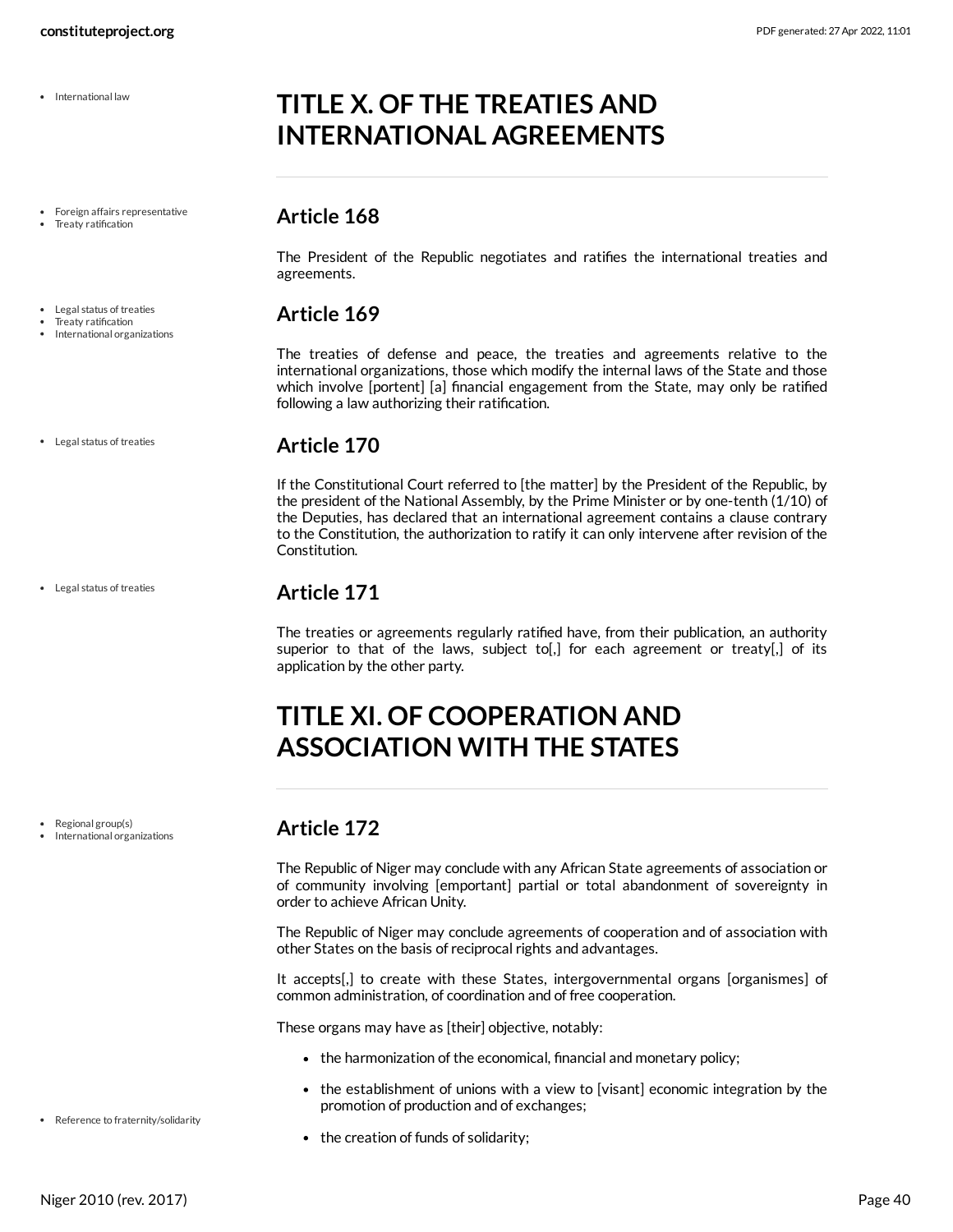# TITLE X. OF THE TREATIES AND INTERNATIONAL AGREEMENTS

## Article 168

The President of the Republic negotiates and ratifies the international treaties and agreements.

## Article 169

The treaties of defense and peace, the treaties and agreements relative to the international organizations, those which modify the internal laws of the State and those which involve [portent] [a] financial engagement from the State, may only be ratified following a law authorizing their ratification.

## Article 170

If the Constitutional Court referred to [the matter] by the President of the Republic, by the president of the National Assembly, by the Prime Minister or by one-tenth (1/10) of the Deputies, has declared that an international agreement contains a clause contrary to the Constitution, the authorization to ratify it can only intervene after revision of the Constitution.

## Article 171

The treaties or agreements regularly ratified have, from their publication, an authority superior to that of the laws, subject to[,] for each agreement or treaty[,] of its application by the other party.

# TITLE XI. OF COOPERATION AND ASSOCIATION WITH THE STATES

## Article 172

The Republic of Niger may conclude with any African State agreements of association or of community involving [emportant] partial or total abandonment of sovereignty in order to achieve African Unity.

The Republic of Niger may conclude agreements of cooperation and of association with other States on the basis of reciprocal rights and advantages.

It accepts[,] to create with these States, intergovernmental organs [organismes] of common administration, of coordination and of free cooperation.

These organs may have as [their] objective, notably:

- the harmonization of the economical, financial and monetary policy;
- the establishment of unions with a view to [visant] economic integration by the promotion of production and of exchanges;
- the creation of funds of solidarity;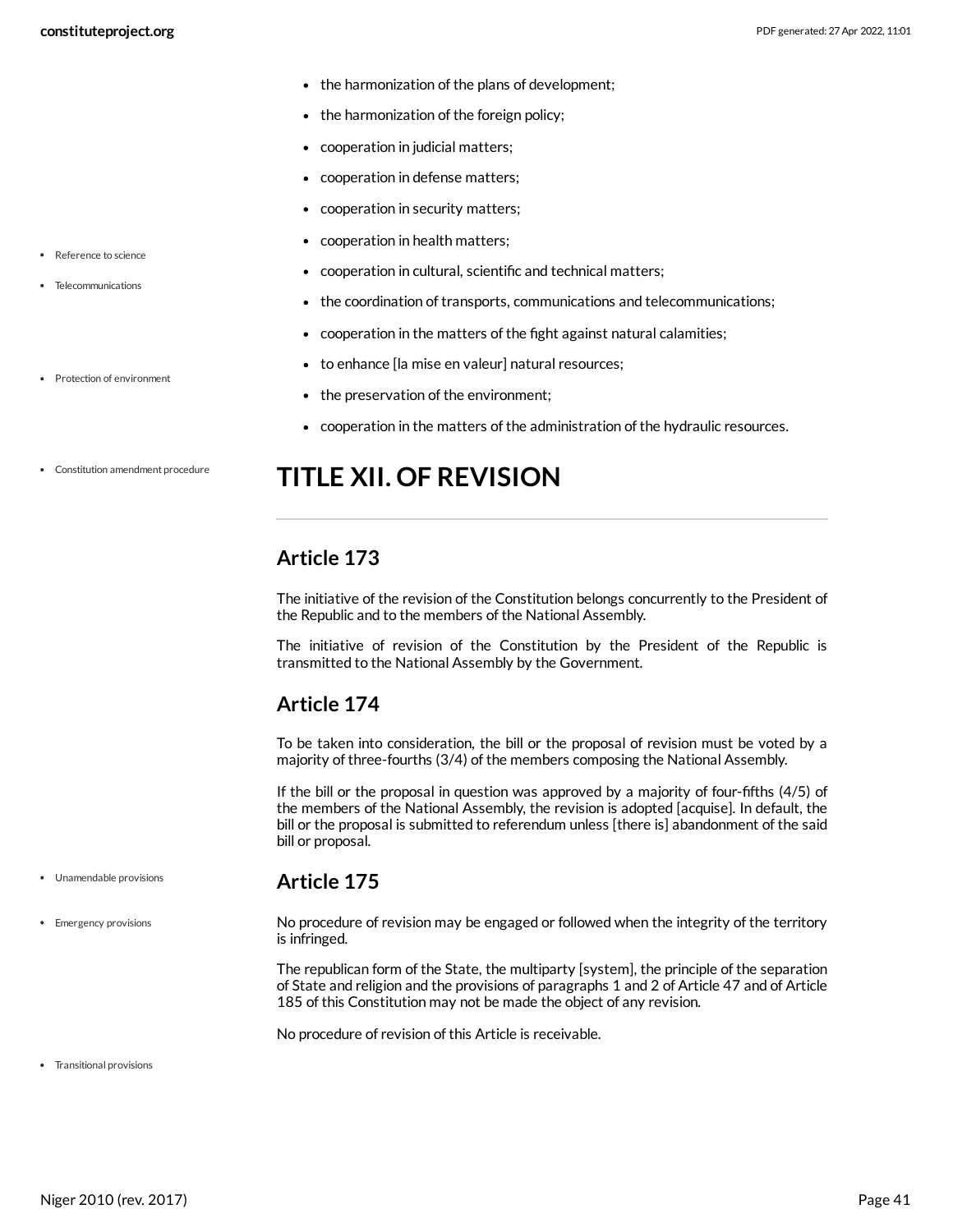- the harmonization of the plans of development;
- the harmonization of the foreign policy;
- cooperation in judicial matters;
- cooperation in defense matters;
- cooperation in security matters;
- cooperation in health matters;
- cooperation in cultural, scientific and technical matters;
- the coordination of transports, communications and telecommunications;
- cooperation in the matters of the fight against natural calamities;
- to enhance [la mise en valeur] natural resources;
- the preservation of the environment;
- cooperation in the matters of the administration of the hydraulic resources.

# TITLE XII. OF REVISION

## Article 173

The initiative of the revision of the Constitution belongs concurrently to the President of the Republic and to the members of the National Assembly.

The initiative of revision of the Constitution by the President of the Republic is transmitted to the National Assembly by the Government.

## Article 174

To be taken into consideration, the bill or the proposal of revision must be voted by a majority of three-fourths (3/4) of the members composing the National Assembly.

If the bill or the proposal in question was approved by a majority of four-fifths (4/5) of the members of the National Assembly, the revision is adopted [acquise]. In default, the bill or the proposal is submitted to referendum unless [there is] abandonment of the said bill or proposal.

## Article 175

No procedure of revision may be engaged or followed when the integrity of the territory is infringed.

The republican form of the State, the multiparty [system], the principle of the separation of State and religion and the provisions of paragraphs 1 and 2 of Article 47 and of Article 185 of this Constitution may not be made the object of any revision.

No procedure of revision of this Article is receivable.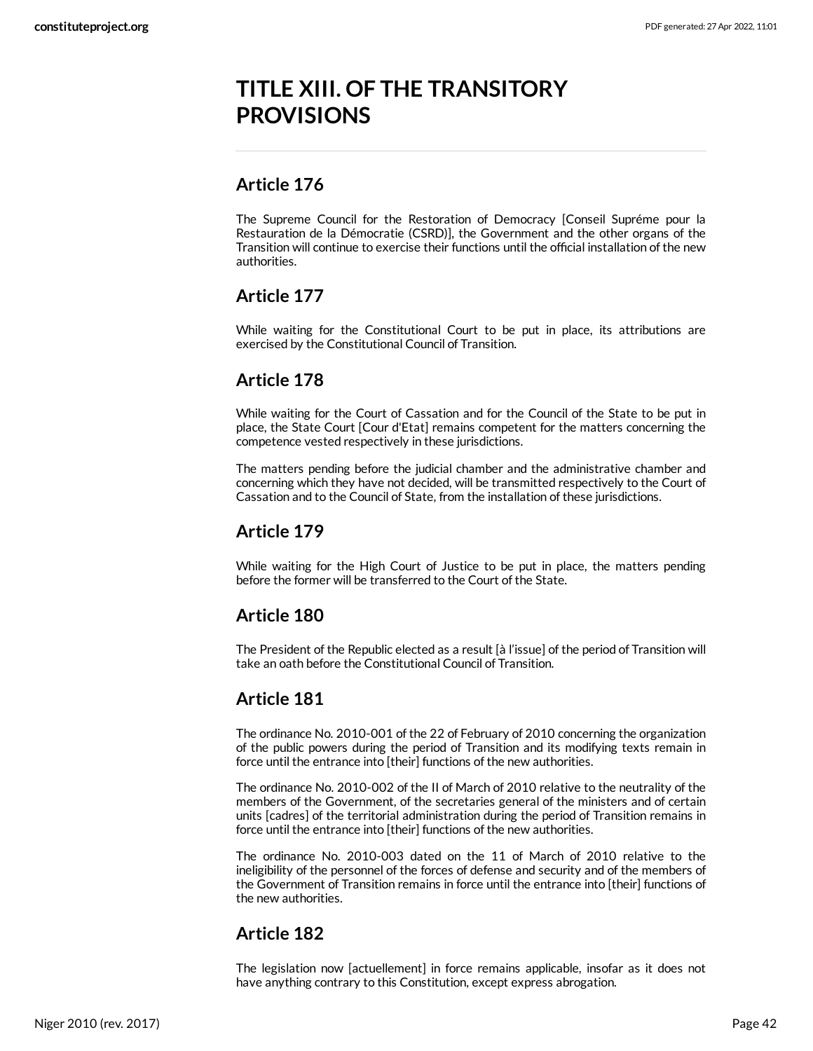# TITLE XIII. OF THE TRANSITORY PROVISIONS

## Article 176

The Supreme Council for the Restoration of Democracy [Conseil Supréme pour la Restauration de la Démocratie (CSRD)], the Government and the other organs of the Transition will continue to exercise their functions until the official installation of the new authorities.

## Article 177

While waiting for the Constitutional Court to be put in place, its attributions are exercised by the Constitutional Council of Transition.

## Article 178

While waiting for the Court of Cassation and for the Council of the State to be put in place, the State Court [Cour d'Etat] remains competent for the matters concerning the competence vested respectively in these jurisdictions.

The matters pending before the judicial chamber and the administrative chamber and concerning which they have not decided, will be transmitted respectively to the Court of Cassation and to the Council of State, from the installation of these jurisdictions.

## Article 179

While waiting for the High Court of Justice to be put in place, the matters pending before the former will be transferred to the Court of the State.

## Article 180

The President of the Republic elected as a result [à l'issue] of the period of Transition will take an oath before the Constitutional Council of Transition.

## Article 181

The ordinance No. 2010-001 of the 22 of February of 2010 concerning the organization of the public powers during the period of Transition and its modifying texts remain in force until the entrance into [their] functions of the new authorities.

The ordinance No. 2010-002 of the II of March of 2010 relative to the neutrality of the members of the Government, of the secretaries general of the ministers and of certain units [cadres] of the territorial administration during the period of Transition remains in force until the entrance into [their] functions of the new authorities.

The ordinance No. 2010-003 dated on the 11 of March of 2010 relative to the ineligibility of the personnel of the forces of defense and security and of the members of the Government of Transition remains in force until the entrance into [their] functions of the new authorities.

## Article 182

The legislation now [actuellement] in force remains applicable, insofar as it does not have anything contrary to this Constitution, except express abrogation.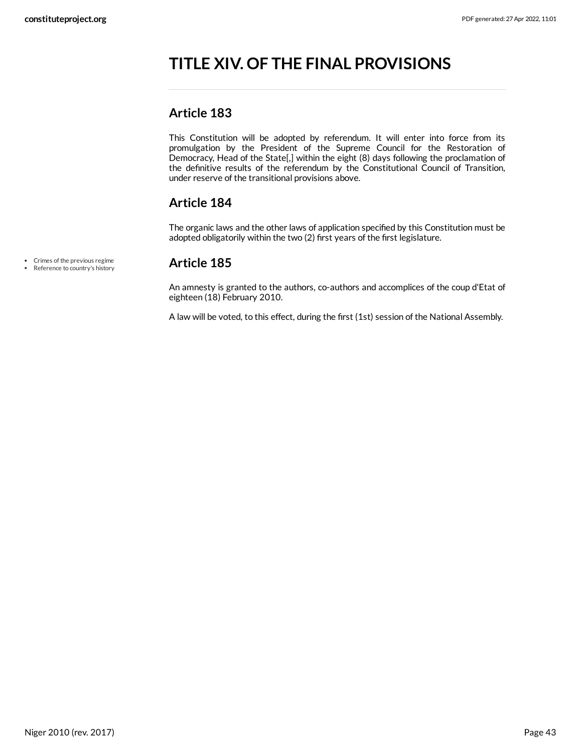# TITLE XIV. OF THE FINAL PROVISIONS

## Article 183

This Constitution will be adopted by referendum. It will enter into force from its promulgation by the President of the Supreme Council for the Restoration of Democracy, Head of the State[,] within the eight (8) days following the proclamation of the definitive results of the referendum by the Constitutional Council of Transition, under reserve of the transitional provisions above.

## Article 184

The organic laws and the other laws of application specified by this Constitution must be adopted obligatorily within the two (2) first years of the first legislature.

- Crimes of the previous regime
- Reference to country's history

## Article 185

An amnesty is granted to the authors, co-authors and accomplices of the coup d'Etat of eighteen (18) February 2010.

A law will be voted, to this effect, during the first (1st) session of the National Assembly.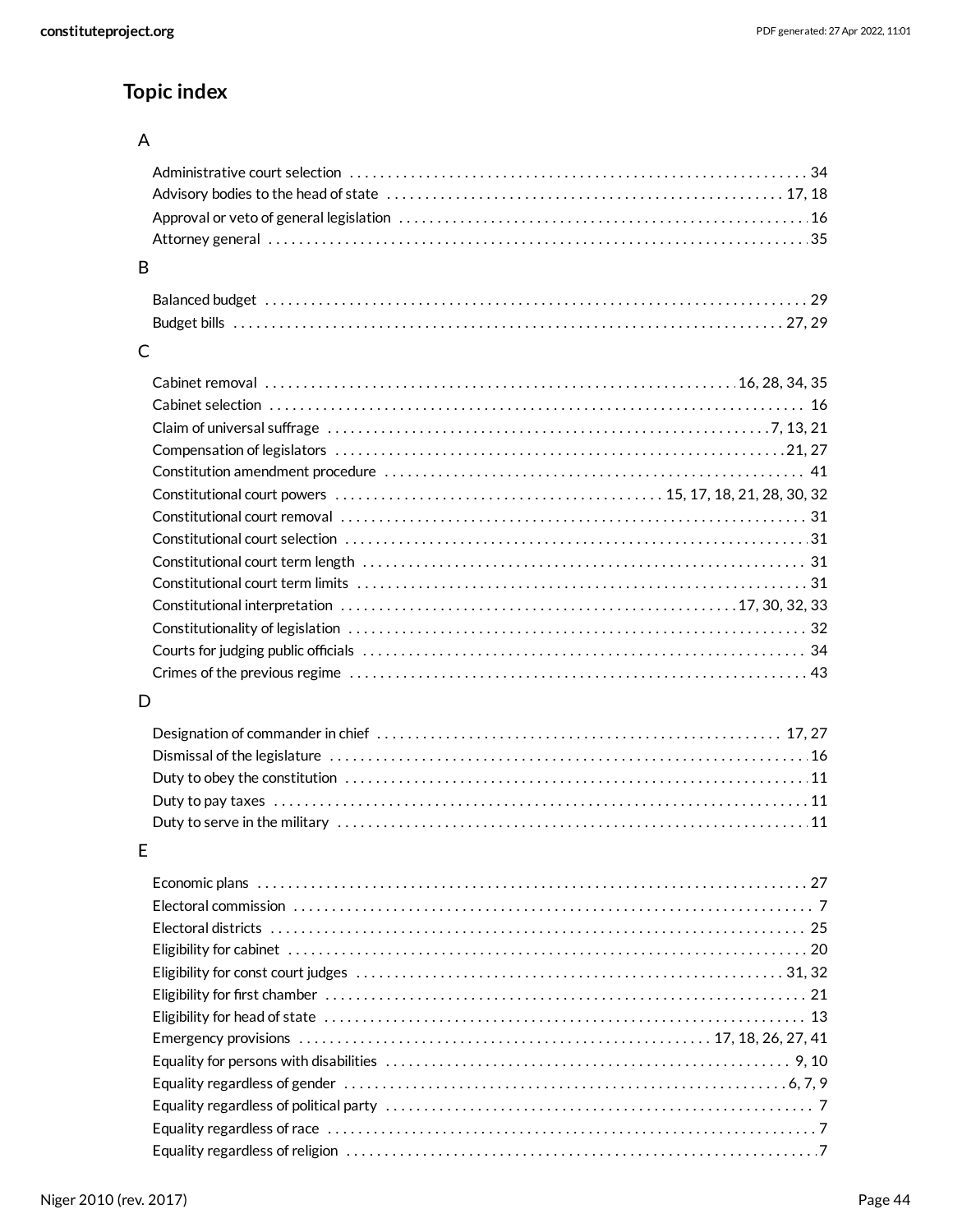## Topic index

### A

- Administrative court selection . . . . . . . . . . 34
- Advisory bodies to the head of state . . . . . . . . . . 17, 18
- Approval or veto of general legislation . . . . . . . . . . 16
- Attorney general . . . . . . . . . . 35

### B

- Balanced budget . . . . . . . . . . 29
- Budget bills . . . . . . . . . . 27, 29

### C

- Cabinet removal . . . . . . . . . . 16, 28, 34, 35
- Cabinet selection . . . . . . . . . . 16
- Claim of universal suffrage . . . . . . . . . . 7, 13, 21
- Compensation of legislators . . . . . . . . . . 21, 27
- Constitution amendment procedure . . . . . . . . . . 41
- Constitutional court powers . . . . . . . . . . 15, 17, 18, 21, 28, 30, 32
- Constitutional court removal . . . . . . . . . . 31
- Constitutional court selection . . . . . . . . . . 31
- Constitutional court term length . . . . . . . . . . 31
- Constitutional court term limits . . . . . . . . . . 31
- Constitutional interpretation . . . . . . . . . . 17, 30, 32, 33
- Constitutionality of legislation . . . . . . . . . . 32
- Courts for judging public officials . . . . . . . . . . 34
- Crimes of the previous regime . . . . . . . . . . 43

### D

- Designation of commander in chief . . . . . . . . . . 17, 27
- Dismissal of the legislature . . . . . . . . . . 16
- Duty to obey the constitution . . . . . . . . . . 11
- Duty to pay taxes . . . . . . . . . . 11
- Duty to serve in the military . . . . . . . . . . 11

### E

- Economic plans . . . . . . . . . . 27
- Electoral commission . . . . . . . . . . 7
- Electoral districts . . . . . . . . . . 25
- Eligibility for cabinet . . . . . . . . . . 20
- Eligibility for const court judges . . . . . . . . . . 31, 32
- Eligibility for first chamber . . . . . . . . . . 21
- Eligibility for head of state . . . . . . . . . . 13
- Emergency provisions . . . . . . . . . . 17, 18, 26, 27, 41
- Equality for persons with disabilities . . . . . . . . . . 9, 10
- Equality regardless of gender . . . . . . . . . . 6, 7, 9
- Equality regardless of political party . . . . . . . . . . 7
- Equality regardless of race . . . . . . . . . . 7
- Equality regardless of religion . . . . . . . . . . 7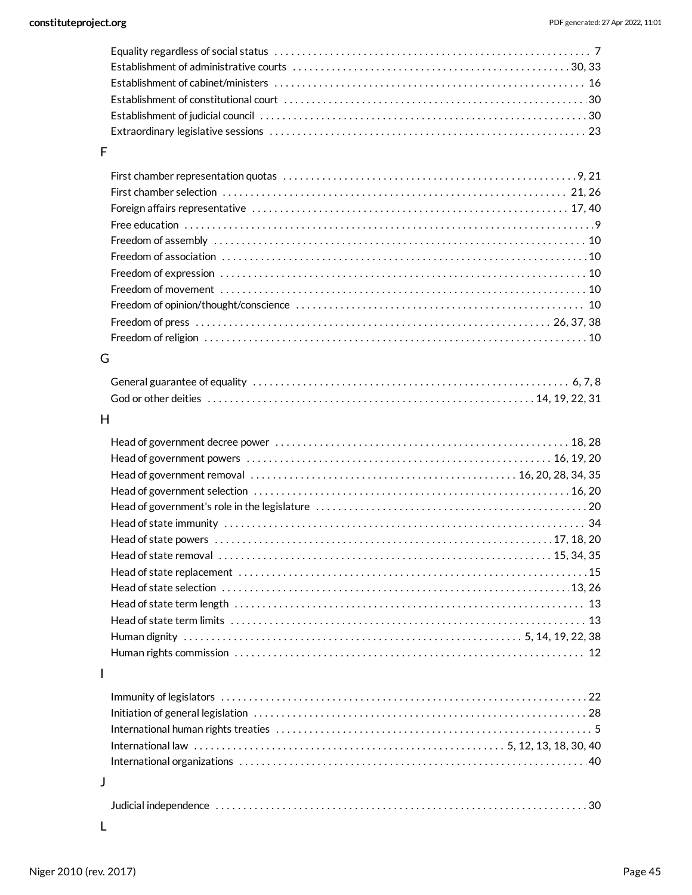Equality regardless of social status . . . . . . . . . . . . . . . . . . . . . . . . . . . . . . . . . . . . . . . . . . . . . . . . . . . . . . . . 7
Establishment of administrative courts . . . . . . . . . . . . . . . . . . . . . . . . . . . . . . . . . . . . . . . . . . . . . . . . . . 30, 33
Establishment of cabinet/ministers . . . . . . . . . . . . . . . . . . . . . . . . . . . . . . . . . . . . . . . . . . . . . . . . . . . . . . . 16
Establishment of constitutional court . . . . . . . . . . . . . . . . . . . . . . . . . . . . . . . . . . . . . . . . . . . . . . . . . . . . . 30
Establishment of judicial council . . . . . . . . . . . . . . . . . . . . . . . . . . . . . . . . . . . . . . . . . . . . . . . . . . . . . . . . . 30
Extraordinary legislative sessions . . . . . . . . . . . . . . . . . . . . . . . . . . . . . . . . . . . . . . . . . . . . . . . . . . . . . . . . 23

F

First chamber representation quotas . . . . . . . . . . . . . . . . . . . . . . . . . . . . . . . . . . . . . . . . . . . . . . . . . . . . 9, 21
First chamber selection . . . . . . . . . . . . . . . . . . . . . . . . . . . . . . . . . . . . . . . . . . . . . . . . . . . . . . . . . . . . . 21, 26
Foreign affairs representative . . . . . . . . . . . . . . . . . . . . . . . . . . . . . . . . . . . . . . . . . . . . . . . . . . . . . . . . . 17, 40
Free education . . . . . . . . . . . . . . . . . . . . . . . . . . . . . . . . . . . . . . . . . . . . . . . . . . . . . . . . . . . . . . . . . . . . . . . 9
Freedom of assembly . . . . . . . . . . . . . . . . . . . . . . . . . . . . . . . . . . . . . . . . . . . . . . . . . . . . . . . . . . . . . . . . . 10
Freedom of association . . . . . . . . . . . . . . . . . . . . . . . . . . . . . . . . . . . . . . . . . . . . . . . . . . . . . . . . . . . . . . . . 10
Freedom of expression . . . . . . . . . . . . . . . . . . . . . . . . . . . . . . . . . . . . . . . . . . . . . . . . . . . . . . . . . . . . . . . . 10
Freedom of movement . . . . . . . . . . . . . . . . . . . . . . . . . . . . . . . . . . . . . . . . . . . . . . . . . . . . . . . . . . . . . . . . 10
Freedom of opinion/thought/conscience . . . . . . . . . . . . . . . . . . . . . . . . . . . . . . . . . . . . . . . . . . . . . . . . . . . 10
Freedom of press . . . . . . . . . . . . . . . . . . . . . . . . . . . . . . . . . . . . . . . . . . . . . . . . . . . . . . . . . . . . . . 26, 37, 38
Freedom of religion . . . . . . . . . . . . . . . . . . . . . . . . . . . . . . . . . . . . . . . . . . . . . . . . . . . . . . . . . . . . . . . . . . . 10

G

General guarantee of equality . . . . . . . . . . . . . . . . . . . . . . . . . . . . . . . . . . . . . . . . . . . . . . . . . . . . . . . . . 6, 7, 8
God or other deities . . . . . . . . . . . . . . . . . . . . . . . . . . . . . . . . . . . . . . . . . . . . . . . . . . . . . . . . . . 14, 19, 22, 31

H

Head of government decree power . . . . . . . . . . . . . . . . . . . . . . . . . . . . . . . . . . . . . . . . . . . . . . . . . . . . . 18, 28
Head of government powers . . . . . . . . . . . . . . . . . . . . . . . . . . . . . . . . . . . . . . . . . . . . . . . . . . . . . . . 16, 19, 20
Head of government removal . . . . . . . . . . . . . . . . . . . . . . . . . . . . . . . . . . . . . . . . . . . . . . . 16, 20, 28, 34, 35
Head of government selection . . . . . . . . . . . . . . . . . . . . . . . . . . . . . . . . . . . . . . . . . . . . . . . . . . . . . . . . . 16, 20
Head of government's role in the legislature . . . . . . . . . . . . . . . . . . . . . . . . . . . . . . . . . . . . . . . . . . . . . . . . 20
Head of state immunity . . . . . . . . . . . . . . . . . . . . . . . . . . . . . . . . . . . . . . . . . . . . . . . . . . . . . . . . . . . . . . . . 34
Head of state powers . . . . . . . . . . . . . . . . . . . . . . . . . . . . . . . . . . . . . . . . . . . . . . . . . . . . . . . . . . . . . 17, 18, 20
Head of state removal . . . . . . . . . . . . . . . . . . . . . . . . . . . . . . . . . . . . . . . . . . . . . . . . . . . . . . . . . . . . 15, 34, 35
Head of state replacement . . . . . . . . . . . . . . . . . . . . . . . . . . . . . . . . . . . . . . . . . . . . . . . . . . . . . . . . . . . . . . 15
Head of state selection . . . . . . . . . . . . . . . . . . . . . . . . . . . . . . . . . . . . . . . . . . . . . . . . . . . . . . . . . . . . . . . 13, 26
Head of state term length . . . . . . . . . . . . . . . . . . . . . . . . . . . . . . . . . . . . . . . . . . . . . . . . . . . . . . . . . . . . . . . 13
Head of state term limits . . . . . . . . . . . . . . . . . . . . . . . . . . . . . . . . . . . . . . . . . . . . . . . . . . . . . . . . . . . . . . . 13
Human dignity . . . . . . . . . . . . . . . . . . . . . . . . . . . . . . . . . . . . . . . . . . . . . . . . . . . . . . . . . . . . 5, 14, 19, 22, 38
Human rights commission . . . . . . . . . . . . . . . . . . . . . . . . . . . . . . . . . . . . . . . . . . . . . . . . . . . . . . . . . . . . . . 12

I

Immunity of legislators . . . . . . . . . . . . . . . . . . . . . . . . . . . . . . . . . . . . . . . . . . . . . . . . . . . . . . . . . . . . . . . . . 22
Initiation of general legislation . . . . . . . . . . . . . . . . . . . . . . . . . . . . . . . . . . . . . . . . . . . . . . . . . . . . . . . . . . . 28
International human rights treaties . . . . . . . . . . . . . . . . . . . . . . . . . . . . . . . . . . . . . . . . . . . . . . . . . . . . . . . . 5
International law . . . . . . . . . . . . . . . . . . . . . . . . . . . . . . . . . . . . . . . . . . . . . . . . . . . . . . 5, 12, 13, 18, 30, 40
International organizations . . . . . . . . . . . . . . . . . . . . . . . . . . . . . . . . . . . . . . . . . . . . . . . . . . . . . . . . . . . . . 40

J

Judicial independence . . . . . . . . . . . . . . . . . . . . . . . . . . . . . . . . . . . . . . . . . . . . . . . . . . . . . . . . . . . . . . . . . 30

L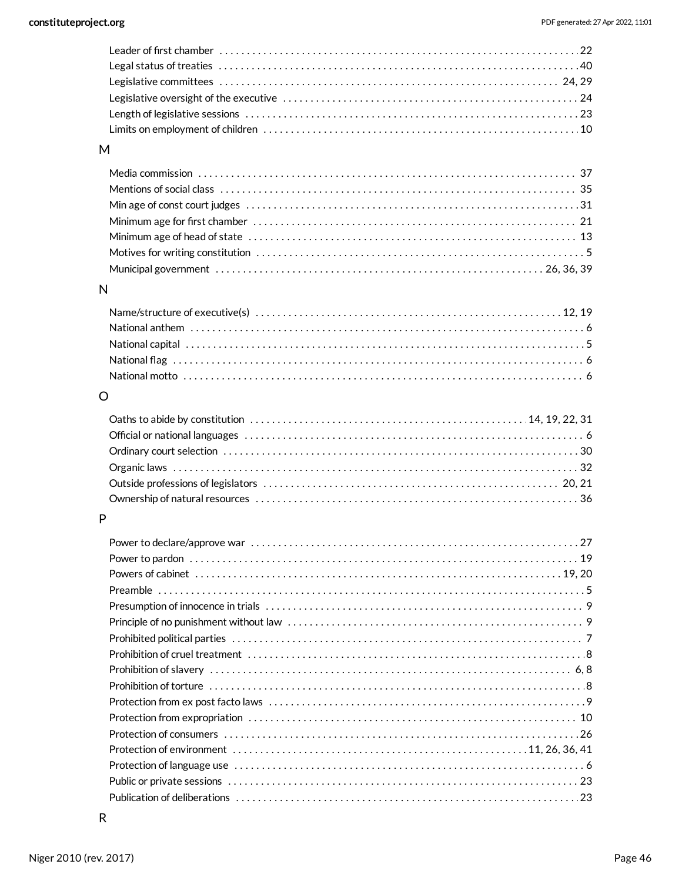Leader of first chamber ........ 22
Legal status of treaties ........ 40
Legislative committees ........ 24, 29
Legislative oversight of the executive ........ 24
Length of legislative sessions ........ 23
Limits on employment of children ........ 10

M

Media commission ........ 37
Mentions of social class ........ 35
Min age of const court judges ........ 31
Minimum age for first chamber ........ 21
Minimum age of head of state ........ 13
Motives for writing constitution ........ 5
Municipal government ........ 26, 36, 39

N

Name/structure of executive(s) ........ 12, 19
National anthem ........ 6
National capital ........ 5
National flag ........ 6
National motto ........ 6

O

Oaths to abide by constitution ........ 14, 19, 22, 31
Official or national languages ........ 6
Ordinary court selection ........ 30
Organic laws ........ 32
Outside professions of legislators ........ 20, 21
Ownership of natural resources ........ 36

P

Power to declare/approve war ........ 27
Power to pardon ........ 19
Powers of cabinet ........ 19, 20
Preamble ........ 5
Presumption of innocence in trials ........ 9
Principle of no punishment without law ........ 9
Prohibited political parties ........ 7
Prohibition of cruel treatment ........ 8
Prohibition of slavery ........ 6, 8
Prohibition of torture ........ 8
Protection from ex post facto laws ........ 9
Protection from expropriation ........ 10
Protection of consumers ........ 26
Protection of environment ........ 11, 26, 36, 41
Protection of language use ........ 6
Public or private sessions ........ 23
Publication of deliberations ........ 23

R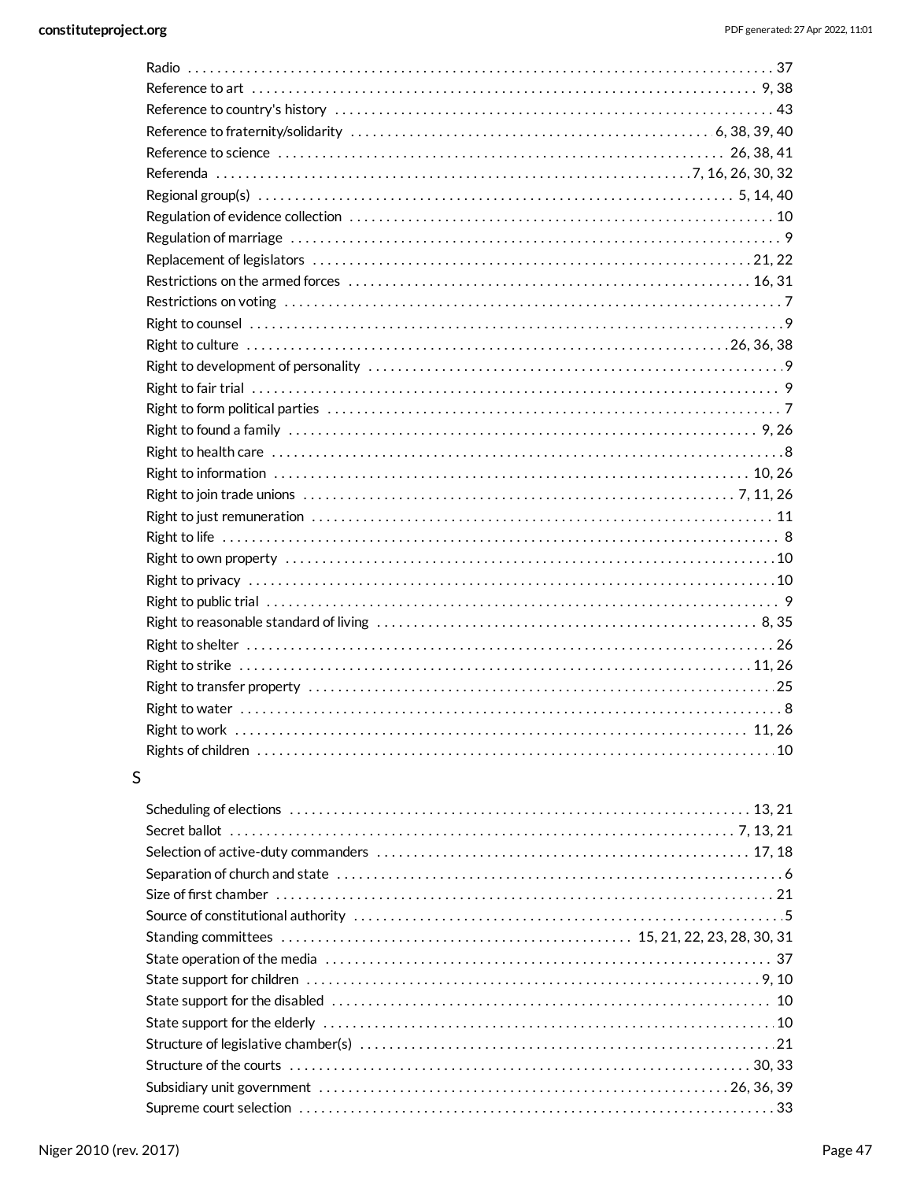Radio . . . . . . . . . . . . . . . . . . . . . . . . . . . . . . . . . . . . . . . . . . . . . . . . . . . . . . . . . . . . . . . . . . . . . . . . . . . 37
Reference to art . . . . . . . . . . . . . . . . . . . . . . . . . . . . . . . . . . . . . . . . . . . . . . . . . . . . . . . . . . . . . . . . . . 9, 38
Reference to country's history . . . . . . . . . . . . . . . . . . . . . . . . . . . . . . . . . . . . . . . . . . . . . . . . . . . . . . . . . 43
Reference to fraternity/solidarity . . . . . . . . . . . . . . . . . . . . . . . . . . . . . . . . . . . . . . . . . . . . . . . . . 6, 38, 39, 40
Reference to science . . . . . . . . . . . . . . . . . . . . . . . . . . . . . . . . . . . . . . . . . . . . . . . . . . . . . . . . . . 26, 38, 41
Referenda . . . . . . . . . . . . . . . . . . . . . . . . . . . . . . . . . . . . . . . . . . . . . . . . . . . . . . . . . . . 7, 16, 26, 30, 32
Regional group(s) . . . . . . . . . . . . . . . . . . . . . . . . . . . . . . . . . . . . . . . . . . . . . . . . . . . . . . . . . . . . . 5, 14, 40
Regulation of evidence collection . . . . . . . . . . . . . . . . . . . . . . . . . . . . . . . . . . . . . . . . . . . . . . . . . . . . . . . 10
Regulation of marriage . . . . . . . . . . . . . . . . . . . . . . . . . . . . . . . . . . . . . . . . . . . . . . . . . . . . . . . . . . . . . . . . 9
Replacement of legislators . . . . . . . . . . . . . . . . . . . . . . . . . . . . . . . . . . . . . . . . . . . . . . . . . . . . . . . . . 21, 22
Restrictions on the armed forces . . . . . . . . . . . . . . . . . . . . . . . . . . . . . . . . . . . . . . . . . . . . . . . . . . . . . 16, 31
Restrictions on voting . . . . . . . . . . . . . . . . . . . . . . . . . . . . . . . . . . . . . . . . . . . . . . . . . . . . . . . . . . . . . . . . . 7
Right to counsel . . . . . . . . . . . . . . . . . . . . . . . . . . . . . . . . . . . . . . . . . . . . . . . . . . . . . . . . . . . . . . . . . . . . 9
Right to culture . . . . . . . . . . . . . . . . . . . . . . . . . . . . . . . . . . . . . . . . . . . . . . . . . . . . . . . . . . . . . . 26, 36, 38
Right to development of personality . . . . . . . . . . . . . . . . . . . . . . . . . . . . . . . . . . . . . . . . . . . . . . . . . . . . . 9
Right to fair trial . . . . . . . . . . . . . . . . . . . . . . . . . . . . . . . . . . . . . . . . . . . . . . . . . . . . . . . . . . . . . . . . . . . . 9
Right to form political parties . . . . . . . . . . . . . . . . . . . . . . . . . . . . . . . . . . . . . . . . . . . . . . . . . . . . . . . . . . . 7
Right to found a family . . . . . . . . . . . . . . . . . . . . . . . . . . . . . . . . . . . . . . . . . . . . . . . . . . . . . . . . . . . . . 9, 26
Right to health care . . . . . . . . . . . . . . . . . . . . . . . . . . . . . . . . . . . . . . . . . . . . . . . . . . . . . . . . . . . . . . . . . . 8
Right to information . . . . . . . . . . . . . . . . . . . . . . . . . . . . . . . . . . . . . . . . . . . . . . . . . . . . . . . . . . . . . . 10, 26
Right to join trade unions . . . . . . . . . . . . . . . . . . . . . . . . . . . . . . . . . . . . . . . . . . . . . . . . . . . . . . . . . 7, 11, 26
Right to just remuneration . . . . . . . . . . . . . . . . . . . . . . . . . . . . . . . . . . . . . . . . . . . . . . . . . . . . . . . . . . . . 11
Right to life . . . . . . . . . . . . . . . . . . . . . . . . . . . . . . . . . . . . . . . . . . . . . . . . . . . . . . . . . . . . . . . . . . . . . . . . 8
Right to own property . . . . . . . . . . . . . . . . . . . . . . . . . . . . . . . . . . . . . . . . . . . . . . . . . . . . . . . . . . . . . . . 10
Right to privacy . . . . . . . . . . . . . . . . . . . . . . . . . . . . . . . . . . . . . . . . . . . . . . . . . . . . . . . . . . . . . . . . . . . 10
Right to public trial . . . . . . . . . . . . . . . . . . . . . . . . . . . . . . . . . . . . . . . . . . . . . . . . . . . . . . . . . . . . . . . . . . 9
Right to reasonable standard of living . . . . . . . . . . . . . . . . . . . . . . . . . . . . . . . . . . . . . . . . . . . . . . . . . . 8, 35
Right to shelter . . . . . . . . . . . . . . . . . . . . . . . . . . . . . . . . . . . . . . . . . . . . . . . . . . . . . . . . . . . . . . . . . . . . 26
Right to strike . . . . . . . . . . . . . . . . . . . . . . . . . . . . . . . . . . . . . . . . . . . . . . . . . . . . . . . . . . . . . . . . . . 11, 26
Right to transfer property . . . . . . . . . . . . . . . . . . . . . . . . . . . . . . . . . . . . . . . . . . . . . . . . . . . . . . . . . . . . 25
Right to water . . . . . . . . . . . . . . . . . . . . . . . . . . . . . . . . . . . . . . . . . . . . . . . . . . . . . . . . . . . . . . . . . . . . . . 8
Right to work . . . . . . . . . . . . . . . . . . . . . . . . . . . . . . . . . . . . . . . . . . . . . . . . . . . . . . . . . . . . . . . . . . 11, 26
Rights of children . . . . . . . . . . . . . . . . . . . . . . . . . . . . . . . . . . . . . . . . . . . . . . . . . . . . . . . . . . . . . . . . . 10

## S

Scheduling of elections . . . . . . . . . . . . . . . . . . . . . . . . . . . . . . . . . . . . . . . . . . . . . . . . . . . . . . . . . . . 13, 21
Secret ballot . . . . . . . . . . . . . . . . . . . . . . . . . . . . . . . . . . . . . . . . . . . . . . . . . . . . . . . . . . . . . . . . . 7, 13, 21
Selection of active-duty commanders . . . . . . . . . . . . . . . . . . . . . . . . . . . . . . . . . . . . . . . . . . . . . . . . . . 17, 18
Separation of church and state . . . . . . . . . . . . . . . . . . . . . . . . . . . . . . . . . . . . . . . . . . . . . . . . . . . . . . . . . . 6
Size of first chamber . . . . . . . . . . . . . . . . . . . . . . . . . . . . . . . . . . . . . . . . . . . . . . . . . . . . . . . . . . . . . . . . 21
Source of constitutional authority . . . . . . . . . . . . . . . . . . . . . . . . . . . . . . . . . . . . . . . . . . . . . . . . . . . . . . . 5
Standing committees . . . . . . . . . . . . . . . . . . . . . . . . . . . . . . . . . . . . . . . . . . . . . . 15, 21, 22, 23, 28, 30, 31
State operation of the media . . . . . . . . . . . . . . . . . . . . . . . . . . . . . . . . . . . . . . . . . . . . . . . . . . . . . . . . . . 37
State support for children . . . . . . . . . . . . . . . . . . . . . . . . . . . . . . . . . . . . . . . . . . . . . . . . . . . . . . . . . . . 9, 10
State support for the disabled . . . . . . . . . . . . . . . . . . . . . . . . . . . . . . . . . . . . . . . . . . . . . . . . . . . . . . . . . 10
State support for the elderly . . . . . . . . . . . . . . . . . . . . . . . . . . . . . . . . . . . . . . . . . . . . . . . . . . . . . . . . . . 10
Structure of legislative chamber(s) . . . . . . . . . . . . . . . . . . . . . . . . . . . . . . . . . . . . . . . . . . . . . . . . . . . . . 21
Structure of the courts . . . . . . . . . . . . . . . . . . . . . . . . . . . . . . . . . . . . . . . . . . . . . . . . . . . . . . . . . . . . 30, 33
Subsidiary unit government . . . . . . . . . . . . . . . . . . . . . . . . . . . . . . . . . . . . . . . . . . . . . . . . . . . . . . 26, 36, 39
Supreme court selection . . . . . . . . . . . . . . . . . . . . . . . . . . . . . . . . . . . . . . . . . . . . . . . . . . . . . . . . . . . . . . 33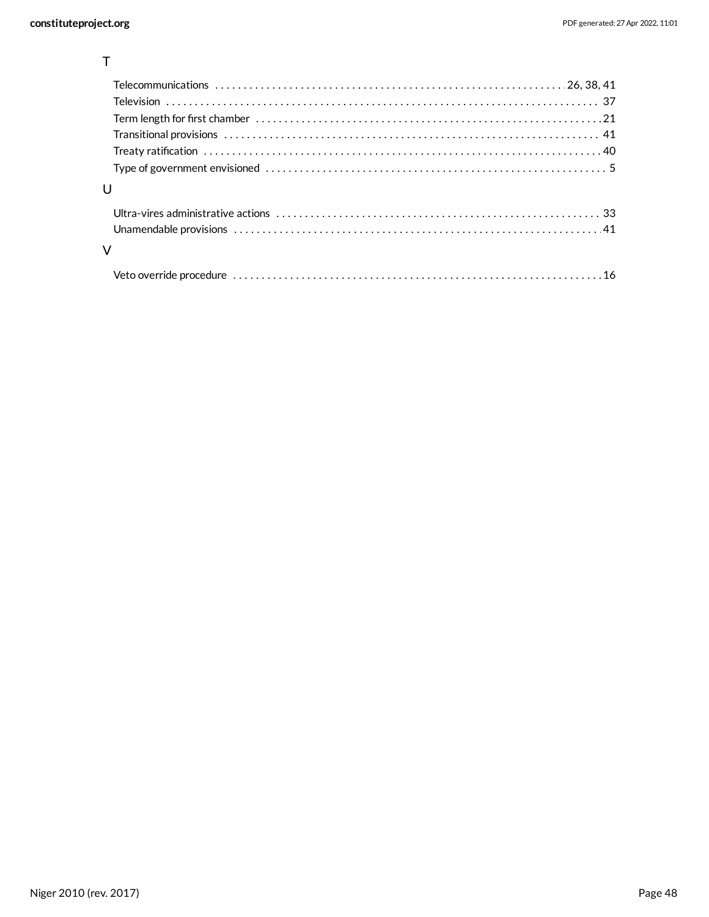## T

- Telecommunications . . . 26, 38, 41
- Television . . . 37
- Term length for first chamber . . . 21
- Transitional provisions . . . 41
- Treaty ratification . . . 40
- Type of government envisioned . . . 5

## U

- Ultra-vires administrative actions . . . 33
- Unamendable provisions . . . 41

## V

- Veto override procedure . . . 16